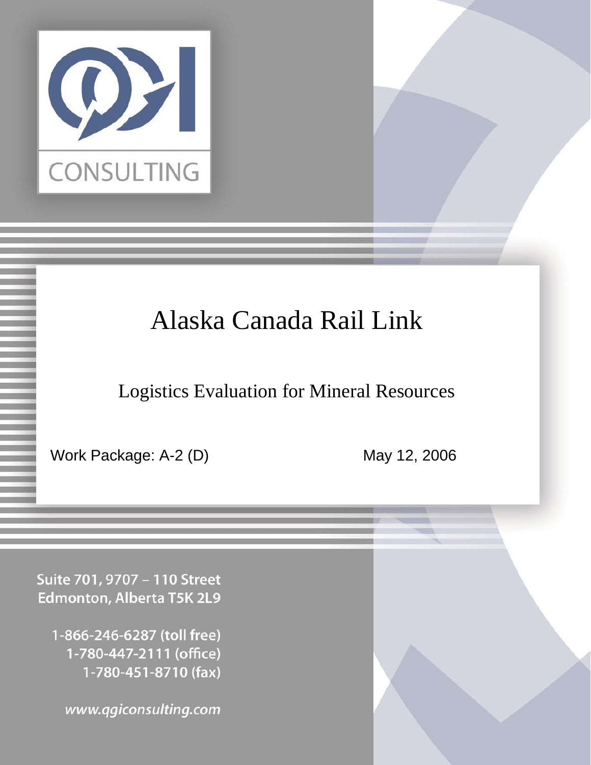QGI CONSULTING

# Alaska Canada Rail Link

## Logistics Evaluation for Mineral Resources

Work Package: A-2 (D)

May 12, 2006

Suite 701, 9707 – 110 Street
Edmonton, Alberta T5K 2L9

1-866-246-6287 (toll free)
1-780-447-2111 (office)
1-780-451-8710 (fax)

www.qgiconsulting.com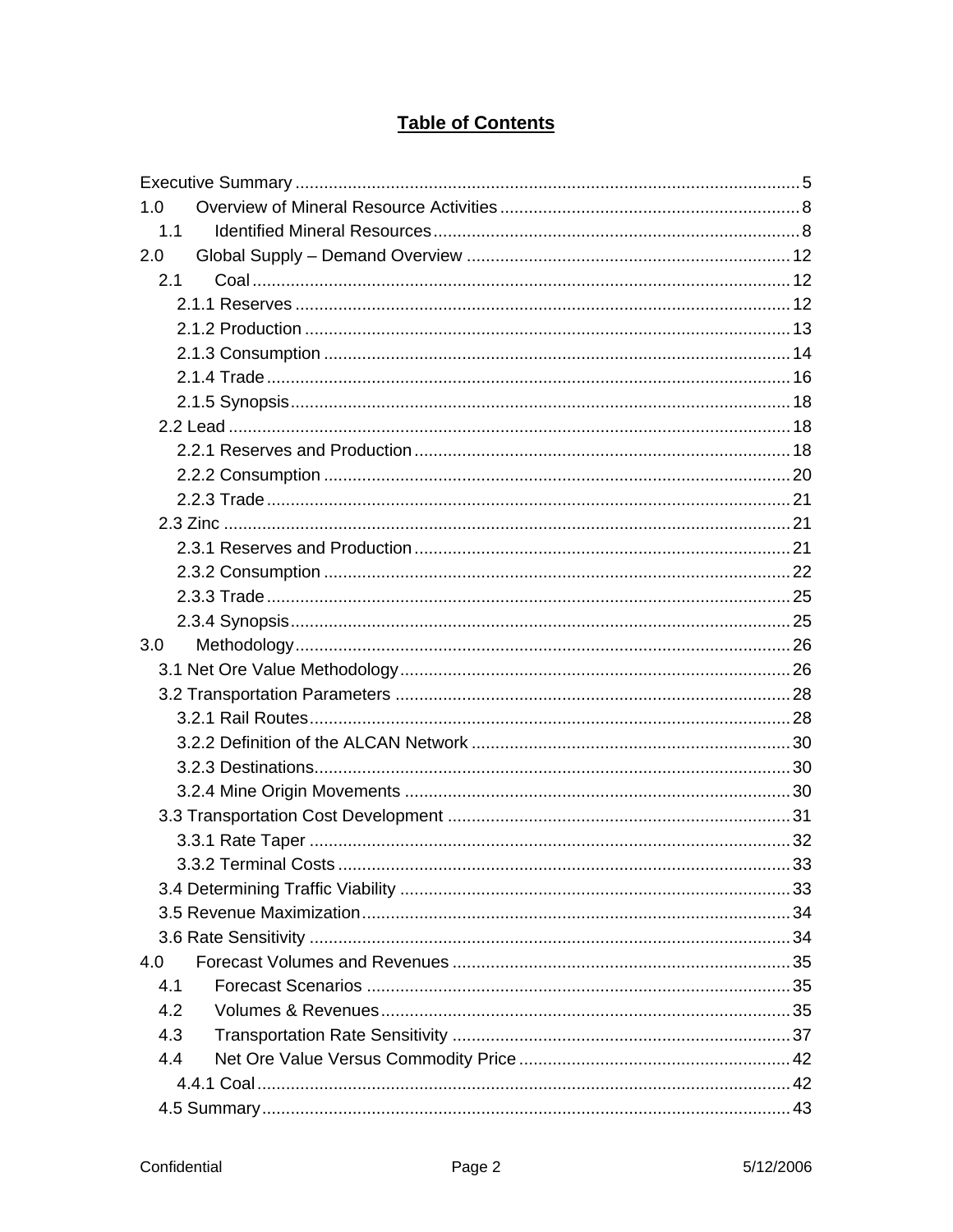# Table of Contents

Executive Summary ........................................................................................................ 5
1.0 Overview of Mineral Resource Activities .............................................................. 8
  1.1 Identified Mineral Resources ............................................................................ 8
2.0 Global Supply – Demand Overview ................................................................... 12
  2.1 Coal ................................................................................................................ 12
    2.1.1 Reserves ..................................................................................................... 12
    2.1.2 Production .................................................................................................. 13
    2.1.3 Consumption .............................................................................................. 14
    2.1.4 Trade .......................................................................................................... 16
    2.1.5 Synopsis ..................................................................................................... 18
  2.2 Lead ................................................................................................................ 18
    2.2.1 Reserves and Production ............................................................................ 18
    2.2.2 Consumption .............................................................................................. 20
    2.2.3 Trade .......................................................................................................... 21
  2.3 Zinc ................................................................................................................. 21
    2.3.1 Reserves and Production ............................................................................ 21
    2.3.2 Consumption .............................................................................................. 22
    2.3.3 Trade .......................................................................................................... 25
    2.3.4 Synopsis ..................................................................................................... 25
3.0 Methodology ....................................................................................................... 26
  3.1 Net Ore Value Methodology ............................................................................. 26
  3.2 Transportation Parameters .............................................................................. 28
    3.2.1 Rail Routes .................................................................................................. 28
    3.2.2 Definition of the ALCAN Network ................................................................ 30
    3.2.3 Destinations ................................................................................................. 30
    3.2.4 Mine Origin Movements .............................................................................. 30
  3.3 Transportation Cost Development ................................................................... 31
    3.3.1 Rate Taper .................................................................................................. 32
    3.3.2 Terminal Costs ............................................................................................ 33
  3.4 Determining Traffic Viability ............................................................................. 33
  3.5 Revenue Maximization ..................................................................................... 34
  3.6 Rate Sensitivity ................................................................................................ 34
4.0 Forecast Volumes and Revenues ...................................................................... 35
  4.1 Forecast Scenarios .......................................................................................... 35
  4.2 Volumes & Revenues ....................................................................................... 35
  4.3 Transportation Rate Sensitivity ........................................................................ 37
  4.4 Net Ore Value Versus Commodity Price .......................................................... 42
    4.4.1 Coal ............................................................................................................. 42
  4.5 Summary .......................................................................................................... 43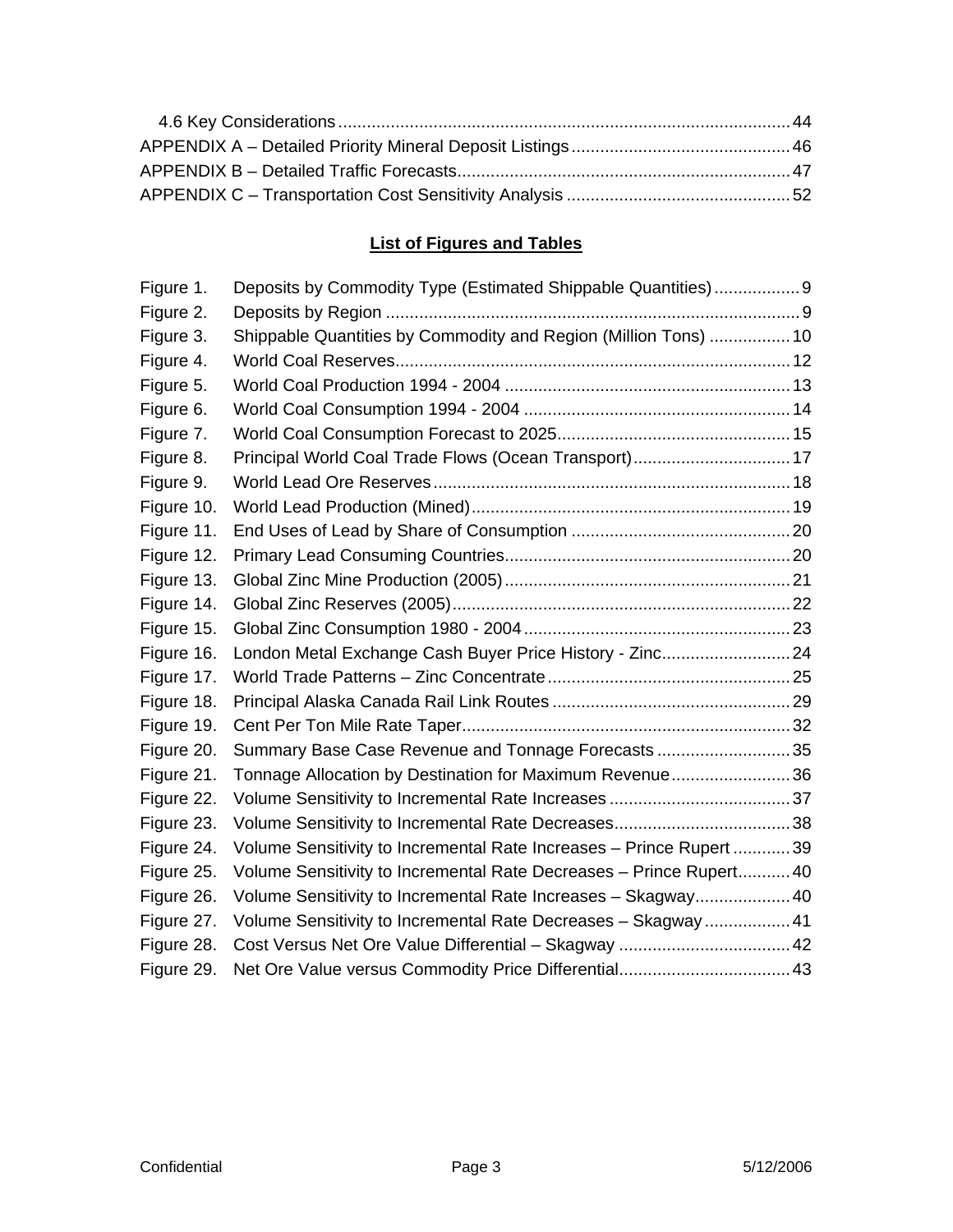4.6 Key Considerations ........................................................................................ 44
APPENDIX A – Detailed Priority Mineral Deposit Listings ............................................. 46
APPENDIX B – Detailed Traffic Forecasts ..................................................................... 47
APPENDIX C – Transportation Cost Sensitivity Analysis .............................................. 52

## List of Figures and Tables

| | | |
|---|---|---|
| Figure 1. | Deposits by Commodity Type (Estimated Shippable Quantities) | 9 |
| Figure 2. | Deposits by Region | 9 |
| Figure 3. | Shippable Quantities by Commodity and Region (Million Tons) | 10 |
| Figure 4. | World Coal Reserves | 12 |
| Figure 5. | World Coal Production 1994 - 2004 | 13 |
| Figure 6. | World Coal Consumption 1994 - 2004 | 14 |
| Figure 7. | World Coal Consumption Forecast to 2025 | 15 |
| Figure 8. | Principal World Coal Trade Flows (Ocean Transport) | 17 |
| Figure 9. | World Lead Ore Reserves | 18 |
| Figure 10. | World Lead Production (Mined) | 19 |
| Figure 11. | End Uses of Lead by Share of Consumption | 20 |
| Figure 12. | Primary Lead Consuming Countries | 20 |
| Figure 13. | Global Zinc Mine Production (2005) | 21 |
| Figure 14. | Global Zinc Reserves (2005) | 22 |
| Figure 15. | Global Zinc Consumption 1980 - 2004 | 23 |
| Figure 16. | London Metal Exchange Cash Buyer Price History - Zinc | 24 |
| Figure 17. | World Trade Patterns – Zinc Concentrate | 25 |
| Figure 18. | Principal Alaska Canada Rail Link Routes | 29 |
| Figure 19. | Cent Per Ton Mile Rate Taper | 32 |
| Figure 20. | Summary Base Case Revenue and Tonnage Forecasts | 35 |
| Figure 21. | Tonnage Allocation by Destination for Maximum Revenue | 36 |
| Figure 22. | Volume Sensitivity to Incremental Rate Increases | 37 |
| Figure 23. | Volume Sensitivity to Incremental Rate Decreases | 38 |
| Figure 24. | Volume Sensitivity to Incremental Rate Increases – Prince Rupert | 39 |
| Figure 25. | Volume Sensitivity to Incremental Rate Decreases – Prince Rupert | 40 |
| Figure 26. | Volume Sensitivity to Incremental Rate Increases – Skagway | 40 |
| Figure 27. | Volume Sensitivity to Incremental Rate Decreases – Skagway | 41 |
| Figure 28. | Cost Versus Net Ore Value Differential – Skagway | 42 |
| Figure 29. | Net Ore Value versus Commodity Price Differential | 43 |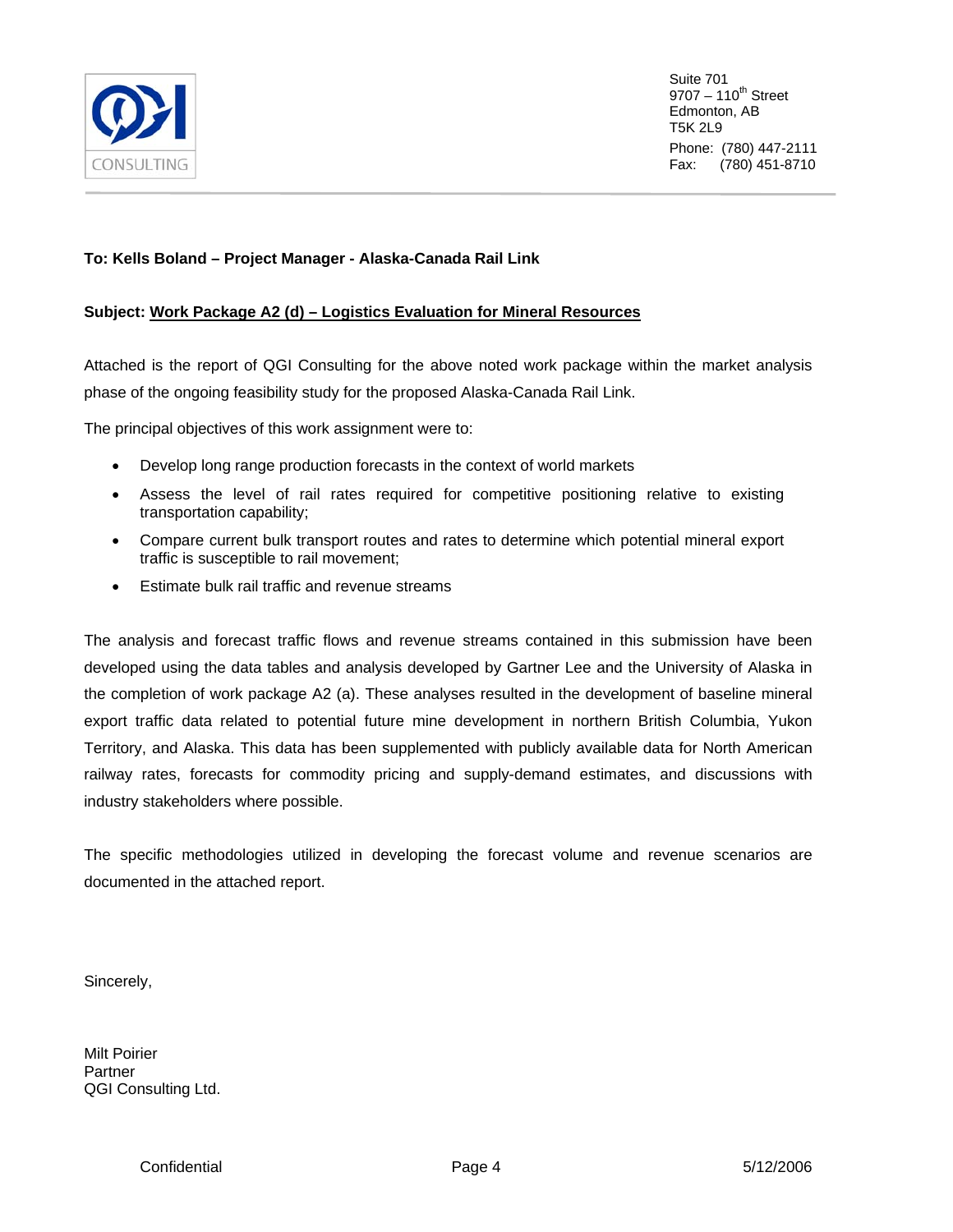QGI CONSULTING

Suite 701
9707 – 110th Street
Edmonton, AB
T5K 2L9
Phone: (780) 447-2111
Fax: (780) 451-8710

**To: Kells Boland – Project Manager - Alaska-Canada Rail Link**

**Subject: <u>Work Package A2 (d) – Logistics Evaluation for Mineral Resources</u>**

Attached is the report of QGI Consulting for the above noted work package within the market analysis phase of the ongoing feasibility study for the proposed Alaska-Canada Rail Link.

The principal objectives of this work assignment were to:

- Develop long range production forecasts in the context of world markets
- Assess the level of rail rates required for competitive positioning relative to existing transportation capability;
- Compare current bulk transport routes and rates to determine which potential mineral export traffic is susceptible to rail movement;
- Estimate bulk rail traffic and revenue streams

The analysis and forecast traffic flows and revenue streams contained in this submission have been developed using the data tables and analysis developed by Gartner Lee and the University of Alaska in the completion of work package A2 (a). These analyses resulted in the development of baseline mineral export traffic data related to potential future mine development in northern British Columbia, Yukon Territory, and Alaska. This data has been supplemented with publicly available data for North American railway rates, forecasts for commodity pricing and supply-demand estimates, and discussions with industry stakeholders where possible.

The specific methodologies utilized in developing the forecast volume and revenue scenarios are documented in the attached report.

Sincerely,

Milt Poirier
Partner
QGI Consulting Ltd.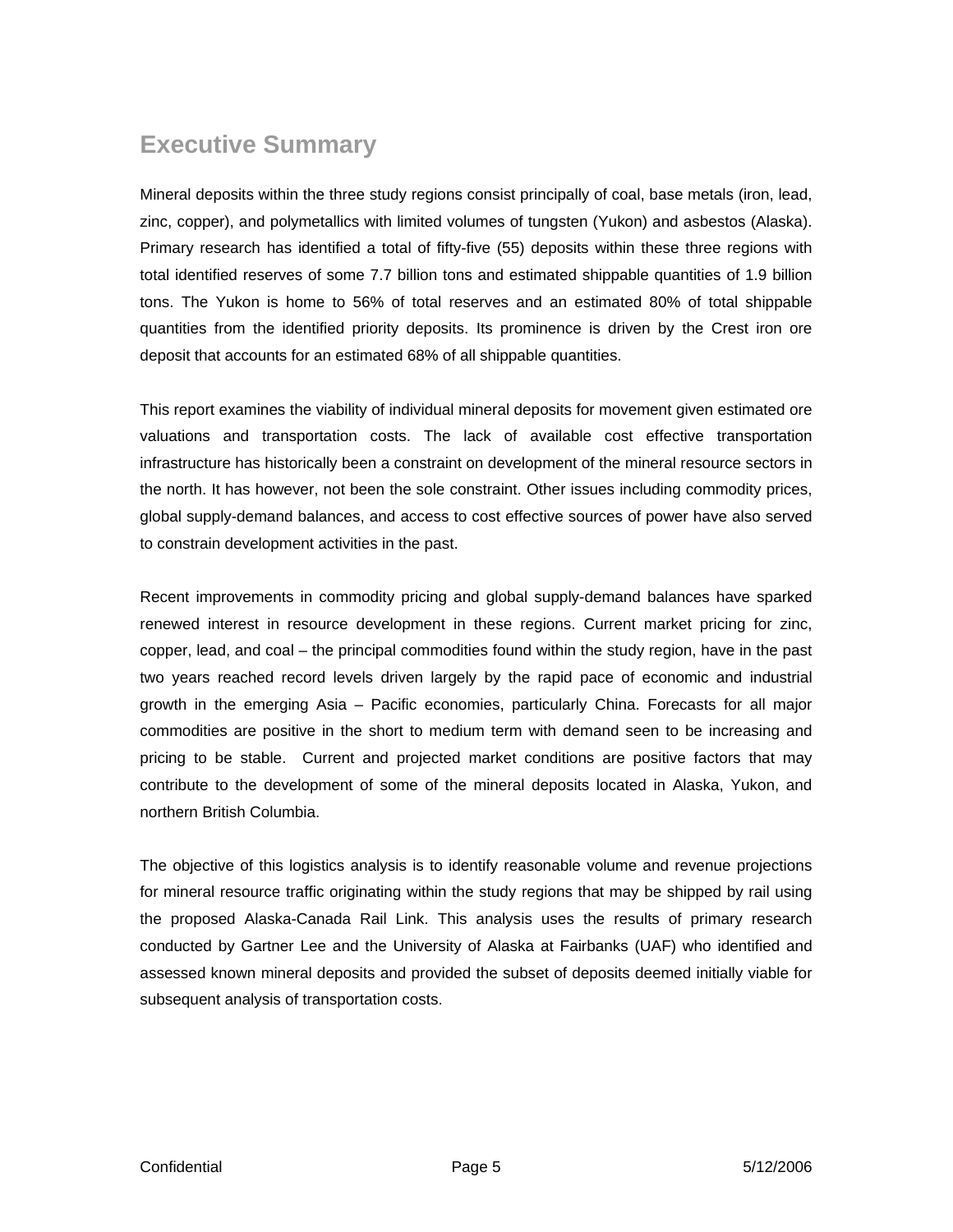# Executive Summary

Mineral deposits within the three study regions consist principally of coal, base metals (iron, lead, zinc, copper), and polymetallics with limited volumes of tungsten (Yukon) and asbestos (Alaska). Primary research has identified a total of fifty-five (55) deposits within these three regions with total identified reserves of some 7.7 billion tons and estimated shippable quantities of 1.9 billion tons. The Yukon is home to 56% of total reserves and an estimated 80% of total shippable quantities from the identified priority deposits. Its prominence is driven by the Crest iron ore deposit that accounts for an estimated 68% of all shippable quantities.

This report examines the viability of individual mineral deposits for movement given estimated ore valuations and transportation costs. The lack of available cost effective transportation infrastructure has historically been a constraint on development of the mineral resource sectors in the north. It has however, not been the sole constraint. Other issues including commodity prices, global supply-demand balances, and access to cost effective sources of power have also served to constrain development activities in the past.

Recent improvements in commodity pricing and global supply-demand balances have sparked renewed interest in resource development in these regions. Current market pricing for zinc, copper, lead, and coal – the principal commodities found within the study region, have in the past two years reached record levels driven largely by the rapid pace of economic and industrial growth in the emerging Asia – Pacific economies, particularly China. Forecasts for all major commodities are positive in the short to medium term with demand seen to be increasing and pricing to be stable. Current and projected market conditions are positive factors that may contribute to the development of some of the mineral deposits located in Alaska, Yukon, and northern British Columbia.

The objective of this logistics analysis is to identify reasonable volume and revenue projections for mineral resource traffic originating within the study regions that may be shipped by rail using the proposed Alaska-Canada Rail Link. This analysis uses the results of primary research conducted by Gartner Lee and the University of Alaska at Fairbanks (UAF) who identified and assessed known mineral deposits and provided the subset of deposits deemed initially viable for subsequent analysis of transportation costs.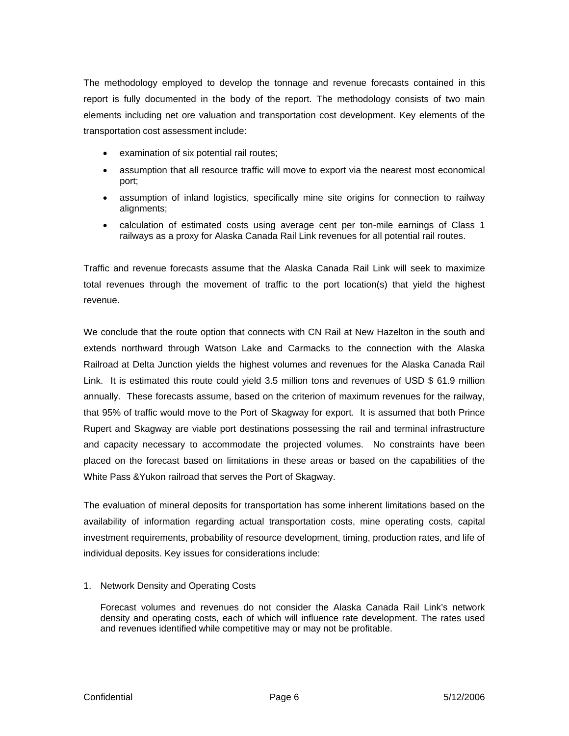The methodology employed to develop the tonnage and revenue forecasts contained in this report is fully documented in the body of the report. The methodology consists of two main elements including net ore valuation and transportation cost development. Key elements of the transportation cost assessment include:

- examination of six potential rail routes;
- assumption that all resource traffic will move to export via the nearest most economical port;
- assumption of inland logistics, specifically mine site origins for connection to railway alignments;
- calculation of estimated costs using average cent per ton-mile earnings of Class 1 railways as a proxy for Alaska Canada Rail Link revenues for all potential rail routes.

Traffic and revenue forecasts assume that the Alaska Canada Rail Link will seek to maximize total revenues through the movement of traffic to the port location(s) that yield the highest revenue.

We conclude that the route option that connects with CN Rail at New Hazelton in the south and extends northward through Watson Lake and Carmacks to the connection with the Alaska Railroad at Delta Junction yields the highest volumes and revenues for the Alaska Canada Rail Link. It is estimated this route could yield 3.5 million tons and revenues of USD $ 61.9 million annually. These forecasts assume, based on the criterion of maximum revenues for the railway, that 95% of traffic would move to the Port of Skagway for export. It is assumed that both Prince Rupert and Skagway are viable port destinations possessing the rail and terminal infrastructure and capacity necessary to accommodate the projected volumes. No constraints have been placed on the forecast based on limitations in these areas or based on the capabilities of the White Pass &Yukon railroad that serves the Port of Skagway.

The evaluation of mineral deposits for transportation has some inherent limitations based on the availability of information regarding actual transportation costs, mine operating costs, capital investment requirements, probability of resource development, timing, production rates, and life of individual deposits. Key issues for considerations include:

1. Network Density and Operating Costs

   Forecast volumes and revenues do not consider the Alaska Canada Rail Link's network density and operating costs, each of which will influence rate development. The rates used and revenues identified while competitive may or may not be profitable.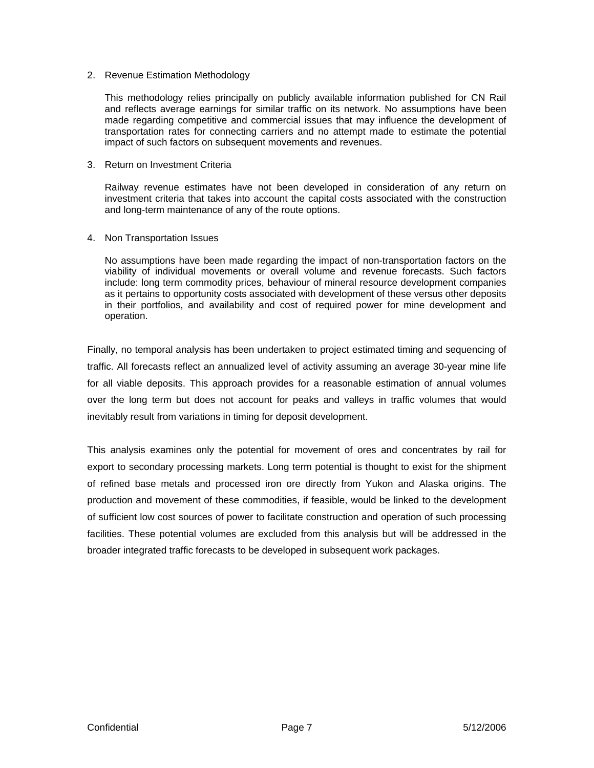2. Revenue Estimation Methodology

   This methodology relies principally on publicly available information published for CN Rail and reflects average earnings for similar traffic on its network. No assumptions have been made regarding competitive and commercial issues that may influence the development of transportation rates for connecting carriers and no attempt made to estimate the potential impact of such factors on subsequent movements and revenues.

3. Return on Investment Criteria

   Railway revenue estimates have not been developed in consideration of any return on investment criteria that takes into account the capital costs associated with the construction and long-term maintenance of any of the route options.

4. Non Transportation Issues

   No assumptions have been made regarding the impact of non-transportation factors on the viability of individual movements or overall volume and revenue forecasts. Such factors include: long term commodity prices, behaviour of mineral resource development companies as it pertains to opportunity costs associated with development of these versus other deposits in their portfolios, and availability and cost of required power for mine development and operation.

Finally, no temporal analysis has been undertaken to project estimated timing and sequencing of traffic. All forecasts reflect an annualized level of activity assuming an average 30-year mine life for all viable deposits. This approach provides for a reasonable estimation of annual volumes over the long term but does not account for peaks and valleys in traffic volumes that would inevitably result from variations in timing for deposit development.

This analysis examines only the potential for movement of ores and concentrates by rail for export to secondary processing markets. Long term potential is thought to exist for the shipment of refined base metals and processed iron ore directly from Yukon and Alaska origins. The production and movement of these commodities, if feasible, would be linked to the development of sufficient low cost sources of power to facilitate construction and operation of such processing facilities. These potential volumes are excluded from this analysis but will be addressed in the broader integrated traffic forecasts to be developed in subsequent work packages.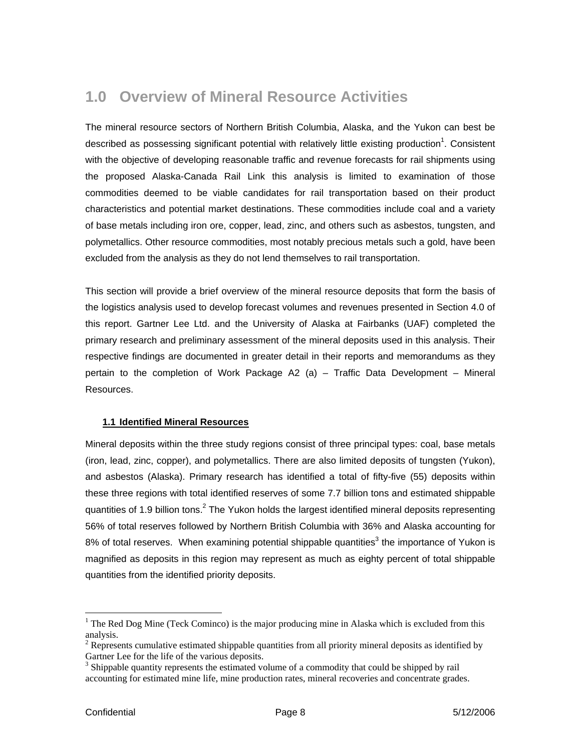# 1.0 Overview of Mineral Resource Activities

The mineral resource sectors of Northern British Columbia, Alaska, and the Yukon can best be described as possessing significant potential with relatively little existing production[1]. Consistent with the objective of developing reasonable traffic and revenue forecasts for rail shipments using the proposed Alaska-Canada Rail Link this analysis is limited to examination of those commodities deemed to be viable candidates for rail transportation based on their product characteristics and potential market destinations. These commodities include coal and a variety of base metals including iron ore, copper, lead, zinc, and others such as asbestos, tungsten, and polymetallics. Other resource commodities, most notably precious metals such a gold, have been excluded from the analysis as they do not lend themselves to rail transportation.

This section will provide a brief overview of the mineral resource deposits that form the basis of the logistics analysis used to develop forecast volumes and revenues presented in Section 4.0 of this report. Gartner Lee Ltd. and the University of Alaska at Fairbanks (UAF) completed the primary research and preliminary assessment of the mineral deposits used in this analysis. Their respective findings are documented in greater detail in their reports and memorandums as they pertain to the completion of Work Package A2 (a) – Traffic Data Development – Mineral Resources.

## 1.1 Identified Mineral Resources

Mineral deposits within the three study regions consist of three principal types: coal, base metals (iron, lead, zinc, copper), and polymetallics. There are also limited deposits of tungsten (Yukon), and asbestos (Alaska). Primary research has identified a total of fifty-five (55) deposits within these three regions with total identified reserves of some 7.7 billion tons and estimated shippable quantities of 1.9 billion tons.[2] The Yukon holds the largest identified mineral deposits representing 56% of total reserves followed by Northern British Columbia with 36% and Alaska accounting for 8% of total reserves. When examining potential shippable quantities[3] the importance of Yukon is magnified as deposits in this region may represent as much as eighty percent of total shippable quantities from the identified priority deposits.

---

[1] The Red Dog Mine (Teck Cominco) is the major producing mine in Alaska which is excluded from this analysis.

[2] Represents cumulative estimated shippable quantities from all priority mineral deposits as identified by Gartner Lee for the life of the various deposits.

[3] Shippable quantity represents the estimated volume of a commodity that could be shipped by rail accounting for estimated mine life, mine production rates, mineral recoveries and concentrate grades.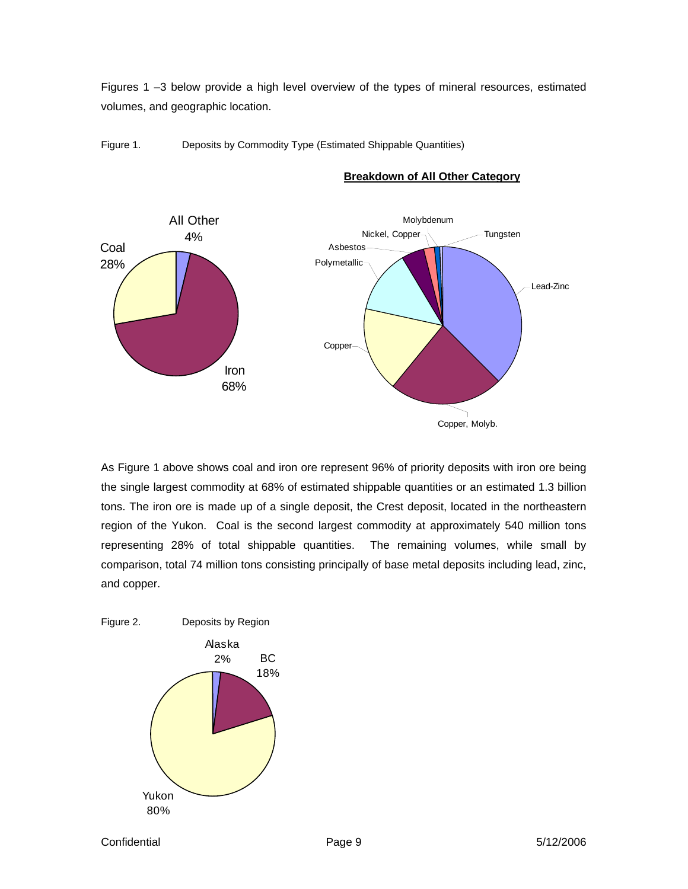Figures 1 –3 below provide a high level overview of the types of mineral resources, estimated volumes, and geographic location.

Figure 1. Deposits by Commodity Type (Estimated Shippable Quantities)

**Breakdown of All Other Category**

All Other 4%
Coal 28%
Iron 68%

Molybdenum
Nickel, Copper
Tungsten
Asbestos
Polymetallic
Lead-Zinc
Copper
Copper, Molyb.

As Figure 1 above shows coal and iron ore represent 96% of priority deposits with iron ore being the single largest commodity at 68% of estimated shippable quantities or an estimated 1.3 billion tons. The iron ore is made up of a single deposit, the Crest deposit, located in the northeastern region of the Yukon. Coal is the second largest commodity at approximately 540 million tons representing 28% of total shippable quantities. The remaining volumes, while small by comparison, total 74 million tons consisting principally of base metal deposits including lead, zinc, and copper.

Figure 2. Deposits by Region

Alaska 2%
BC 18%
Yukon 80%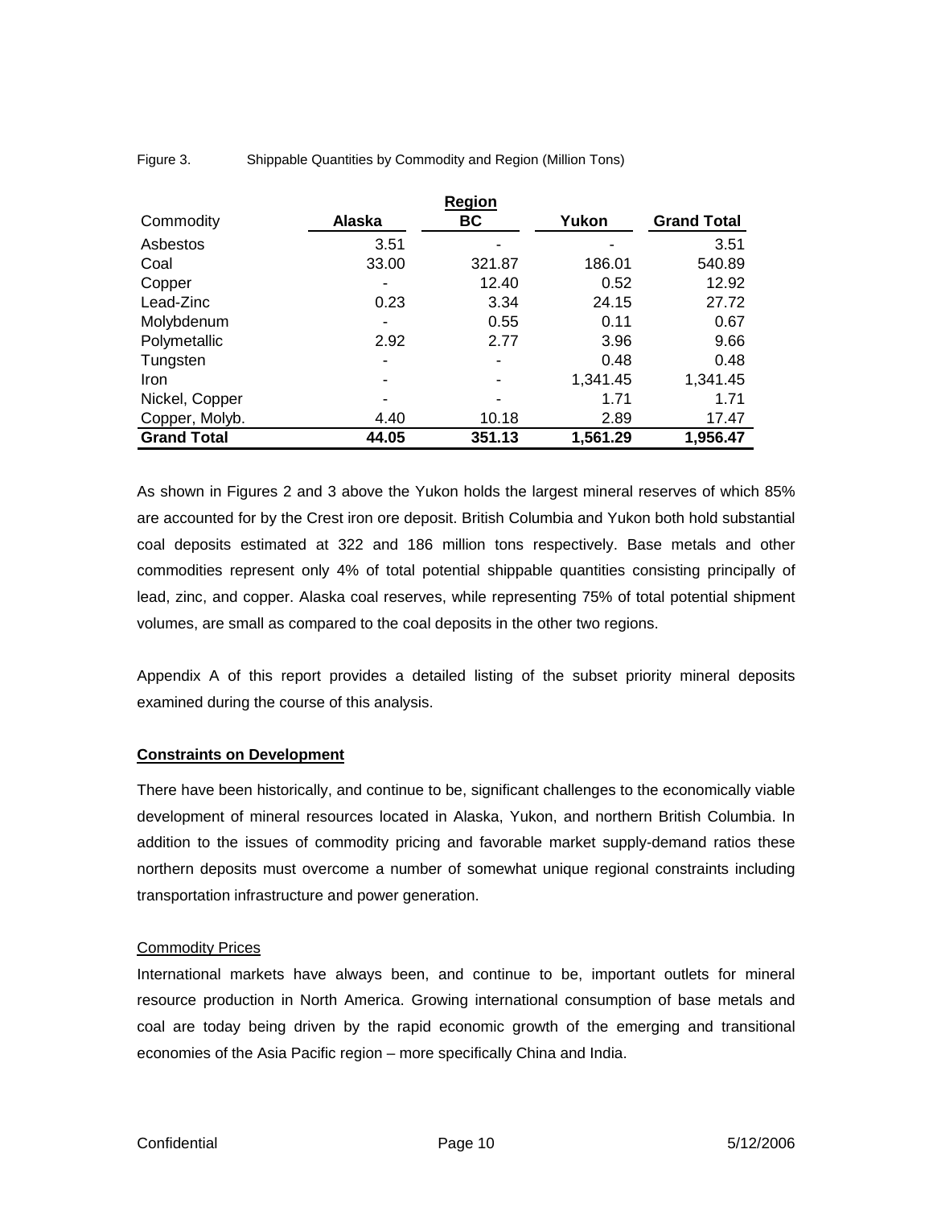Figure 3. Shippable Quantities by Commodity and Region (Million Tons)

| Commodity | Region | | | |
|---|---|---|---|---|
| | **Alaska** | **BC** | **Yukon** | **Grand Total** |
| Asbestos | 3.51 | - | - | 3.51 |
| Coal | 33.00 | 321.87 | 186.01 | 540.89 |
| Copper | - | 12.40 | 0.52 | 12.92 |
| Lead-Zinc | 0.23 | 3.34 | 24.15 | 27.72 |
| Molybdenum | - | 0.55 | 0.11 | 0.67 |
| Polymetallic | 2.92 | 2.77 | 3.96 | 9.66 |
| Tungsten | - | - | 0.48 | 0.48 |
| Iron | - | - | 1,341.45 | 1,341.45 |
| Nickel, Copper | - | - | 1.71 | 1.71 |
| Copper, Molyb. | 4.40 | 10.18 | 2.89 | 17.47 |
| **Grand Total** | **44.05** | **351.13** | **1,561.29** | **1,956.47** |

As shown in Figures 2 and 3 above the Yukon holds the largest mineral reserves of which 85% are accounted for by the Crest iron ore deposit. British Columbia and Yukon both hold substantial coal deposits estimated at 322 and 186 million tons respectively. Base metals and other commodities represent only 4% of total potential shippable quantities consisting principally of lead, zinc, and copper. Alaska coal reserves, while representing 75% of total potential shipment volumes, are small as compared to the coal deposits in the other two regions.

Appendix A of this report provides a detailed listing of the subset priority mineral deposits examined during the course of this analysis.

## Constraints on Development

There have been historically, and continue to be, significant challenges to the economically viable development of mineral resources located in Alaska, Yukon, and northern British Columbia. In addition to the issues of commodity pricing and favorable market supply-demand ratios these northern deposits must overcome a number of somewhat unique regional constraints including transportation infrastructure and power generation.

### Commodity Prices

International markets have always been, and continue to be, important outlets for mineral resource production in North America. Growing international consumption of base metals and coal are today being driven by the rapid economic growth of the emerging and transitional economies of the Asia Pacific region – more specifically China and India.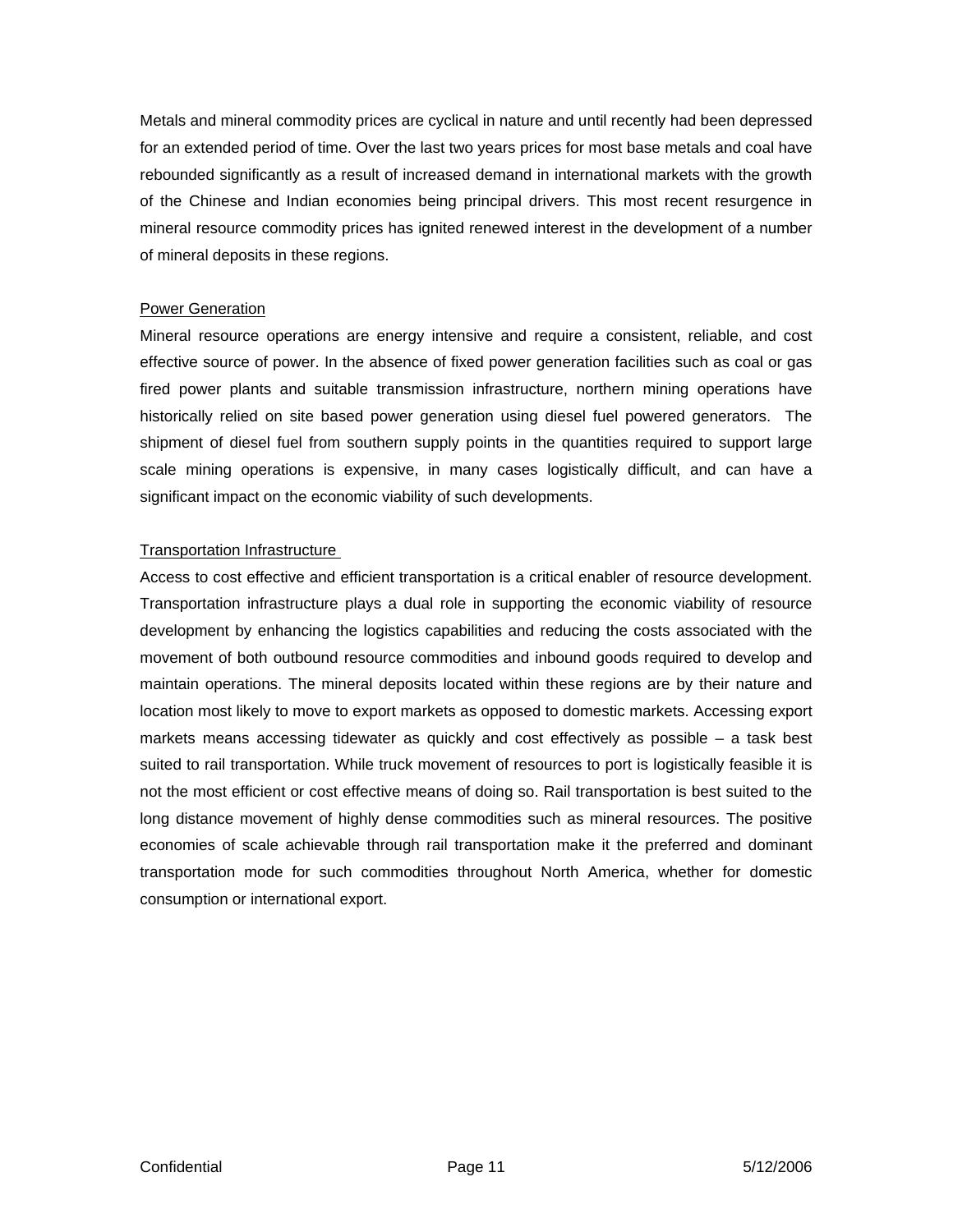Metals and mineral commodity prices are cyclical in nature and until recently had been depressed for an extended period of time. Over the last two years prices for most base metals and coal have rebounded significantly as a result of increased demand in international markets with the growth of the Chinese and Indian economies being principal drivers. This most recent resurgence in mineral resource commodity prices has ignited renewed interest in the development of a number of mineral deposits in these regions.

### Power Generation

Mineral resource operations are energy intensive and require a consistent, reliable, and cost effective source of power. In the absence of fixed power generation facilities such as coal or gas fired power plants and suitable transmission infrastructure, northern mining operations have historically relied on site based power generation using diesel fuel powered generators. The shipment of diesel fuel from southern supply points in the quantities required to support large scale mining operations is expensive, in many cases logistically difficult, and can have a significant impact on the economic viability of such developments.

### Transportation Infrastructure

Access to cost effective and efficient transportation is a critical enabler of resource development. Transportation infrastructure plays a dual role in supporting the economic viability of resource development by enhancing the logistics capabilities and reducing the costs associated with the movement of both outbound resource commodities and inbound goods required to develop and maintain operations. The mineral deposits located within these regions are by their nature and location most likely to move to export markets as opposed to domestic markets. Accessing export markets means accessing tidewater as quickly and cost effectively as possible – a task best suited to rail transportation. While truck movement of resources to port is logistically feasible it is not the most efficient or cost effective means of doing so. Rail transportation is best suited to the long distance movement of highly dense commodities such as mineral resources. The positive economies of scale achievable through rail transportation make it the preferred and dominant transportation mode for such commodities throughout North America, whether for domestic consumption or international export.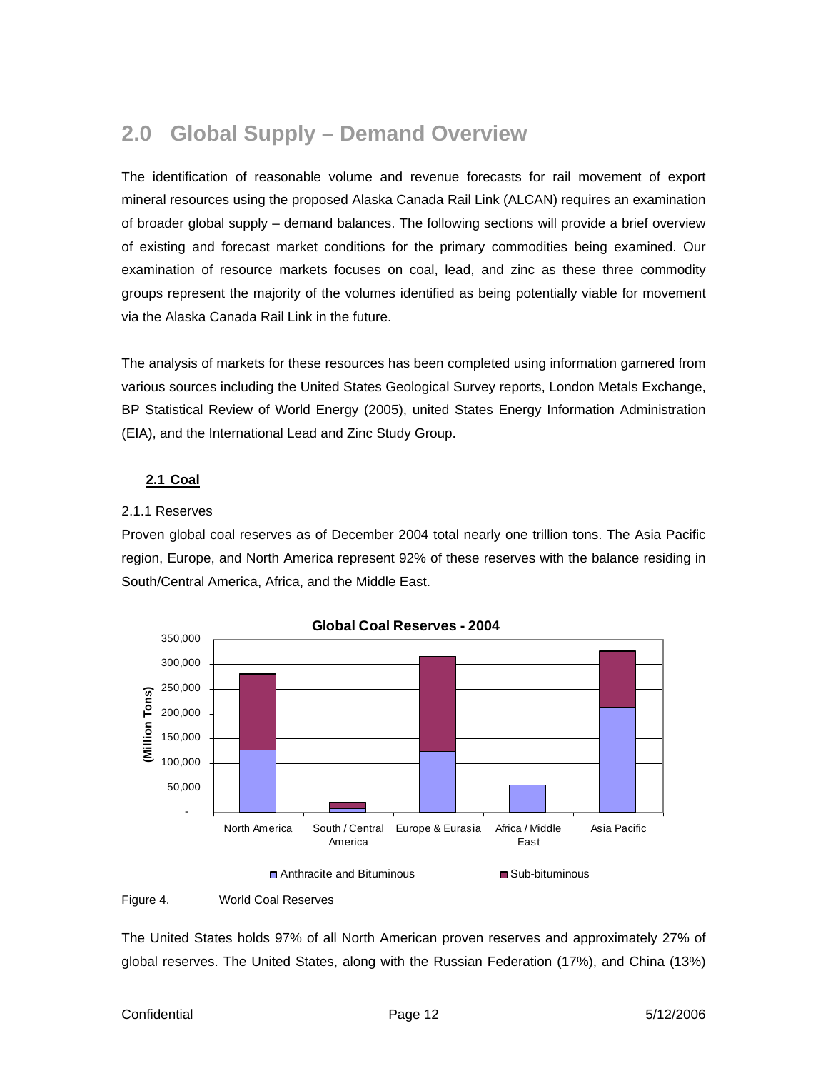## 2.0 Global Supply – Demand Overview

The identification of reasonable volume and revenue forecasts for rail movement of export mineral resources using the proposed Alaska Canada Rail Link (ALCAN) requires an examination of broader global supply – demand balances. The following sections will provide a brief overview of existing and forecast market conditions for the primary commodities being examined. Our examination of resource markets focuses on coal, lead, and zinc as these three commodity groups represent the majority of the volumes identified as being potentially viable for movement via the Alaska Canada Rail Link in the future.

The analysis of markets for these resources has been completed using information garnered from various sources including the United States Geological Survey reports, London Metals Exchange, BP Statistical Review of World Energy (2005), united States Energy Information Administration (EIA), and the International Lead and Zinc Study Group.

### 2.1 Coal

#### 2.1.1 Reserves

Proven global coal reserves as of December 2004 total nearly one trillion tons. The Asia Pacific region, Europe, and North America represent 92% of these reserves with the balance residing in South/Central America, Africa, and the Middle East.

**Global Coal Reserves - 2004**

(Million Tons)

Regions: North America, South / Central America, Europe & Eurasia, Africa / Middle East, Asia Pacific

Legend: Anthracite and Bituminous; Sub-bituminous

Figure 4. World Coal Reserves

The United States holds 97% of all North American proven reserves and approximately 27% of global reserves. The United States, along with the Russian Federation (17%), and China (13%)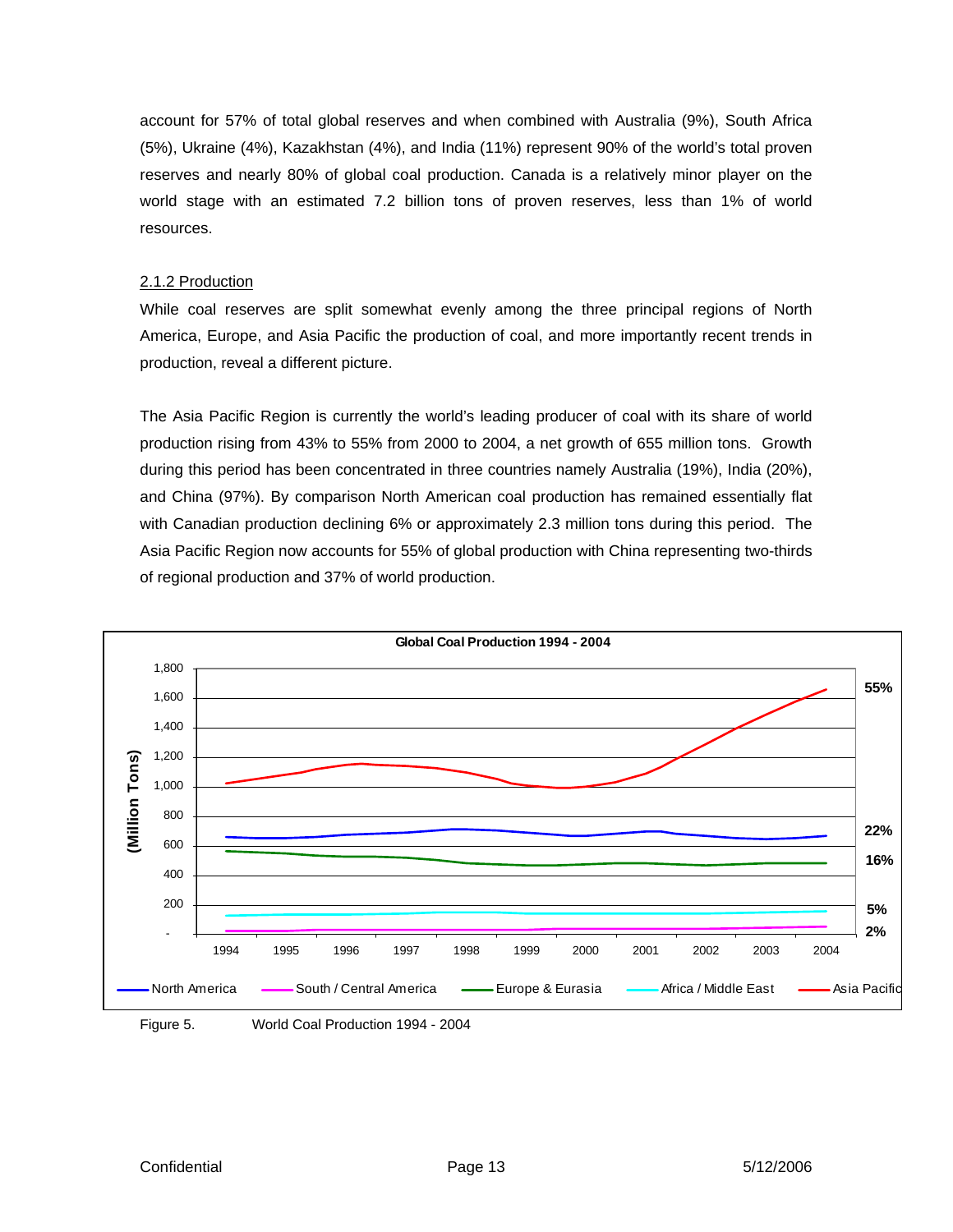account for 57% of total global reserves and when combined with Australia (9%), South Africa (5%), Ukraine (4%), Kazakhstan (4%), and India (11%) represent 90% of the world's total proven reserves and nearly 80% of global coal production. Canada is a relatively minor player on the world stage with an estimated 7.2 billion tons of proven reserves, less than 1% of world resources.

### 2.1.2 Production

While coal reserves are split somewhat evenly among the three principal regions of North America, Europe, and Asia Pacific the production of coal, and more importantly recent trends in production, reveal a different picture.

The Asia Pacific Region is currently the world's leading producer of coal with its share of world production rising from 43% to 55% from 2000 to 2004, a net growth of 655 million tons. Growth during this period has been concentrated in three countries namely Australia (19%), India (20%), and China (97%). By comparison North American coal production has remained essentially flat with Canadian production declining 6% or approximately 2.3 million tons during this period. The Asia Pacific Region now accounts for 55% of global production with China representing two-thirds of regional production and 37% of world production.

Figure 5. World Coal Production 1994 - 2004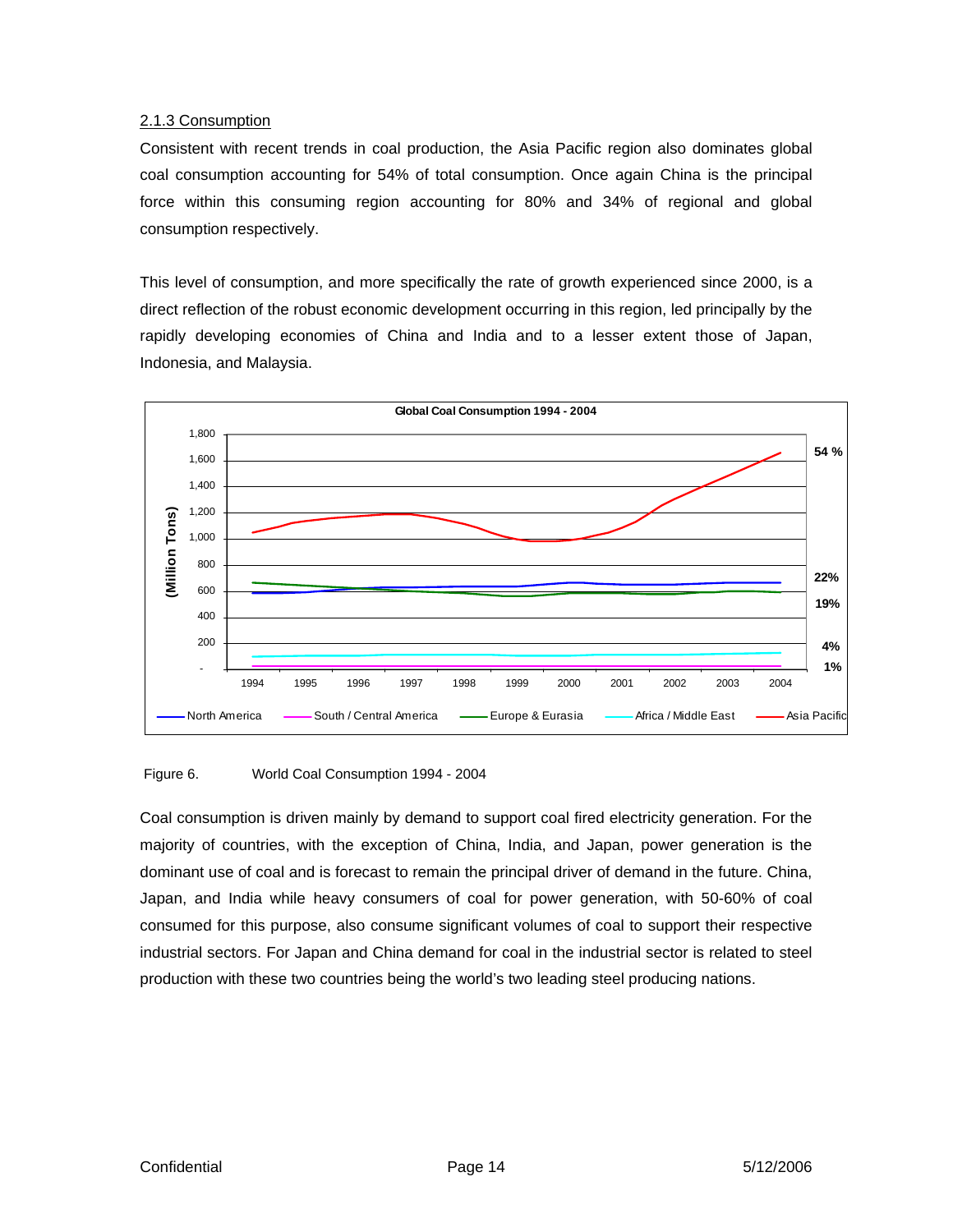### 2.1.3 Consumption

Consistent with recent trends in coal production, the Asia Pacific region also dominates global coal consumption accounting for 54% of total consumption. Once again China is the principal force within this consuming region accounting for 80% and 34% of regional and global consumption respectively.

This level of consumption, and more specifically the rate of growth experienced since 2000, is a direct reflection of the robust economic development occurring in this region, led principally by the rapidly developing economies of China and India and to a lesser extent those of Japan, Indonesia, and Malaysia.

Figure 6. World Coal Consumption 1994 - 2004

Coal consumption is driven mainly by demand to support coal fired electricity generation. For the majority of countries, with the exception of China, India, and Japan, power generation is the dominant use of coal and is forecast to remain the principal driver of demand in the future. China, Japan, and India while heavy consumers of coal for power generation, with 50-60% of coal consumed for this purpose, also consume significant volumes of coal to support their respective industrial sectors. For Japan and China demand for coal in the industrial sector is related to steel production with these two countries being the world's two leading steel producing nations.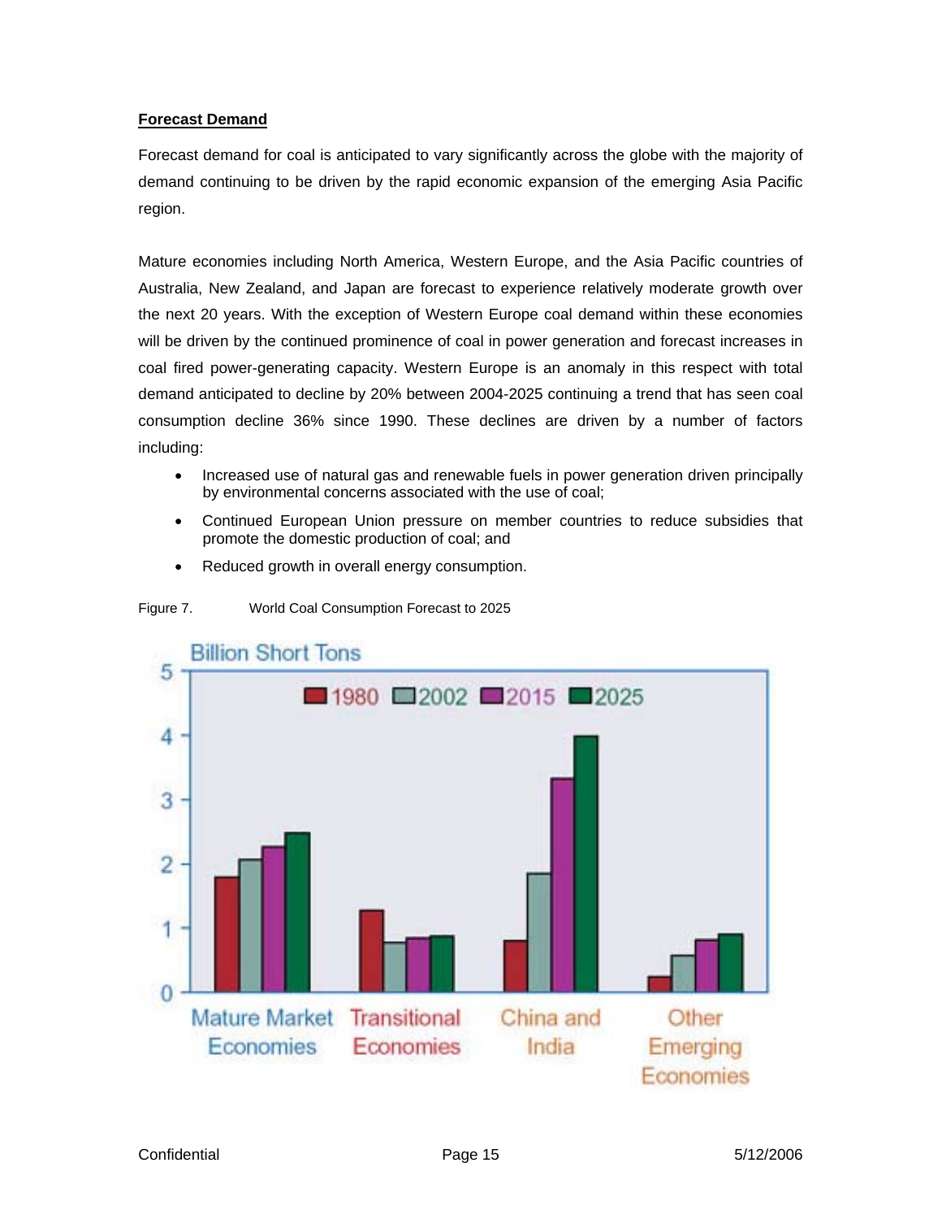**Forecast Demand**

Forecast demand for coal is anticipated to vary significantly across the globe with the majority of demand continuing to be driven by the rapid economic expansion of the emerging Asia Pacific region.

Mature economies including North America, Western Europe, and the Asia Pacific countries of Australia, New Zealand, and Japan are forecast to experience relatively moderate growth over the next 20 years. With the exception of Western Europe coal demand within these economies will be driven by the continued prominence of coal in power generation and forecast increases in coal fired power-generating capacity. Western Europe is an anomaly in this respect with total demand anticipated to decline by 20% between 2004-2025 continuing a trend that has seen coal consumption decline 36% since 1990. These declines are driven by a number of factors including:

- Increased use of natural gas and renewable fuels in power generation driven principally by environmental concerns associated with the use of coal;
- Continued European Union pressure on member countries to reduce subsidies that promote the domestic production of coal; and
- Reduced growth in overall energy consumption.

Figure 7. World Coal Consumption Forecast to 2025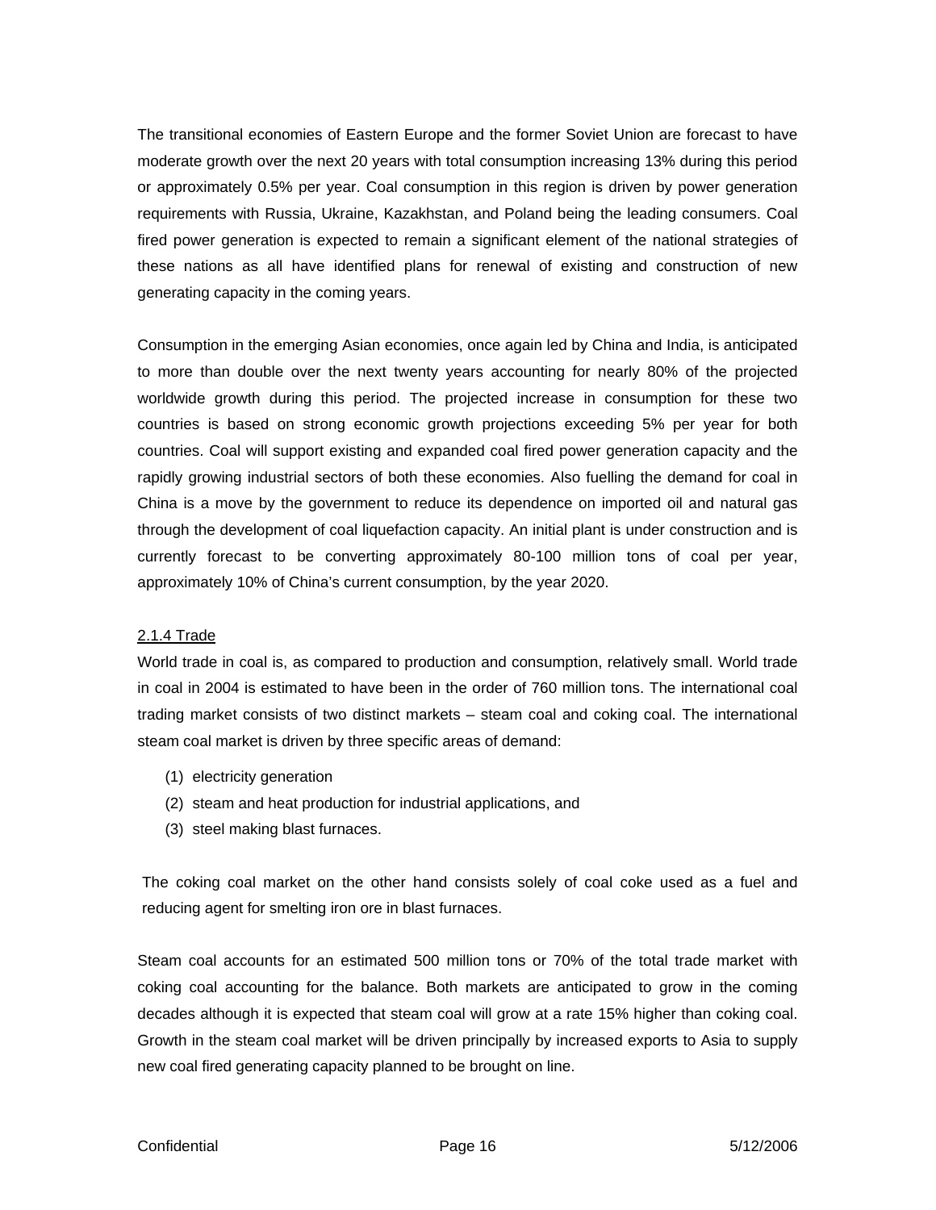The transitional economies of Eastern Europe and the former Soviet Union are forecast to have moderate growth over the next 20 years with total consumption increasing 13% during this period or approximately 0.5% per year. Coal consumption in this region is driven by power generation requirements with Russia, Ukraine, Kazakhstan, and Poland being the leading consumers. Coal fired power generation is expected to remain a significant element of the national strategies of these nations as all have identified plans for renewal of existing and construction of new generating capacity in the coming years.

Consumption in the emerging Asian economies, once again led by China and India, is anticipated to more than double over the next twenty years accounting for nearly 80% of the projected worldwide growth during this period. The projected increase in consumption for these two countries is based on strong economic growth projections exceeding 5% per year for both countries. Coal will support existing and expanded coal fired power generation capacity and the rapidly growing industrial sectors of both these economies. Also fuelling the demand for coal in China is a move by the government to reduce its dependence on imported oil and natural gas through the development of coal liquefaction capacity. An initial plant is under construction and is currently forecast to be converting approximately 80-100 million tons of coal per year, approximately 10% of China's current consumption, by the year 2020.

#### 2.1.4 Trade

World trade in coal is, as compared to production and consumption, relatively small. World trade in coal in 2004 is estimated to have been in the order of 760 million tons. The international coal trading market consists of two distinct markets – steam coal and coking coal. The international steam coal market is driven by three specific areas of demand:

(1) electricity generation
(2) steam and heat production for industrial applications, and
(3) steel making blast furnaces.

The coking coal market on the other hand consists solely of coal coke used as a fuel and reducing agent for smelting iron ore in blast furnaces.

Steam coal accounts for an estimated 500 million tons or 70% of the total trade market with coking coal accounting for the balance. Both markets are anticipated to grow in the coming decades although it is expected that steam coal will grow at a rate 15% higher than coking coal. Growth in the steam coal market will be driven principally by increased exports to Asia to supply new coal fired generating capacity planned to be brought on line.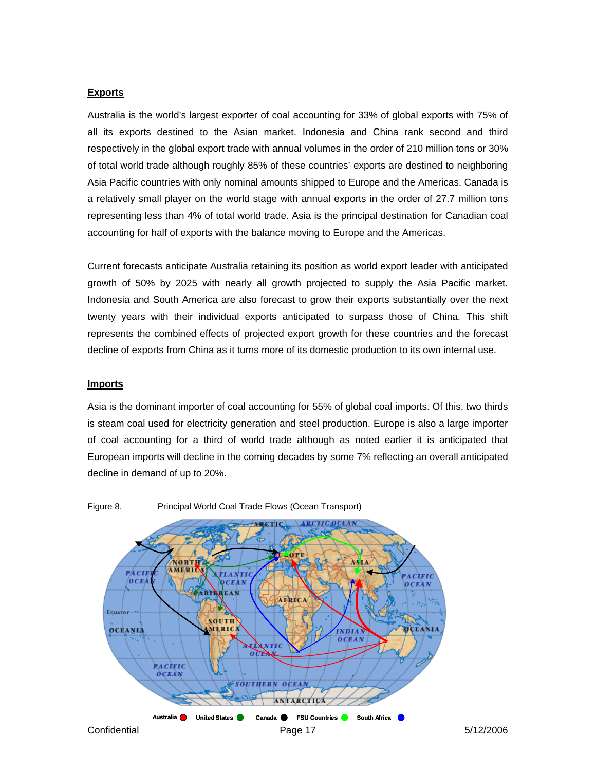## Exports

Australia is the world's largest exporter of coal accounting for 33% of global exports with 75% of all its exports destined to the Asian market. Indonesia and China rank second and third respectively in the global export trade with annual volumes in the order of 210 million tons or 30% of total world trade although roughly 85% of these countries' exports are destined to neighboring Asia Pacific countries with only nominal amounts shipped to Europe and the Americas. Canada is a relatively small player on the world stage with annual exports in the order of 27.7 million tons representing less than 4% of total world trade. Asia is the principal destination for Canadian coal accounting for half of exports with the balance moving to Europe and the Americas.

Current forecasts anticipate Australia retaining its position as world export leader with anticipated growth of 50% by 2025 with nearly all growth projected to supply the Asia Pacific market. Indonesia and South America are also forecast to grow their exports substantially over the next twenty years with their individual exports anticipated to surpass those of China. This shift represents the combined effects of projected export growth for these countries and the forecast decline of exports from China as it turns more of its domestic production to its own internal use.

## Imports

Asia is the dominant importer of coal accounting for 55% of global coal imports. Of this, two thirds is steam coal used for electricity generation and steel production. Europe is also a large importer of coal accounting for a third of world trade although as noted earlier it is anticipated that European imports will decline in the coming decades by some 7% reflecting an overall anticipated decline in demand of up to 20%.

Figure 8. Principal World Coal Trade Flows (Ocean Transport)

Australia · United States · Canada · FSU Countries · South Africa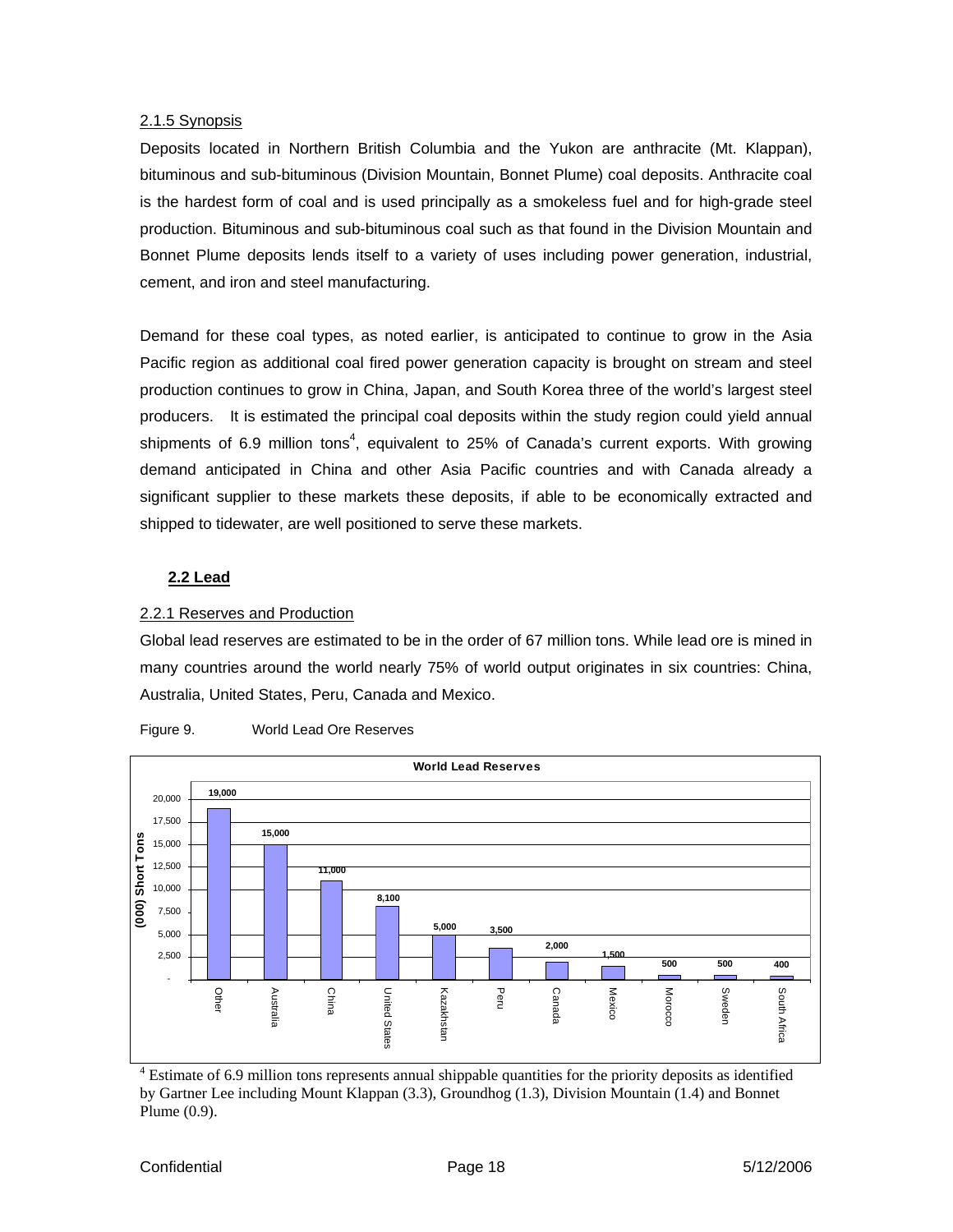2.1.5 Synopsis

Deposits located in Northern British Columbia and the Yukon are anthracite (Mt. Klappan), bituminous and sub-bituminous (Division Mountain, Bonnet Plume) coal deposits. Anthracite coal is the hardest form of coal and is used principally as a smokeless fuel and for high-grade steel production. Bituminous and sub-bituminous coal such as that found in the Division Mountain and Bonnet Plume deposits lends itself to a variety of uses including power generation, industrial, cement, and iron and steel manufacturing.

Demand for these coal types, as noted earlier, is anticipated to continue to grow in the Asia Pacific region as additional coal fired power generation capacity is brought on stream and steel production continues to grow in China, Japan, and South Korea three of the world's largest steel producers. It is estimated the principal coal deposits within the study region could yield annual shipments of 6.9 million tons[4], equivalent to 25% of Canada's current exports. With growing demand anticipated in China and other Asia Pacific countries and with Canada already a significant supplier to these markets these deposits, if able to be economically extracted and shipped to tidewater, are well positioned to serve these markets.

## 2.2 Lead

2.2.1 Reserves and Production

Global lead reserves are estimated to be in the order of 67 million tons. While lead ore is mined in many countries around the world nearly 75% of world output originates in six countries: China, Australia, United States, Peru, Canada and Mexico.

Figure 9. World Lead Ore Reserves

**World Lead Reserves**

| Country | (000) Short Tons |
|---|---|
| Other | 19,000 |
| Australia | 15,000 |
| China | 11,000 |
| United States | 8,100 |
| Kazakhstan | 5,000 |
| Peru | 3,500 |
| Canada | 2,000 |
| Mexico | 1,500 |
| Morocco | 500 |
| Sweden | 500 |
| South Africa | 400 |

[4] Estimate of 6.9 million tons represents annual shippable quantities for the priority deposits as identified by Gartner Lee including Mount Klappan (3.3), Groundhog (1.3), Division Mountain (1.4) and Bonnet Plume (0.9).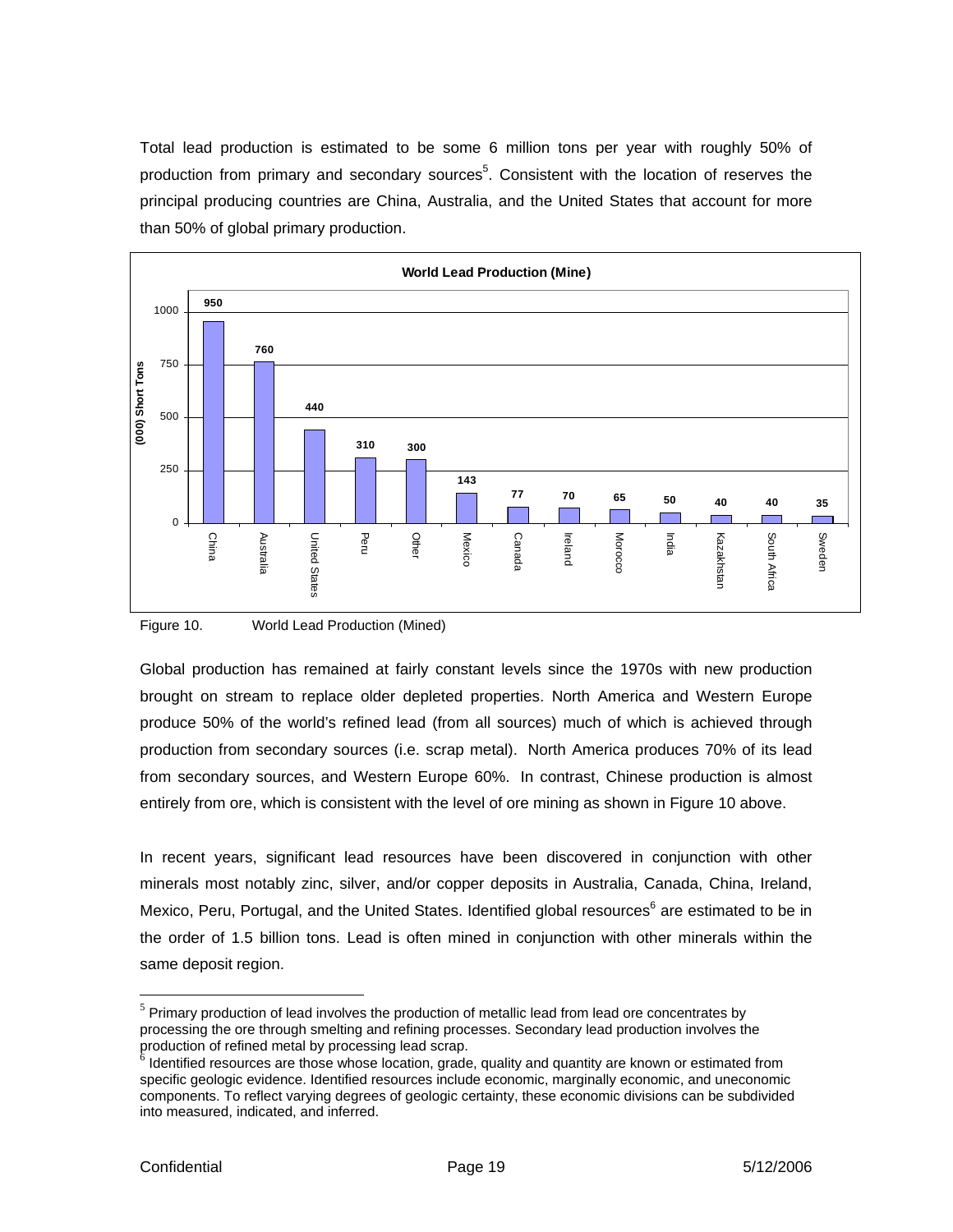Total lead production is estimated to be some 6 million tons per year with roughly 50% of production from primary and secondary sources[5]. Consistent with the location of reserves the principal producing countries are China, Australia, and the United States that account for more than 50% of global primary production.

**World Lead Production (Mine)**

| Country | (000) Short Tons |
|---|---|
| China | 950 |
| Australia | 760 |
| United States | 440 |
| Peru | 310 |
| Other | 300 |
| Mexico | 143 |
| Canada | 77 |
| Ireland | 70 |
| Morocco | 65 |
| India | 50 |
| Kazakhstan | 40 |
| South Africa | 40 |
| Sweden | 35 |

Figure 10. World Lead Production (Mined)

Global production has remained at fairly constant levels since the 1970s with new production brought on stream to replace older depleted properties. North America and Western Europe produce 50% of the world's refined lead (from all sources) much of which is achieved through production from secondary sources (i.e. scrap metal). North America produces 70% of its lead from secondary sources, and Western Europe 60%. In contrast, Chinese production is almost entirely from ore, which is consistent with the level of ore mining as shown in Figure 10 above.

In recent years, significant lead resources have been discovered in conjunction with other minerals most notably zinc, silver, and/or copper deposits in Australia, Canada, China, Ireland, Mexico, Peru, Portugal, and the United States. Identified global resources[6] are estimated to be in the order of 1.5 billion tons. Lead is often mined in conjunction with other minerals within the same deposit region.

---

[5] Primary production of lead involves the production of metallic lead from lead ore concentrates by processing the ore through smelting and refining processes. Secondary lead production involves the production of refined metal by processing lead scrap.

[6] Identified resources are those whose location, grade, quality and quantity are known or estimated from specific geologic evidence. Identified resources include economic, marginally economic, and uneconomic components. To reflect varying degrees of geologic certainty, these economic divisions can be subdivided into measured, indicated, and inferred.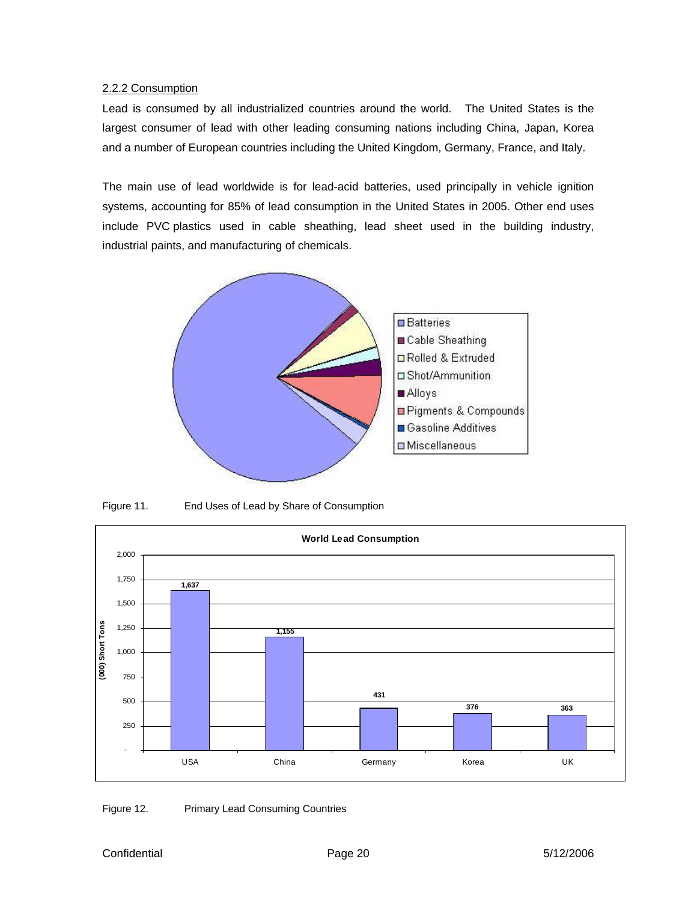### 2.2.2 Consumption

Lead is consumed by all industrialized countries around the world. The United States is the largest consumer of lead with other leading consuming nations including China, Japan, Korea and a number of European countries including the United Kingdom, Germany, France, and Italy.

The main use of lead worldwide is for lead-acid batteries, used principally in vehicle ignition systems, accounting for 85% of lead consumption in the United States in 2005. Other end uses include PVC plastics used in cable sheathing, lead sheet used in the building industry, industrial paints, and manufacturing of chemicals.

Figure 11. End Uses of Lead by Share of Consumption

Figure 12. Primary Lead Consuming Countries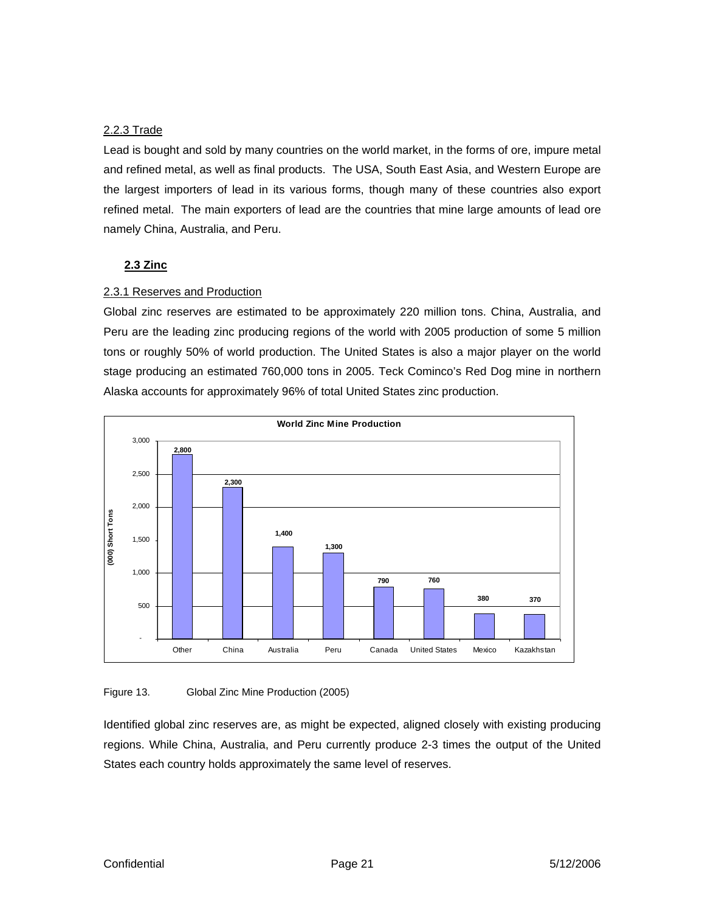### 2.2.3 Trade

Lead is bought and sold by many countries on the world market, in the forms of ore, impure metal and refined metal, as well as final products. The USA, South East Asia, and Western Europe are the largest importers of lead in its various forms, though many of these countries also export refined metal. The main exporters of lead are the countries that mine large amounts of lead ore namely China, Australia, and Peru.

## 2.3 Zinc

### 2.3.1 Reserves and Production

Global zinc reserves are estimated to be approximately 220 million tons. China, Australia, and Peru are the leading zinc producing regions of the world with 2005 production of some 5 million tons or roughly 50% of world production. The United States is also a major player on the world stage producing an estimated 760,000 tons in 2005. Teck Cominco's Red Dog mine in northern Alaska accounts for approximately 96% of total United States zinc production.

**World Zinc Mine Production**

| Country | (000) Short Tons |
|---|---|
| Other | 2,800 |
| China | 2,300 |
| Australia | 1,400 |
| Peru | 1,300 |
| Canada | 790 |
| United States | 760 |
| Mexico | 380 |
| Kazakhstan | 370 |

Figure 13. Global Zinc Mine Production (2005)

Identified global zinc reserves are, as might be expected, aligned closely with existing producing regions. While China, Australia, and Peru currently produce 2-3 times the output of the United States each country holds approximately the same level of reserves.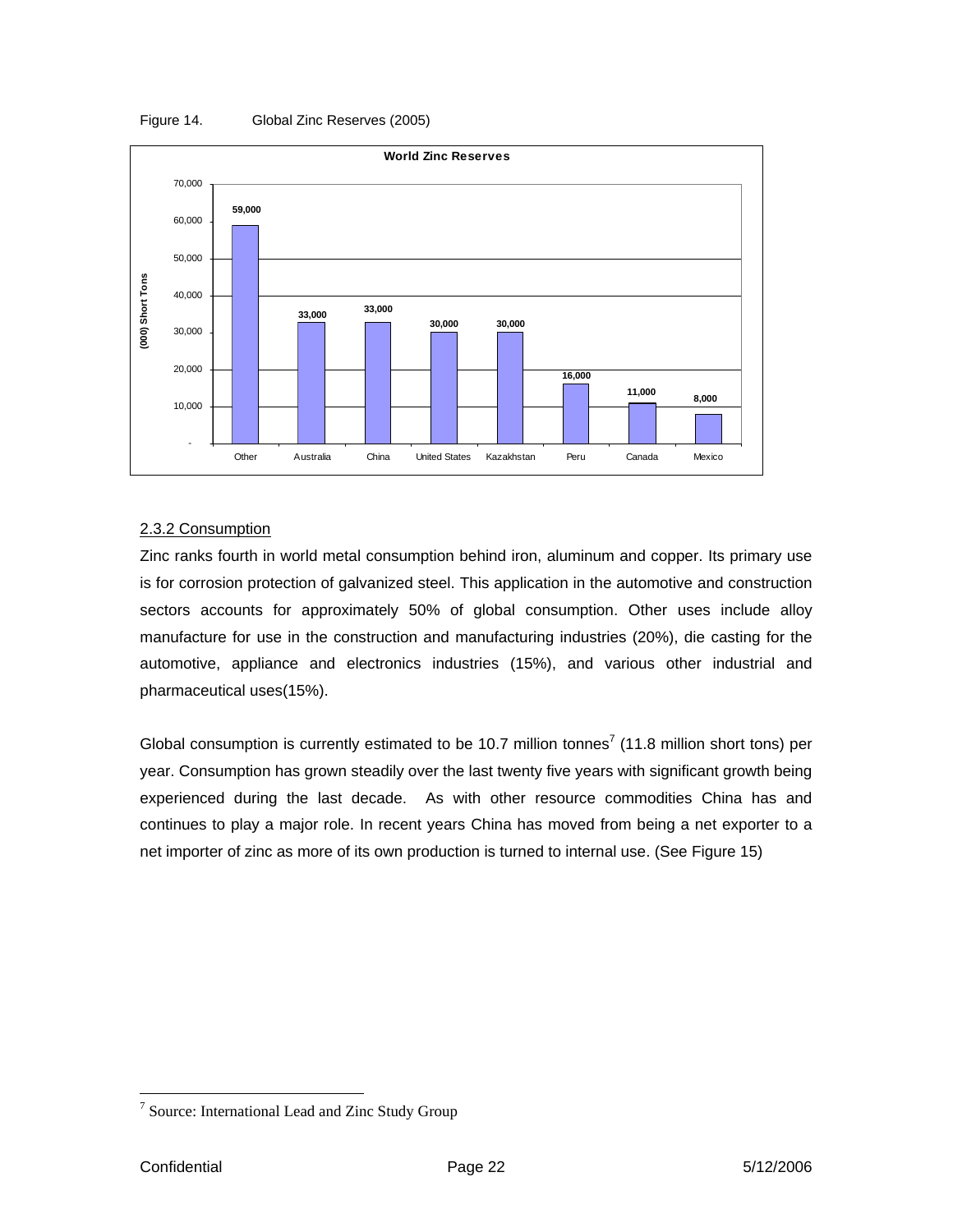Figure 14. Global Zinc Reserves (2005)

**World Zinc Reserves**

| Country | (000) Short Tons |
|---|---|
| Other | 59,000 |
| Australia | 33,000 |
| China | 33,000 |
| United States | 30,000 |
| Kazakhstan | 30,000 |
| Peru | 16,000 |
| Canada | 11,000 |
| Mexico | 8,000 |

### 2.3.2 Consumption

Zinc ranks fourth in world metal consumption behind iron, aluminum and copper. Its primary use is for corrosion protection of galvanized steel. This application in the automotive and construction sectors accounts for approximately 50% of global consumption. Other uses include alloy manufacture for use in the construction and manufacturing industries (20%), die casting for the automotive, appliance and electronics industries (15%), and various other industrial and pharmaceutical uses(15%).

Global consumption is currently estimated to be 10.7 million tonnes[7] (11.8 million short tons) per year. Consumption has grown steadily over the last twenty five years with significant growth being experienced during the last decade. As with other resource commodities China has and continues to play a major role. In recent years China has moved from being a net exporter to a net importer of zinc as more of its own production is turned to internal use. (See Figure 15)

---

[7] Source: International Lead and Zinc Study Group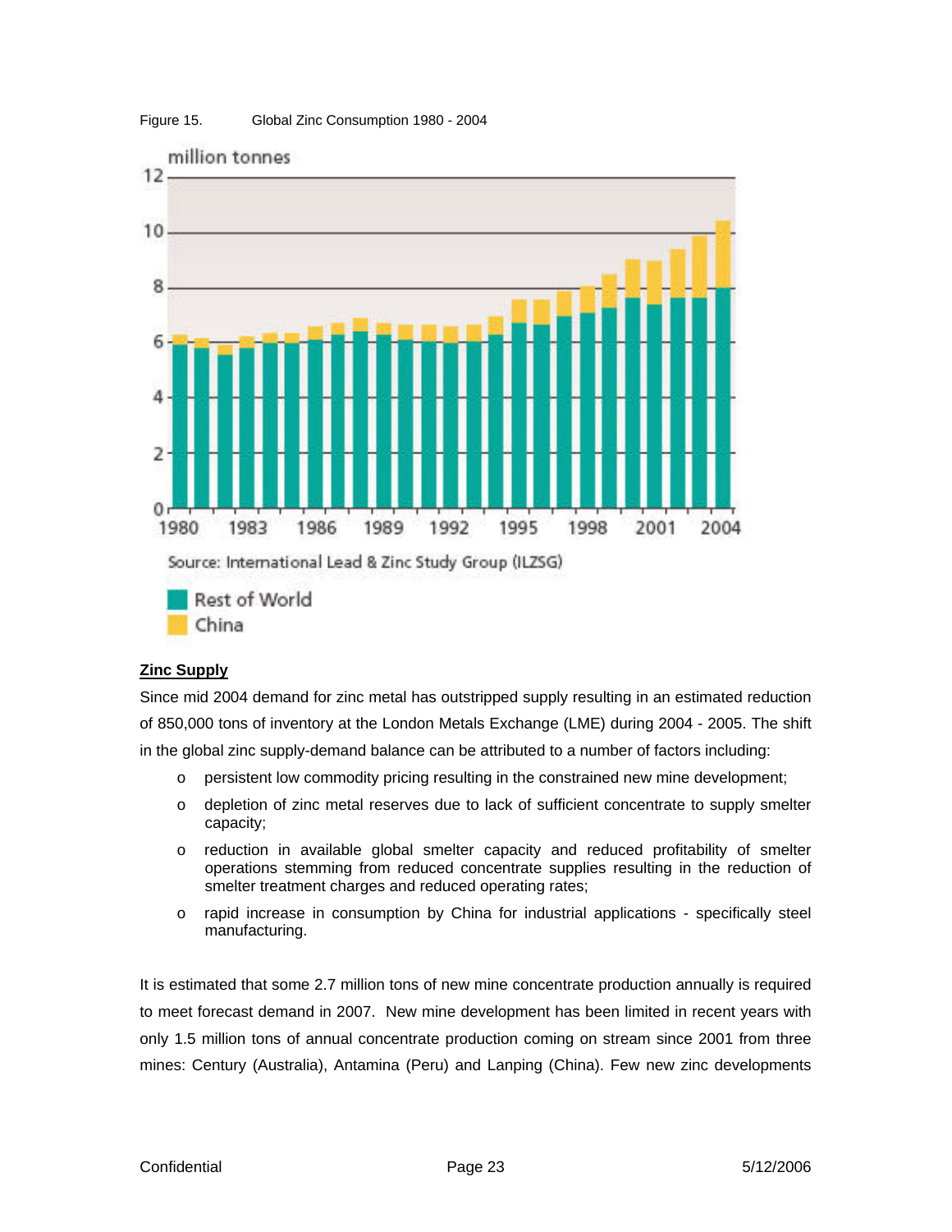Figure 15. Global Zinc Consumption 1980 - 2004

## Zinc Supply

Since mid 2004 demand for zinc metal has outstripped supply resulting in an estimated reduction of 850,000 tons of inventory at the London Metals Exchange (LME) during 2004 - 2005. The shift in the global zinc supply-demand balance can be attributed to a number of factors including:

- persistent low commodity pricing resulting in the constrained new mine development;
- depletion of zinc metal reserves due to lack of sufficient concentrate to supply smelter capacity;
- reduction in available global smelter capacity and reduced profitability of smelter operations stemming from reduced concentrate supplies resulting in the reduction of smelter treatment charges and reduced operating rates;
- rapid increase in consumption by China for industrial applications - specifically steel manufacturing.

It is estimated that some 2.7 million tons of new mine concentrate production annually is required to meet forecast demand in 2007. New mine development has been limited in recent years with only 1.5 million tons of annual concentrate production coming on stream since 2001 from three mines: Century (Australia), Antamina (Peru) and Lanping (China). Few new zinc developments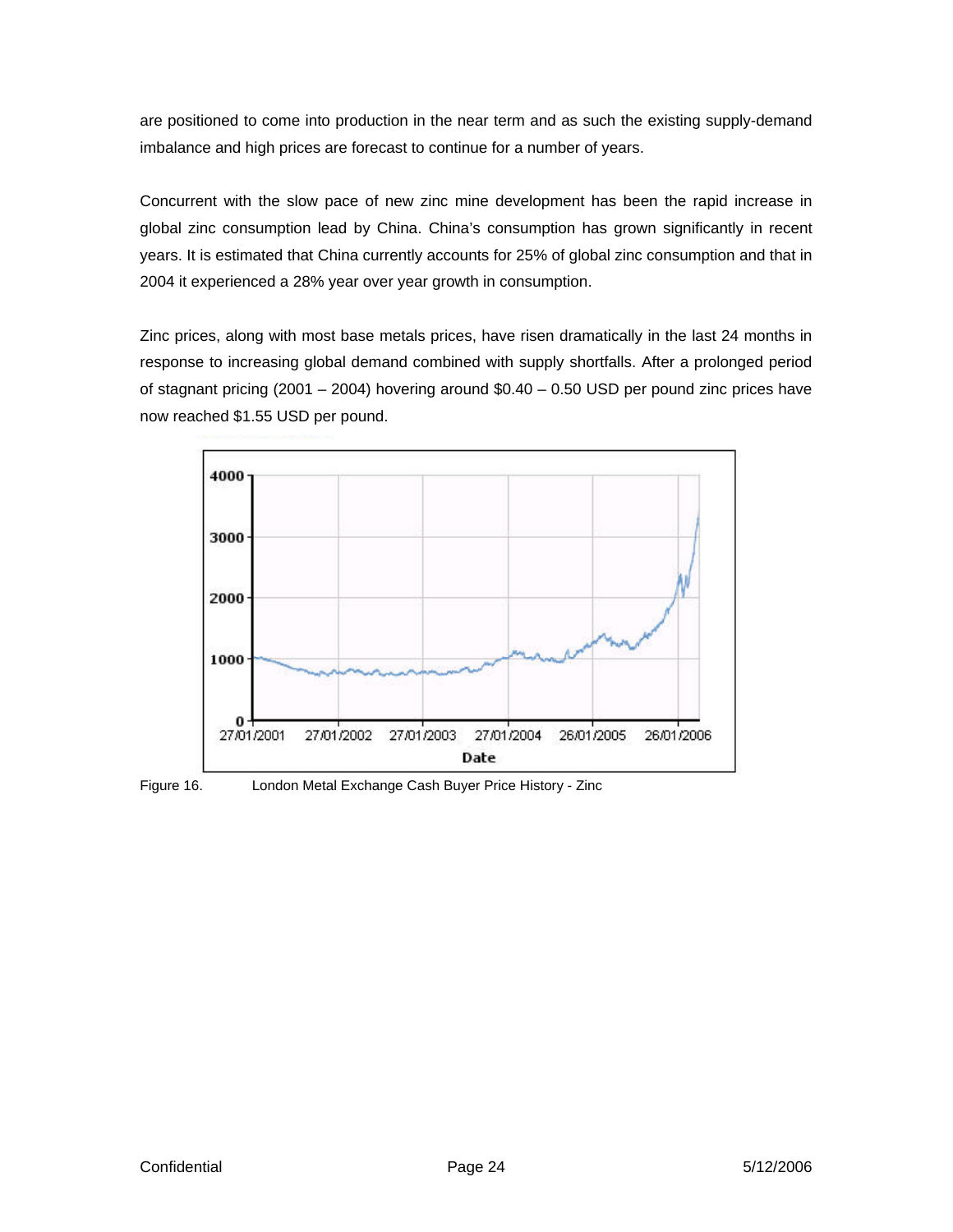are positioned to come into production in the near term and as such the existing supply-demand imbalance and high prices are forecast to continue for a number of years.

Concurrent with the slow pace of new zinc mine development has been the rapid increase in global zinc consumption lead by China. China's consumption has grown significantly in recent years. It is estimated that China currently accounts for 25% of global zinc consumption and that in 2004 it experienced a 28% year over year growth in consumption.

Zinc prices, along with most base metals prices, have risen dramatically in the last 24 months in response to increasing global demand combined with supply shortfalls. After a prolonged period of stagnant pricing (2001 – 2004) hovering around $0.40 – 0.50 USD per pound zinc prices have now reached $1.55 USD per pound.

Figure 16. London Metal Exchange Cash Buyer Price History - Zinc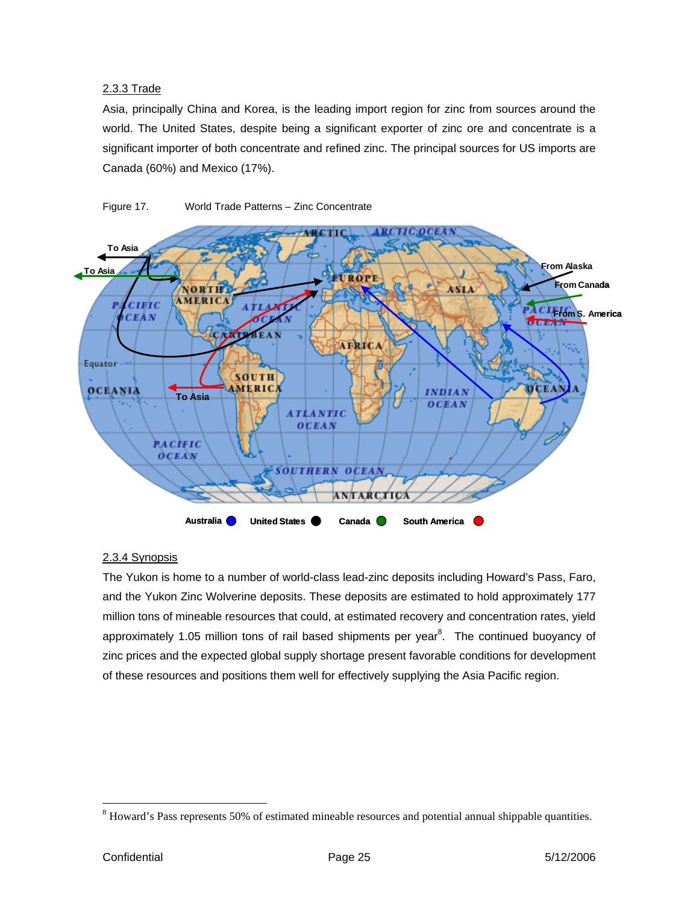### 2.3.3 Trade

Asia, principally China and Korea, is the leading import region for zinc from sources around the world. The United States, despite being a significant exporter of zinc ore and concentrate is a significant importer of both concentrate and refined zinc. The principal sources for US imports are Canada (60%) and Mexico (17%).

Figure 17. World Trade Patterns – Zinc Concentrate

### 2.3.4 Synopsis

The Yukon is home to a number of world-class lead-zinc deposits including Howard's Pass, Faro, and the Yukon Zinc Wolverine deposits. These deposits are estimated to hold approximately 177 million tons of mineable resources that could, at estimated recovery and concentration rates, yield approximately 1.05 million tons of rail based shipments per year[8]. The continued buoyancy of zinc prices and the expected global supply shortage present favorable conditions for development of these resources and positions them well for effectively supplying the Asia Pacific region.

[8] Howard's Pass represents 50% of estimated mineable resources and potential annual shippable quantities.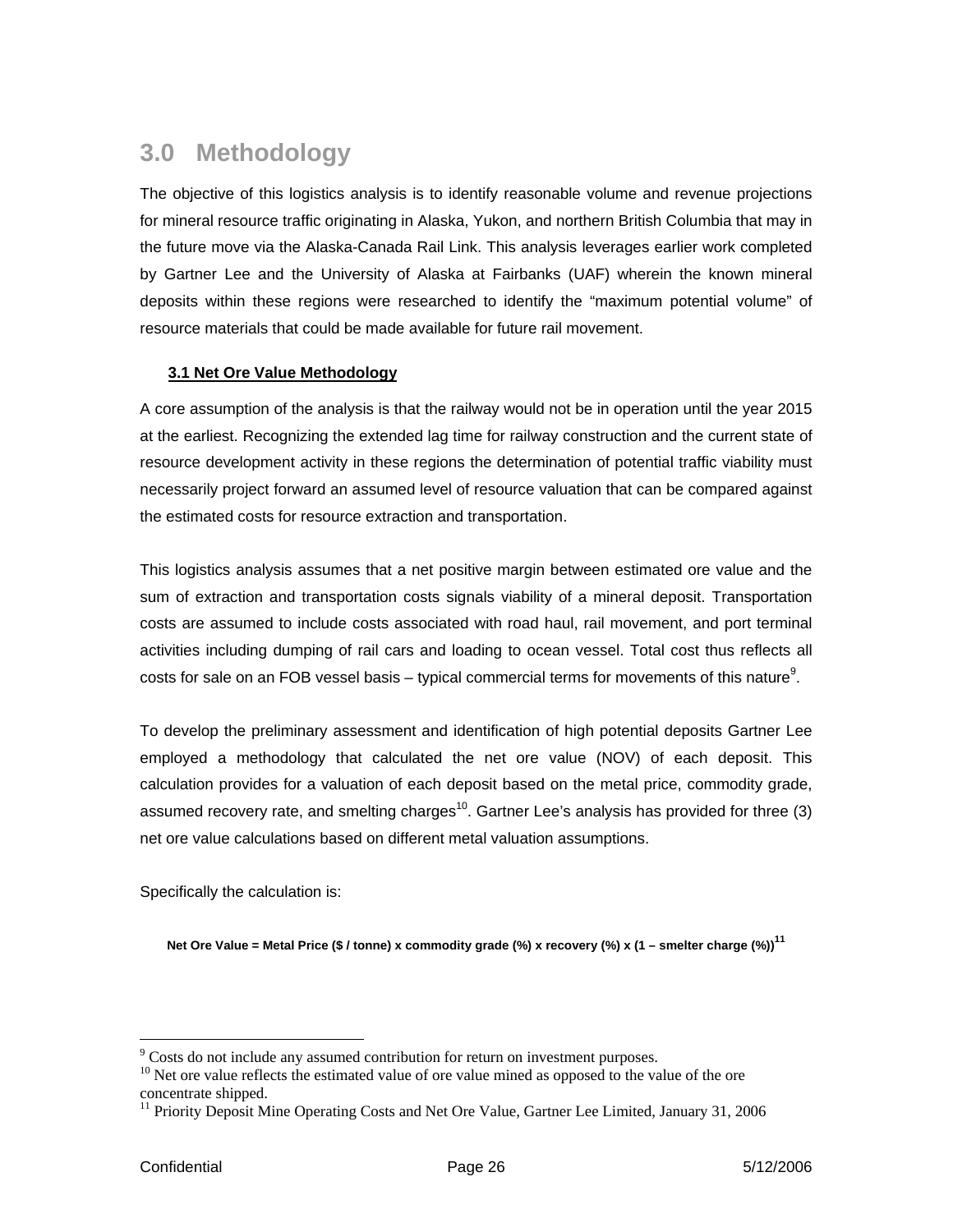# 3.0 Methodology

The objective of this logistics analysis is to identify reasonable volume and revenue projections for mineral resource traffic originating in Alaska, Yukon, and northern British Columbia that may in the future move via the Alaska-Canada Rail Link. This analysis leverages earlier work completed by Gartner Lee and the University of Alaska at Fairbanks (UAF) wherein the known mineral deposits within these regions were researched to identify the "maximum potential volume" of resource materials that could be made available for future rail movement.

## 3.1 Net Ore Value Methodology

A core assumption of the analysis is that the railway would not be in operation until the year 2015 at the earliest. Recognizing the extended lag time for railway construction and the current state of resource development activity in these regions the determination of potential traffic viability must necessarily project forward an assumed level of resource valuation that can be compared against the estimated costs for resource extraction and transportation.

This logistics analysis assumes that a net positive margin between estimated ore value and the sum of extraction and transportation costs signals viability of a mineral deposit. Transportation costs are assumed to include costs associated with road haul, rail movement, and port terminal activities including dumping of rail cars and loading to ocean vessel. Total cost thus reflects all costs for sale on an FOB vessel basis – typical commercial terms for movements of this nature[9].

To develop the preliminary assessment and identification of high potential deposits Gartner Lee employed a methodology that calculated the net ore value (NOV) of each deposit. This calculation provides for a valuation of each deposit based on the metal price, commodity grade, assumed recovery rate, and smelting charges[10]. Gartner Lee's analysis has provided for three (3) net ore value calculations based on different metal valuation assumptions.

Specifically the calculation is:

**Net Ore Value = Metal Price ($ / tonne) x commodity grade (%) x recovery (%) x (1 – smelter charge (%))[11]**

---

[9] Costs do not include any assumed contribution for return on investment purposes.

[10] Net ore value reflects the estimated value of ore value mined as opposed to the value of the ore concentrate shipped.

[11] Priority Deposit Mine Operating Costs and Net Ore Value, Gartner Lee Limited, January 31, 2006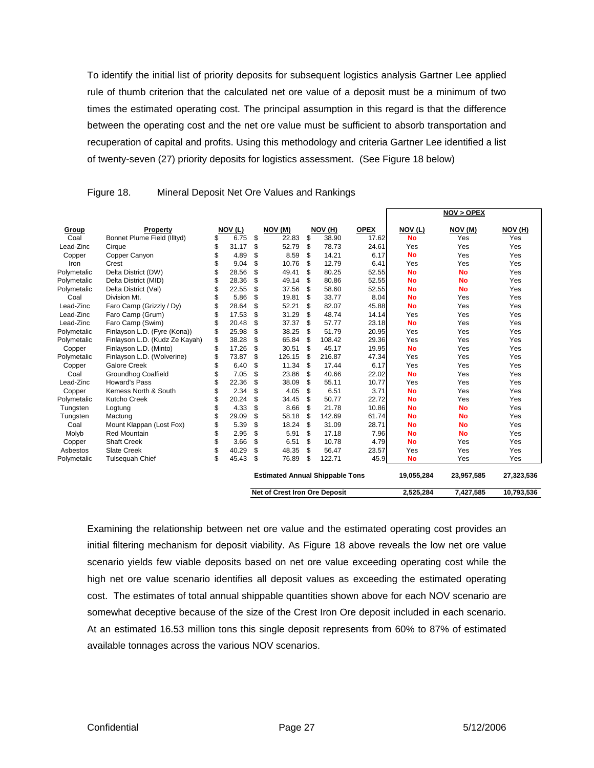To identify the initial list of priority deposits for subsequent logistics analysis Gartner Lee applied rule of thumb criterion that the calculated net ore value of a deposit must be a minimum of two times the estimated operating cost. The principal assumption in this regard is that the difference between the operating cost and the net ore value must be sufficient to absorb transportation and recuperation of capital and profits. Using this methodology and criteria Gartner Lee identified a list of twenty-seven (27) priority deposits for logistics assessment. (See Figure 18 below)

Figure 18. Mineral Deposit Net Ore Values and Rankings

| | | | | | | NOV > OPEX | | |
|---|---|---|---|---|---|---|---|---|
| **Group** | **Property** | **NOV (L)** | **NOV (M)** | **NOV (H)** | **OPEX** | **NOV (L)** | **NOV (M)** | **NOV (H)** |
| Coal | Bonnet Plume Field (Illtyd) | $ 6.75 | $ 22.83 | $ 38.90 | 17.62 | No | Yes | Yes |
| Lead-Zinc | Cirque | $ 31.17 | $ 52.79 | $ 78.73 | 24.61 | Yes | Yes | Yes |
| Copper | Copper Canyon | $ 4.89 | $ 8.59 | $ 14.21 | 6.17 | No | Yes | Yes |
| Iron | Crest | $ 9.04 | $ 10.76 | $ 12.79 | 6.41 | Yes | Yes | Yes |
| Polymetalic | Delta District (DW) | $ 28.56 | $ 49.41 | $ 80.25 | 52.55 | No | No | Yes |
| Polymetalic | Delta District (MID) | $ 28.36 | $ 49.14 | $ 80.86 | 52.55 | No | No | Yes |
| Polymetalic | Delta District (Val) | $ 22.55 | $ 37.56 | $ 58.60 | 52.55 | No | No | Yes |
| Coal | Division Mt. | $ 5.86 | $ 19.81 | $ 33.77 | 8.04 | No | Yes | Yes |
| Lead-Zinc | Faro Camp (Grizzly / Dy) | $ 28.64 | $ 52.21 | $ 82.07 | 45.88 | No | Yes | Yes |
| Lead-Zinc | Faro Camp (Grum) | $ 17.53 | $ 31.29 | $ 48.74 | 14.14 | Yes | Yes | Yes |
| Lead-Zinc | Faro Camp (Swim) | $ 20.48 | $ 37.37 | $ 57.77 | 23.18 | No | Yes | Yes |
| Polymetalic | Finlayson L.D. (Fyre (Kona)) | $ 25.98 | $ 38.25 | $ 51.79 | 20.95 | Yes | Yes | Yes |
| Polymetalic | Finlayson L.D. (Kudz Ze Kayah) | $ 38.28 | $ 65.84 | $ 108.42 | 29.36 | Yes | Yes | Yes |
| Copper | Finlayson L.D. (Minto) | $ 17.26 | $ 30.51 | $ 45.17 | 19.95 | No | Yes | Yes |
| Polymetalic | Finlayson L.D. (Wolverine) | $ 73.87 | $ 126.15 | $ 216.87 | 47.34 | Yes | Yes | Yes |
| Copper | Galore Creek | $ 6.40 | $ 11.34 | $ 17.44 | 6.17 | Yes | Yes | Yes |
| Coal | Groundhog Coalfield | $ 7.05 | $ 23.86 | $ 40.66 | 22.02 | No | Yes | Yes |
| Lead-Zinc | Howard's Pass | $ 22.36 | $ 38.09 | $ 55.11 | 10.77 | Yes | Yes | Yes |
| Copper | Kemess North & South | $ 2.34 | $ 4.05 | $ 6.51 | 3.71 | No | Yes | Yes |
| Polymetalic | Kutcho Creek | $ 20.24 | $ 34.45 | $ 50.77 | 22.72 | No | Yes | Yes |
| Tungsten | Logtung | $ 4.33 | $ 8.66 | $ 21.78 | 10.86 | No | No | Yes |
| Tungsten | Mactung | $ 29.09 | $ 58.18 | $ 142.69 | 61.74 | No | No | Yes |
| Coal | Mount Klappan (Lost Fox) | $ 5.39 | $ 18.24 | $ 31.09 | 28.71 | No | No | Yes |
| Molyb | Red Mountain | $ 2.95 | $ 5.91 | $ 17.18 | 7.96 | No | No | Yes |
| Copper | Shaft Creek | $ 3.66 | $ 6.51 | $ 10.78 | 4.79 | No | Yes | Yes |
| Asbestos | Slate Creek | $ 40.29 | $ 48.35 | $ 56.47 | 23.57 | Yes | Yes | Yes |
| Polymetalic | Tulsequah Chief | $ 45.43 | $ 76.89 | $ 122.71 | 45.9 | No | Yes | Yes |
| | | | **Estimated Annual Shippable Tons** | | | **19,055,284** | **23,957,585** | **27,323,536** |
| | | | **Net of Crest Iron Ore Deposit** | | | **2,525,284** | **7,427,585** | **10,793,536** |

Examining the relationship between net ore value and the estimated operating cost provides an initial filtering mechanism for deposit viability. As Figure 18 above reveals the low net ore value scenario yields few viable deposits based on net ore value exceeding operating cost while the high net ore value scenario identifies all deposit values as exceeding the estimated operating cost. The estimates of total annual shippable quantities shown above for each NOV scenario are somewhat deceptive because of the size of the Crest Iron Ore deposit included in each scenario. At an estimated 16.53 million tons this single deposit represents from 60% to 87% of estimated available tonnages across the various NOV scenarios.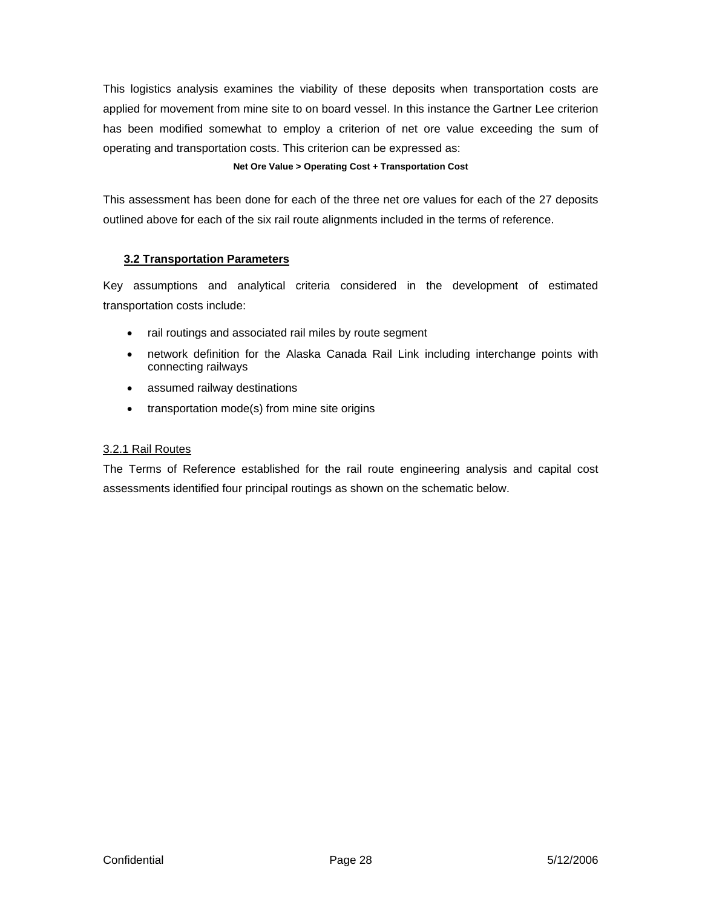This logistics analysis examines the viability of these deposits when transportation costs are applied for movement from mine site to on board vessel. In this instance the Gartner Lee criterion has been modified somewhat to employ a criterion of net ore value exceeding the sum of operating and transportation costs. This criterion can be expressed as:

**Net Ore Value > Operating Cost + Transportation Cost**

This assessment has been done for each of the three net ore values for each of the 27 deposits outlined above for each of the six rail route alignments included in the terms of reference.

### 3.2 Transportation Parameters

Key assumptions and analytical criteria considered in the development of estimated transportation costs include:

- rail routings and associated rail miles by route segment
- network definition for the Alaska Canada Rail Link including interchange points with connecting railways
- assumed railway destinations
- transportation mode(s) from mine site origins

#### 3.2.1 Rail Routes

The Terms of Reference established for the rail route engineering analysis and capital cost assessments identified four principal routings as shown on the schematic below.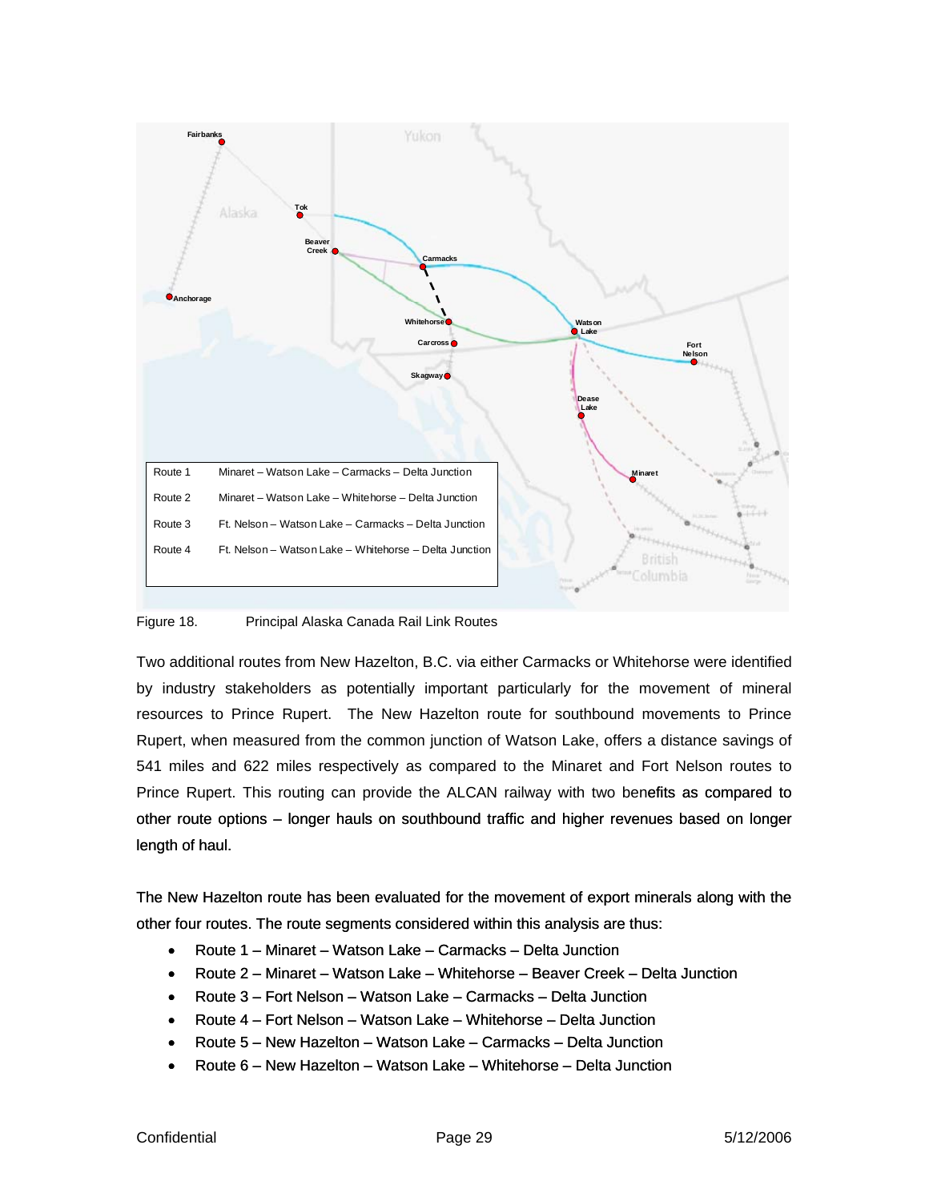| Route | Description |
|---|---|
| Route 1 | Minaret – Watson Lake – Carmacks – Delta Junction |
| Route 2 | Minaret – Watson Lake – Whitehorse – Delta Junction |
| Route 3 | Ft. Nelson – Watson Lake – Carmacks – Delta Junction |
| Route 4 | Ft. Nelson – Watson Lake – Whitehorse – Delta Junction |

Figure 18. Principal Alaska Canada Rail Link Routes

Two additional routes from New Hazelton, B.C. via either Carmacks or Whitehorse were identified by industry stakeholders as potentially important particularly for the movement of mineral resources to Prince Rupert. The New Hazelton route for southbound movements to Prince Rupert, when measured from the common junction of Watson Lake, offers a distance savings of 541 miles and 622 miles respectively as compared to the Minaret and Fort Nelson routes to Prince Rupert. This routing can provide the ALCAN railway with two benefits as compared to other route options – longer hauls on southbound traffic and higher revenues based on longer length of haul.

The New Hazelton route has been evaluated for the movement of export minerals along with the other four routes. The route segments considered within this analysis are thus:

- Route 1 – Minaret – Watson Lake – Carmacks – Delta Junction
- Route 2 – Minaret – Watson Lake – Whitehorse – Beaver Creek – Delta Junction
- Route 3 – Fort Nelson – Watson Lake – Carmacks – Delta Junction
- Route 4 – Fort Nelson – Watson Lake – Whitehorse – Delta Junction
- Route 5 – New Hazelton – Watson Lake – Carmacks – Delta Junction
- Route 6 – New Hazelton – Watson Lake – Whitehorse – Delta Junction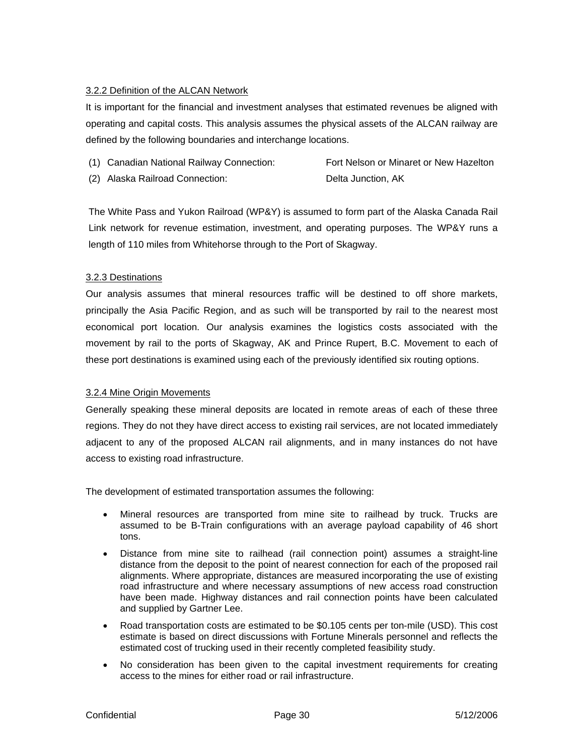### 3.2.2 Definition of the ALCAN Network

It is important for the financial and investment analyses that estimated revenues be aligned with operating and capital costs. This analysis assumes the physical assets of the ALCAN railway are defined by the following boundaries and interchange locations.

(1) Canadian National Railway Connection: Fort Nelson or Minaret or New Hazelton

(2) Alaska Railroad Connection: Delta Junction, AK

The White Pass and Yukon Railroad (WP&Y) is assumed to form part of the Alaska Canada Rail Link network for revenue estimation, investment, and operating purposes. The WP&Y runs a length of 110 miles from Whitehorse through to the Port of Skagway.

### 3.2.3 Destinations

Our analysis assumes that mineral resources traffic will be destined to off shore markets, principally the Asia Pacific Region, and as such will be transported by rail to the nearest most economical port location. Our analysis examines the logistics costs associated with the movement by rail to the ports of Skagway, AK and Prince Rupert, B.C. Movement to each of these port destinations is examined using each of the previously identified six routing options.

### 3.2.4 Mine Origin Movements

Generally speaking these mineral deposits are located in remote areas of each of these three regions. They do not they have direct access to existing rail services, are not located immediately adjacent to any of the proposed ALCAN rail alignments, and in many instances do not have access to existing road infrastructure.

The development of estimated transportation assumes the following:

- Mineral resources are transported from mine site to railhead by truck. Trucks are assumed to be B-Train configurations with an average payload capability of 46 short tons.
- Distance from mine site to railhead (rail connection point) assumes a straight-line distance from the deposit to the point of nearest connection for each of the proposed rail alignments. Where appropriate, distances are measured incorporating the use of existing road infrastructure and where necessary assumptions of new access road construction have been made. Highway distances and rail connection points have been calculated and supplied by Gartner Lee.
- Road transportation costs are estimated to be $0.105 cents per ton-mile (USD). This cost estimate is based on direct discussions with Fortune Minerals personnel and reflects the estimated cost of trucking used in their recently completed feasibility study.
- No consideration has been given to the capital investment requirements for creating access to the mines for either road or rail infrastructure.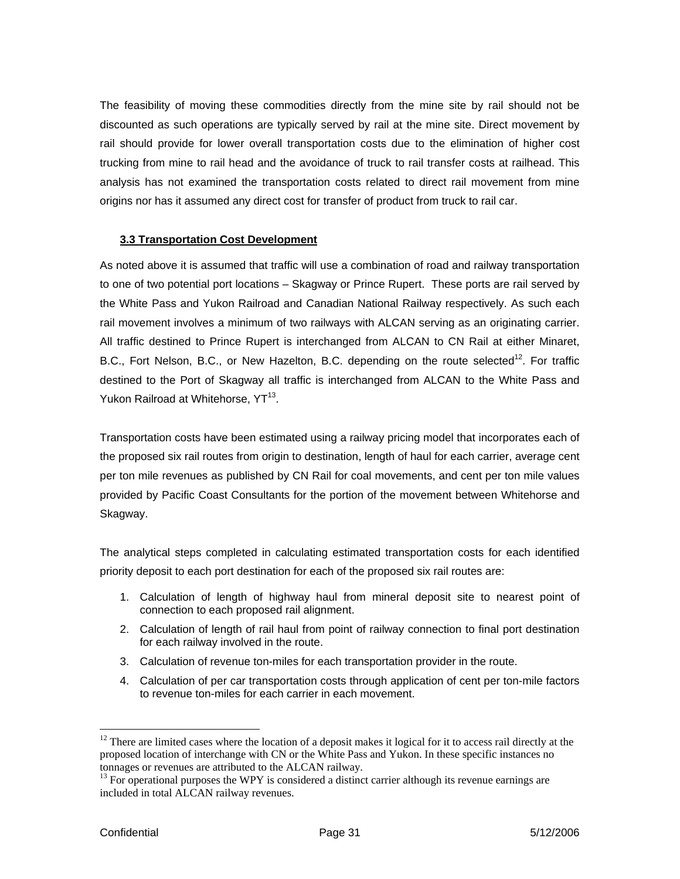The feasibility of moving these commodities directly from the mine site by rail should not be discounted as such operations are typically served by rail at the mine site. Direct movement by rail should provide for lower overall transportation costs due to the elimination of higher cost trucking from mine to rail head and the avoidance of truck to rail transfer costs at railhead. This analysis has not examined the transportation costs related to direct rail movement from mine origins nor has it assumed any direct cost for transfer of product from truck to rail car.

### 3.3 Transportation Cost Development

As noted above it is assumed that traffic will use a combination of road and railway transportation to one of two potential port locations – Skagway or Prince Rupert. These ports are rail served by the White Pass and Yukon Railroad and Canadian National Railway respectively. As such each rail movement involves a minimum of two railways with ALCAN serving as an originating carrier. All traffic destined to Prince Rupert is interchanged from ALCAN to CN Rail at either Minaret, B.C., Fort Nelson, B.C., or New Hazelton, B.C. depending on the route selected[12]. For traffic destined to the Port of Skagway all traffic is interchanged from ALCAN to the White Pass and Yukon Railroad at Whitehorse, YT[13].

Transportation costs have been estimated using a railway pricing model that incorporates each of the proposed six rail routes from origin to destination, length of haul for each carrier, average cent per ton mile revenues as published by CN Rail for coal movements, and cent per ton mile values provided by Pacific Coast Consultants for the portion of the movement between Whitehorse and Skagway.

The analytical steps completed in calculating estimated transportation costs for each identified priority deposit to each port destination for each of the proposed six rail routes are:

1. Calculation of length of highway haul from mineral deposit site to nearest point of connection to each proposed rail alignment.
2. Calculation of length of rail haul from point of railway connection to final port destination for each railway involved in the route.
3. Calculation of revenue ton-miles for each transportation provider in the route.
4. Calculation of per car transportation costs through application of cent per ton-mile factors to revenue ton-miles for each carrier in each movement.

---

[12] There are limited cases where the location of a deposit makes it logical for it to access rail directly at the proposed location of interchange with CN or the White Pass and Yukon. In these specific instances no tonnages or revenues are attributed to the ALCAN railway.

[13] For operational purposes the WPY is considered a distinct carrier although its revenue earnings are included in total ALCAN railway revenues.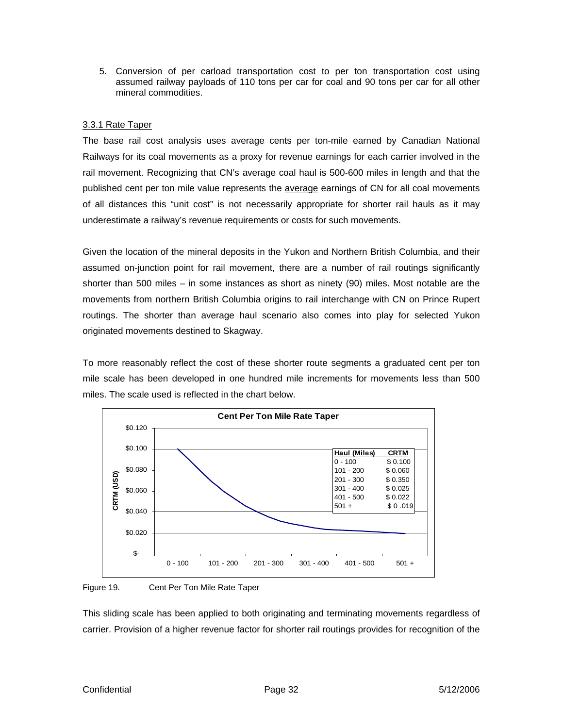5. Conversion of per carload transportation cost to per ton transportation cost using assumed railway payloads of 110 tons per car for coal and 90 tons per car for all other mineral commodities.

### 3.3.1 Rate Taper

The base rail cost analysis uses average cents per ton-mile earned by Canadian National Railways for its coal movements as a proxy for revenue earnings for each carrier involved in the rail movement. Recognizing that CN's average coal haul is 500-600 miles in length and that the published cent per ton mile value represents the average earnings of CN for all coal movements of all distances this "unit cost" is not necessarily appropriate for shorter rail hauls as it may underestimate a railway's revenue requirements or costs for such movements.

Given the location of the mineral deposits in the Yukon and Northern British Columbia, and their assumed on-junction point for rail movement, there are a number of rail routings significantly shorter than 500 miles – in some instances as short as ninety (90) miles. Most notable are the movements from northern British Columbia origins to rail interchange with CN on Prince Rupert routings. The shorter than average haul scenario also comes into play for selected Yukon originated movements destined to Skagway.

To more reasonably reflect the cost of these shorter route segments a graduated cent per ton mile scale has been developed in one hundred mile increments for movements less than 500 miles. The scale used is reflected in the chart below.

**Cent Per Ton Mile Rate Taper**

| Haul (Miles) | CRTM |
|---|---|
| 0 - 100 | $ 0.100 |
| 101 - 200 | $ 0.060 |
| 201 - 300 | $ 0.350 |
| 301 - 400 | $ 0.025 |
| 401 - 500 | $ 0.022 |
| 501 + | $ 0 .019 |

Figure 19. Cent Per Ton Mile Rate Taper

This sliding scale has been applied to both originating and terminating movements regardless of carrier. Provision of a higher revenue factor for shorter rail routings provides for recognition of the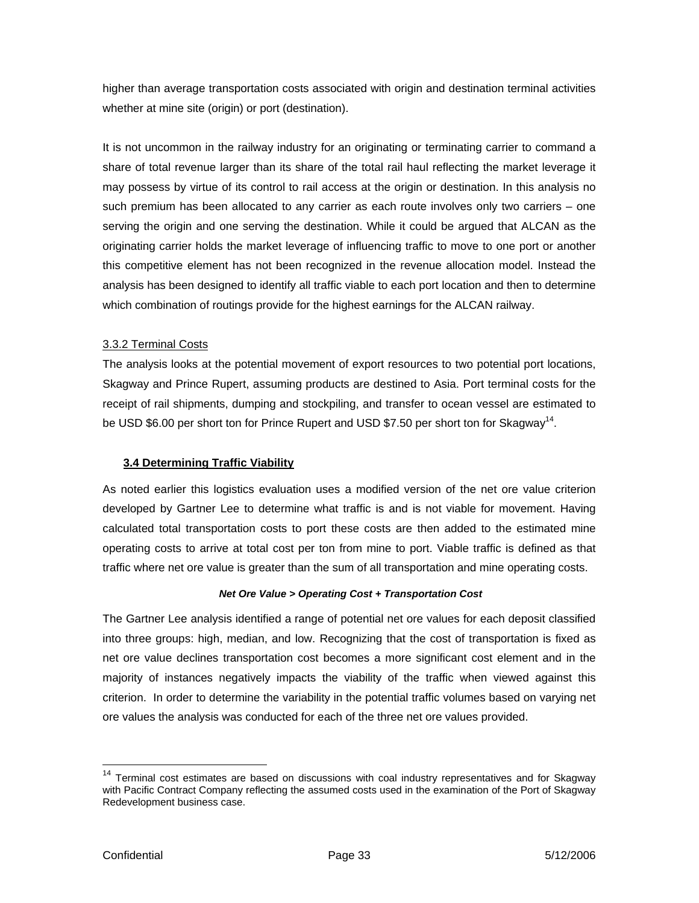higher than average transportation costs associated with origin and destination terminal activities whether at mine site (origin) or port (destination).

It is not uncommon in the railway industry for an originating or terminating carrier to command a share of total revenue larger than its share of the total rail haul reflecting the market leverage it may possess by virtue of its control to rail access at the origin or destination. In this analysis no such premium has been allocated to any carrier as each route involves only two carriers – one serving the origin and one serving the destination. While it could be argued that ALCAN as the originating carrier holds the market leverage of influencing traffic to move to one port or another this competitive element has not been recognized in the revenue allocation model. Instead the analysis has been designed to identify all traffic viable to each port location and then to determine which combination of routings provide for the highest earnings for the ALCAN railway.

3.3.2 Terminal Costs

The analysis looks at the potential movement of export resources to two potential port locations, Skagway and Prince Rupert, assuming products are destined to Asia. Port terminal costs for the receipt of rail shipments, dumping and stockpiling, and transfer to ocean vessel are estimated to be USD $6.00 per short ton for Prince Rupert and USD $7.50 per short ton for Skagway[14].

## 3.4 Determining Traffic Viability

As noted earlier this logistics evaluation uses a modified version of the net ore value criterion developed by Gartner Lee to determine what traffic is and is not viable for movement. Having calculated total transportation costs to port these costs are then added to the estimated mine operating costs to arrive at total cost per ton from mine to port. Viable traffic is defined as that traffic where net ore value is greater than the sum of all transportation and mine operating costs.

***Net Ore Value > Operating Cost + Transportation Cost***

The Gartner Lee analysis identified a range of potential net ore values for each deposit classified into three groups: high, median, and low. Recognizing that the cost of transportation is fixed as net ore value declines transportation cost becomes a more significant cost element and in the majority of instances negatively impacts the viability of the traffic when viewed against this criterion. In order to determine the variability in the potential traffic volumes based on varying net ore values the analysis was conducted for each of the three net ore values provided.

---

[14] Terminal cost estimates are based on discussions with coal industry representatives and for Skagway with Pacific Contract Company reflecting the assumed costs used in the examination of the Port of Skagway Redevelopment business case.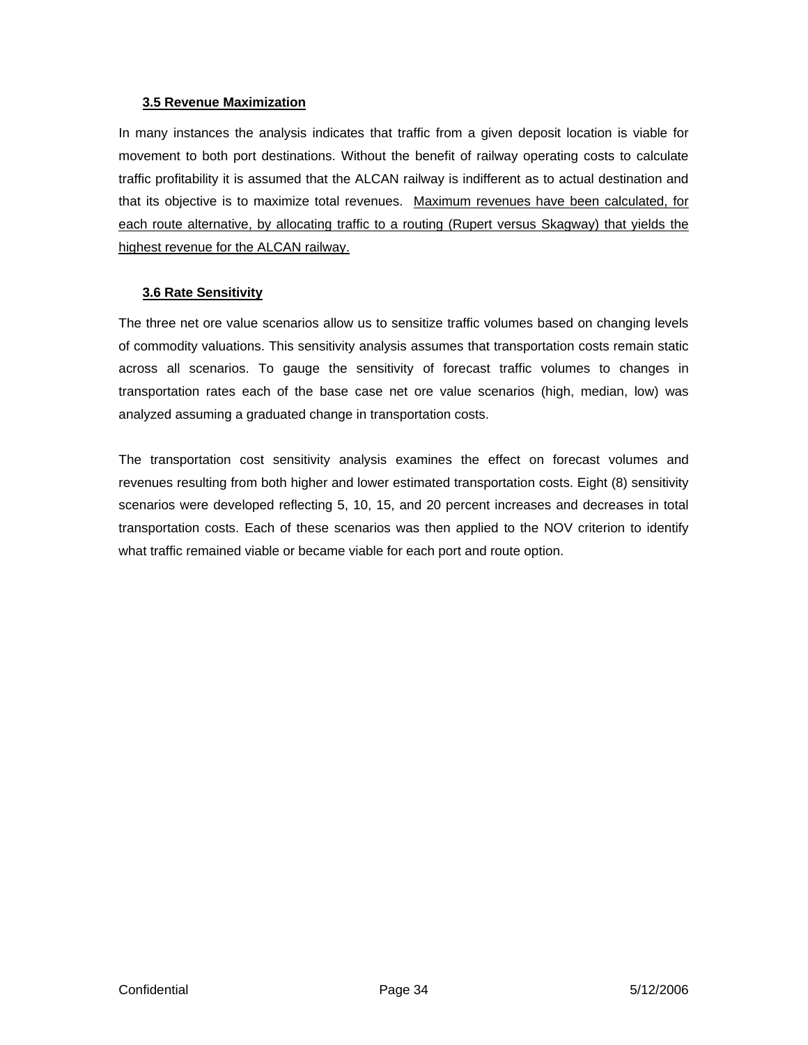### 3.5 Revenue Maximization

In many instances the analysis indicates that traffic from a given deposit location is viable for movement to both port destinations. Without the benefit of railway operating costs to calculate traffic profitability it is assumed that the ALCAN railway is indifferent as to actual destination and that its objective is to maximize total revenues. Maximum revenues have been calculated, for each route alternative, by allocating traffic to a routing (Rupert versus Skagway) that yields the highest revenue for the ALCAN railway.

### 3.6 Rate Sensitivity

The three net ore value scenarios allow us to sensitize traffic volumes based on changing levels of commodity valuations. This sensitivity analysis assumes that transportation costs remain static across all scenarios. To gauge the sensitivity of forecast traffic volumes to changes in transportation rates each of the base case net ore value scenarios (high, median, low) was analyzed assuming a graduated change in transportation costs.

The transportation cost sensitivity analysis examines the effect on forecast volumes and revenues resulting from both higher and lower estimated transportation costs. Eight (8) sensitivity scenarios were developed reflecting 5, 10, 15, and 20 percent increases and decreases in total transportation costs. Each of these scenarios was then applied to the NOV criterion to identify what traffic remained viable or became viable for each port and route option.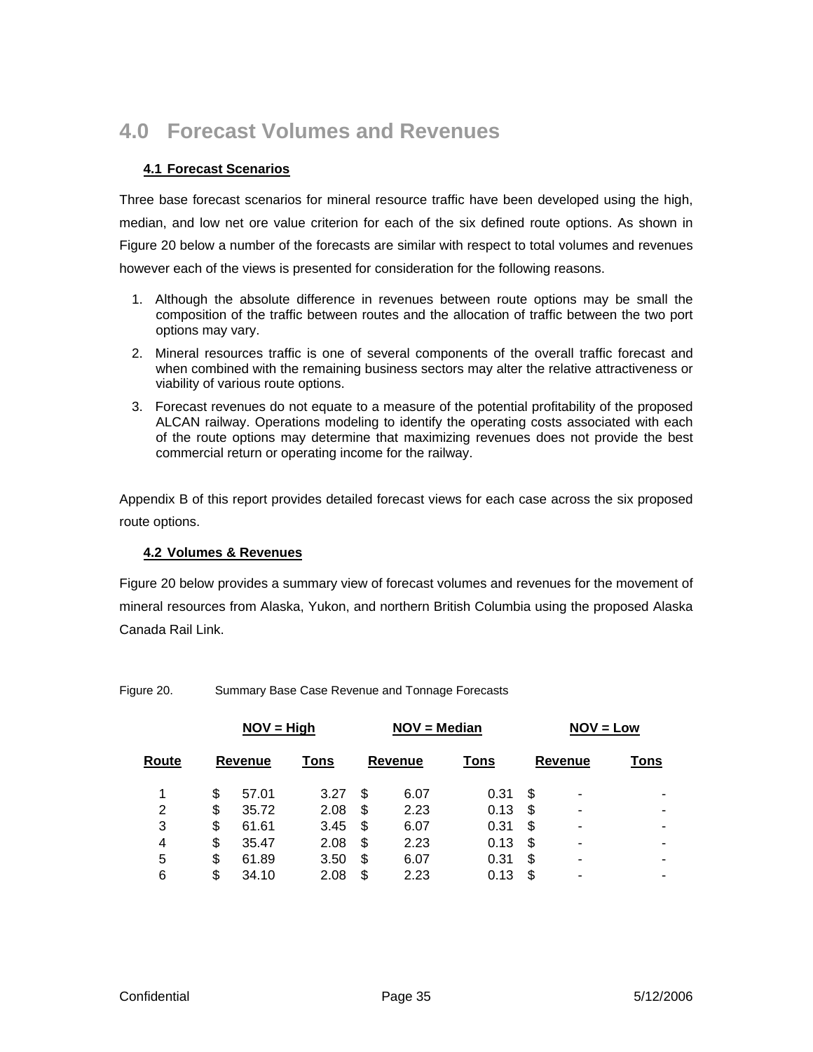# 4.0 Forecast Volumes and Revenues

### 4.1 Forecast Scenarios

Three base forecast scenarios for mineral resource traffic have been developed using the high, median, and low net ore value criterion for each of the six defined route options. As shown in Figure 20 below a number of the forecasts are similar with respect to total volumes and revenues however each of the views is presented for consideration for the following reasons.

1. Although the absolute difference in revenues between route options may be small the composition of the traffic between routes and the allocation of traffic between the two port options may vary.
2. Mineral resources traffic is one of several components of the overall traffic forecast and when combined with the remaining business sectors may alter the relative attractiveness or viability of various route options.
3. Forecast revenues do not equate to a measure of the potential profitability of the proposed ALCAN railway. Operations modeling to identify the operating costs associated with each of the route options may determine that maximizing revenues does not provide the best commercial return or operating income for the railway.

Appendix B of this report provides detailed forecast views for each case across the six proposed route options.

### 4.2 Volumes & Revenues

Figure 20 below provides a summary view of forecast volumes and revenues for the movement of mineral resources from Alaska, Yukon, and northern British Columbia using the proposed Alaska Canada Rail Link.

Figure 20. Summary Base Case Revenue and Tonnage Forecasts

| | NOV = High | | NOV = Median | | NOV = Low | |
|---|---|---|---|---|---|---|
| **Route** | **Revenue** | **Tons** | **Revenue** | **Tons** | **Revenue** | **Tons** |
| 1 | $ 57.01 | 3.27 | $ 6.07 | 0.31 | $ - | - |
| 2 | $ 35.72 | 2.08 | $ 2.23 | 0.13 | $ - | - |
| 3 | $ 61.61 | 3.45 | $ 6.07 | 0.31 | $ - | - |
| 4 | $ 35.47 | 2.08 | $ 2.23 | 0.13 | $ - | - |
| 5 | $ 61.89 | 3.50 | $ 6.07 | 0.31 | $ - | - |
| 6 | $ 34.10 | 2.08 | $ 2.23 | 0.13 | $ - | - |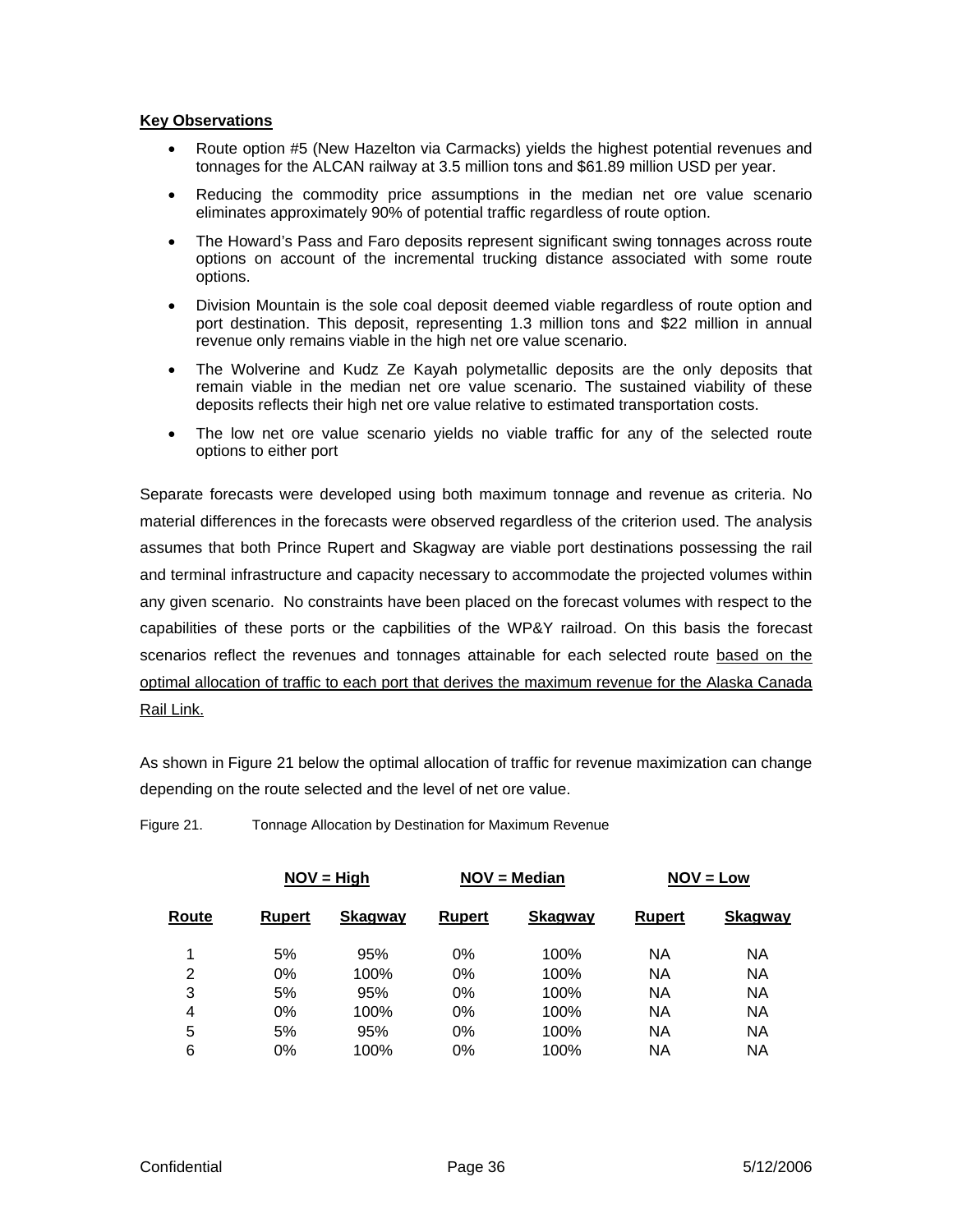**Key Observations**

- Route option #5 (New Hazelton via Carmacks) yields the highest potential revenues and tonnages for the ALCAN railway at 3.5 million tons and $61.89 million USD per year.
- Reducing the commodity price assumptions in the median net ore value scenario eliminates approximately 90% of potential traffic regardless of route option.
- The Howard's Pass and Faro deposits represent significant swing tonnages across route options on account of the incremental trucking distance associated with some route options.
- Division Mountain is the sole coal deposit deemed viable regardless of route option and port destination. This deposit, representing 1.3 million tons and $22 million in annual revenue only remains viable in the high net ore value scenario.
- The Wolverine and Kudz Ze Kayah polymetallic deposits are the only deposits that remain viable in the median net ore value scenario. The sustained viability of these deposits reflects their high net ore value relative to estimated transportation costs.
- The low net ore value scenario yields no viable traffic for any of the selected route options to either port

Separate forecasts were developed using both maximum tonnage and revenue as criteria. No material differences in the forecasts were observed regardless of the criterion used. The analysis assumes that both Prince Rupert and Skagway are viable port destinations possessing the rail and terminal infrastructure and capacity necessary to accommodate the projected volumes within any given scenario. No constraints have been placed on the forecast volumes with respect to the capabilities of these ports or the capbilities of the WP&Y railroad. On this basis the forecast scenarios reflect the revenues and tonnages attainable for each selected route based on the optimal allocation of traffic to each port that derives the maximum revenue for the Alaska Canada Rail Link.

As shown in Figure 21 below the optimal allocation of traffic for revenue maximization can change depending on the route selected and the level of net ore value.

Figure 21. Tonnage Allocation by Destination for Maximum Revenue

| | NOV = High | | NOV = Median | | NOV = Low | |
|---|---|---|---|---|---|---|
| **Route** | **Rupert** | **Skagway** | **Rupert** | **Skagway** | **Rupert** | **Skagway** |
| 1 | 5% | 95% | 0% | 100% | NA | NA |
| 2 | 0% | 100% | 0% | 100% | NA | NA |
| 3 | 5% | 95% | 0% | 100% | NA | NA |
| 4 | 0% | 100% | 0% | 100% | NA | NA |
| 5 | 5% | 95% | 0% | 100% | NA | NA |
| 6 | 0% | 100% | 0% | 100% | NA | NA |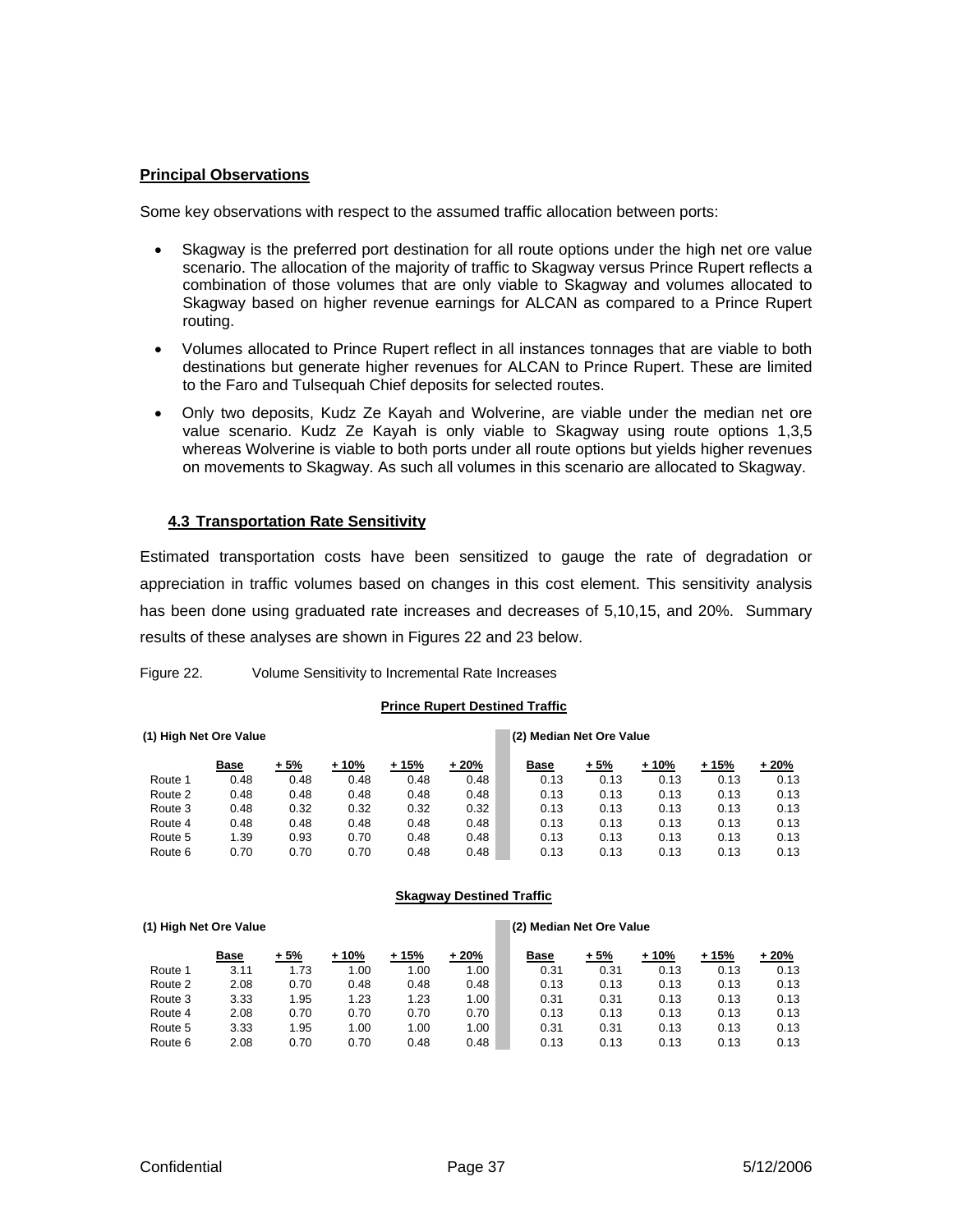**Principal Observations**

Some key observations with respect to the assumed traffic allocation between ports:

- Skagway is the preferred port destination for all route options under the high net ore value scenario. The allocation of the majority of traffic to Skagway versus Prince Rupert reflects a combination of those volumes that are only viable to Skagway and volumes allocated to Skagway based on higher revenue earnings for ALCAN as compared to a Prince Rupert routing.
- Volumes allocated to Prince Rupert reflect in all instances tonnages that are viable to both destinations but generate higher revenues for ALCAN to Prince Rupert. These are limited to the Faro and Tulsequah Chief deposits for selected routes.
- Only two deposits, Kudz Ze Kayah and Wolverine, are viable under the median net ore value scenario. Kudz Ze Kayah is only viable to Skagway using route options 1,3,5 whereas Wolverine is viable to both ports under all route options but yields higher revenues on movements to Skagway. As such all volumes in this scenario are allocated to Skagway.

## 4.3 Transportation Rate Sensitivity

Estimated transportation costs have been sensitized to gauge the rate of degradation or appreciation in traffic volumes based on changes in this cost element. This sensitivity analysis has been done using graduated rate increases and decreases of 5,10,15, and 20%. Summary results of these analyses are shown in Figures 22 and 23 below.

Figure 22. Volume Sensitivity to Incremental Rate Increases

**Prince Rupert Destined Traffic**

| | (1) High Net Ore Value | | | | | (2) Median Net Ore Value | | | | |
|---|---|---|---|---|---|---|---|---|---|---|
| | Base | + 5% | + 10% | + 15% | + 20% | Base | + 5% | + 10% | + 15% | + 20% |
| Route 1 | 0.48 | 0.48 | 0.48 | 0.48 | 0.48 | 0.13 | 0.13 | 0.13 | 0.13 | 0.13 |
| Route 2 | 0.48 | 0.48 | 0.48 | 0.48 | 0.48 | 0.13 | 0.13 | 0.13 | 0.13 | 0.13 |
| Route 3 | 0.48 | 0.32 | 0.32 | 0.32 | 0.32 | 0.13 | 0.13 | 0.13 | 0.13 | 0.13 |
| Route 4 | 0.48 | 0.48 | 0.48 | 0.48 | 0.48 | 0.13 | 0.13 | 0.13 | 0.13 | 0.13 |
| Route 5 | 1.39 | 0.93 | 0.70 | 0.48 | 0.48 | 0.13 | 0.13 | 0.13 | 0.13 | 0.13 |
| Route 6 | 0.70 | 0.70 | 0.70 | 0.48 | 0.48 | 0.13 | 0.13 | 0.13 | 0.13 | 0.13 |

**Skagway Destined Traffic**

| | (1) High Net Ore Value | | | | | (2) Median Net Ore Value | | | | |
|---|---|---|---|---|---|---|---|---|---|---|
| | Base | + 5% | + 10% | + 15% | + 20% | Base | + 5% | + 10% | + 15% | + 20% |
| Route 1 | 3.11 | 1.73 | 1.00 | 1.00 | 1.00 | 0.31 | 0.31 | 0.13 | 0.13 | 0.13 |
| Route 2 | 2.08 | 0.70 | 0.48 | 0.48 | 0.48 | 0.13 | 0.13 | 0.13 | 0.13 | 0.13 |
| Route 3 | 3.33 | 1.95 | 1.23 | 1.23 | 1.00 | 0.31 | 0.31 | 0.13 | 0.13 | 0.13 |
| Route 4 | 2.08 | 0.70 | 0.70 | 0.70 | 0.70 | 0.13 | 0.13 | 0.13 | 0.13 | 0.13 |
| Route 5 | 3.33 | 1.95 | 1.00 | 1.00 | 1.00 | 0.31 | 0.31 | 0.13 | 0.13 | 0.13 |
| Route 6 | 2.08 | 0.70 | 0.70 | 0.48 | 0.48 | 0.13 | 0.13 | 0.13 | 0.13 | 0.13 |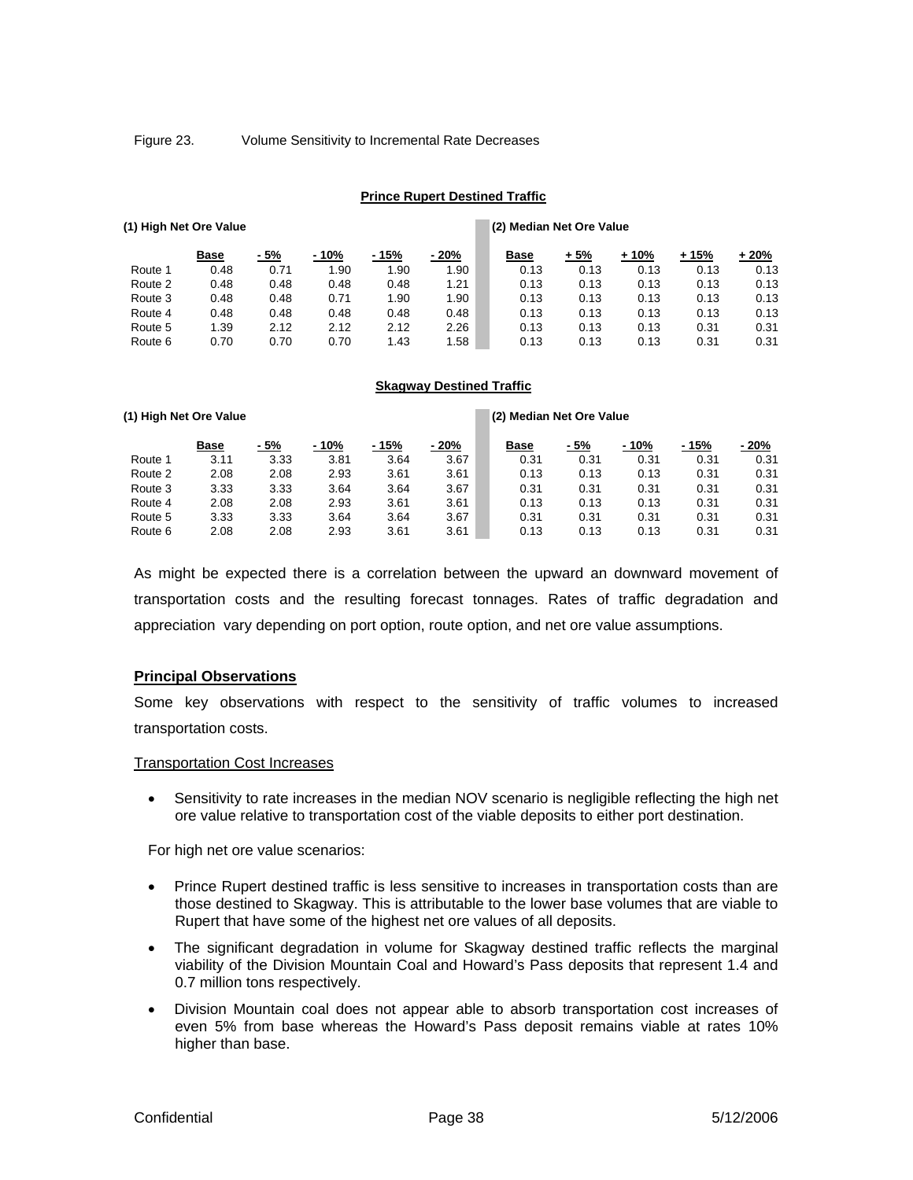Figure 23. Volume Sensitivity to Incremental Rate Decreases

**Prince Rupert Destined Traffic**

| | (1) High Net Ore Value | | | | | (2) Median Net Ore Value | | | | |
|---|---|---|---|---|---|---|---|---|---|---|
| | **Base** | **- 5%** | **- 10%** | **- 15%** | **- 20%** | **Base** | **+ 5%** | **+ 10%** | **+ 15%** | **+ 20%** |
| Route 1 | 0.48 | 0.71 | 1.90 | 1.90 | 1.90 | 0.13 | 0.13 | 0.13 | 0.13 | 0.13 |
| Route 2 | 0.48 | 0.48 | 0.48 | 0.48 | 1.21 | 0.13 | 0.13 | 0.13 | 0.13 | 0.13 |
| Route 3 | 0.48 | 0.48 | 0.71 | 1.90 | 1.90 | 0.13 | 0.13 | 0.13 | 0.13 | 0.13 |
| Route 4 | 0.48 | 0.48 | 0.48 | 0.48 | 0.48 | 0.13 | 0.13 | 0.13 | 0.13 | 0.13 |
| Route 5 | 1.39 | 2.12 | 2.12 | 2.12 | 2.26 | 0.13 | 0.13 | 0.13 | 0.31 | 0.31 |
| Route 6 | 0.70 | 0.70 | 0.70 | 1.43 | 1.58 | 0.13 | 0.13 | 0.13 | 0.31 | 0.31 |

**Skagway Destined Traffic**

| | (1) High Net Ore Value | | | | | (2) Median Net Ore Value | | | | |
|---|---|---|---|---|---|---|---|---|---|---|
| | **Base** | **- 5%** | **- 10%** | **- 15%** | **- 20%** | **Base** | **- 5%** | **- 10%** | **- 15%** | **- 20%** |
| Route 1 | 3.11 | 3.33 | 3.81 | 3.64 | 3.67 | 0.31 | 0.31 | 0.31 | 0.31 | 0.31 |
| Route 2 | 2.08 | 2.08 | 2.93 | 3.61 | 3.61 | 0.13 | 0.13 | 0.13 | 0.31 | 0.31 |
| Route 3 | 3.33 | 3.33 | 3.64 | 3.64 | 3.67 | 0.31 | 0.31 | 0.31 | 0.31 | 0.31 |
| Route 4 | 2.08 | 2.08 | 2.93 | 3.61 | 3.61 | 0.13 | 0.13 | 0.13 | 0.31 | 0.31 |
| Route 5 | 3.33 | 3.33 | 3.64 | 3.64 | 3.67 | 0.31 | 0.31 | 0.31 | 0.31 | 0.31 |
| Route 6 | 2.08 | 2.08 | 2.93 | 3.61 | 3.61 | 0.13 | 0.13 | 0.13 | 0.31 | 0.31 |

As might be expected there is a correlation between the upward an downward movement of transportation costs and the resulting forecast tonnages. Rates of traffic degradation and appreciation vary depending on port option, route option, and net ore value assumptions.

## Principal Observations

Some key observations with respect to the sensitivity of traffic volumes to increased transportation costs.

Transportation Cost Increases

- Sensitivity to rate increases in the median NOV scenario is negligible reflecting the high net ore value relative to transportation cost of the viable deposits to either port destination.

For high net ore value scenarios:

- Prince Rupert destined traffic is less sensitive to increases in transportation costs than are those destined to Skagway. This is attributable to the lower base volumes that are viable to Rupert that have some of the highest net ore values of all deposits.
- The significant degradation in volume for Skagway destined traffic reflects the marginal viability of the Division Mountain Coal and Howard's Pass deposits that represent 1.4 and 0.7 million tons respectively.
- Division Mountain coal does not appear able to absorb transportation cost increases of even 5% from base whereas the Howard's Pass deposit remains viable at rates 10% higher than base.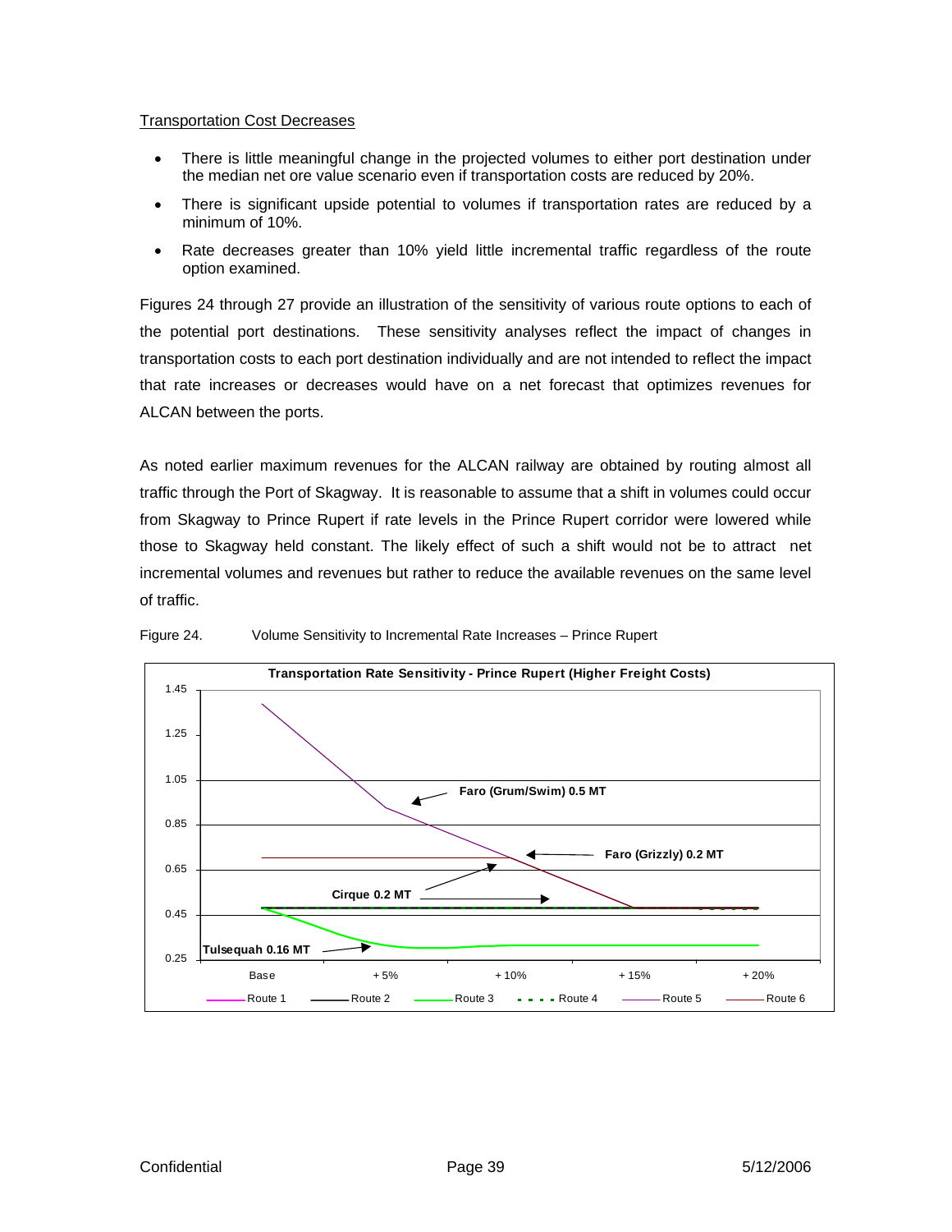Transportation Cost Decreases

- There is little meaningful change in the projected volumes to either port destination under the median net ore value scenario even if transportation costs are reduced by 20%.
- There is significant upside potential to volumes if transportation rates are reduced by a minimum of 10%.
- Rate decreases greater than 10% yield little incremental traffic regardless of the route option examined.

Figures 24 through 27 provide an illustration of the sensitivity of various route options to each of the potential port destinations. These sensitivity analyses reflect the impact of changes in transportation costs to each port destination individually and are not intended to reflect the impact that rate increases or decreases would have on a net forecast that optimizes revenues for ALCAN between the ports.

As noted earlier maximum revenues for the ALCAN railway are obtained by routing almost all traffic through the Port of Skagway. It is reasonable to assume that a shift in volumes could occur from Skagway to Prince Rupert if rate levels in the Prince Rupert corridor were lowered while those to Skagway held constant. The likely effect of such a shift would not be to attract net incremental volumes and revenues but rather to reduce the available revenues on the same level of traffic.

Figure 24. Volume Sensitivity to Incremental Rate Increases – Prince Rupert

**Transportation Rate Sensitivity - Prince Rupert (Higher Freight Costs)**

Y-axis: 0.25, 0.45, 0.65, 0.85, 1.05, 1.25, 1.45

X-axis: Base, + 5%, + 10%, + 15%, + 20%

Labels: Faro (Grum/Swim) 0.5 MT; Faro (Grizzly) 0.2 MT; Cirque 0.2 MT; Tulsequah 0.16 MT

Legend: Route 1, Route 2, Route 3, Route 4, Route 5, Route 6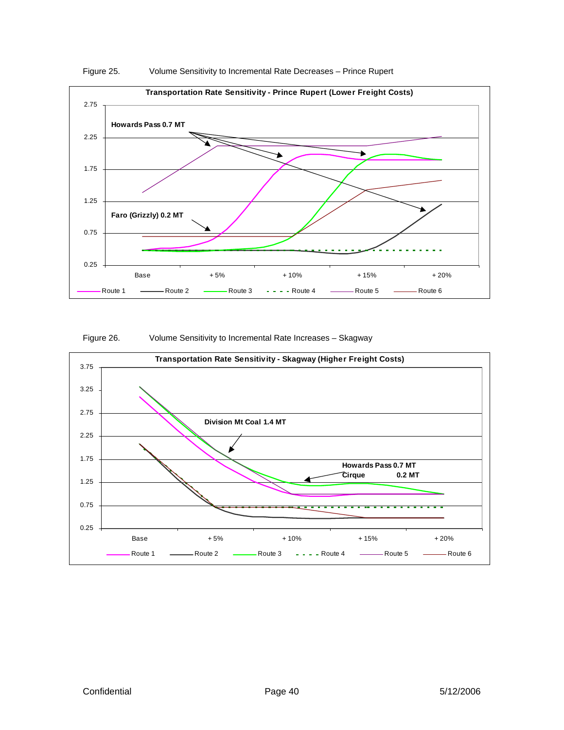Figure 25. Volume Sensitivity to Incremental Rate Decreases – Prince Rupert

**Transportation Rate Sensitivity - Prince Rupert (Lower Freight Costs)**

Howards Pass 0.7 MT

Faro (Grizzly) 0.2 MT

Base, + 5%, + 10%, + 15%, + 20%

Route 1, Route 2, Route 3, Route 4, Route 5, Route 6

Figure 26. Volume Sensitivity to Incremental Rate Increases – Skagway

**Transportation Rate Sensitivity - Skagway (Higher Freight Costs)**

Division Mt Coal 1.4 MT

Howards Pass 0.7 MT

Cirque 0.2 MT

Base, + 5%, + 10%, + 15%, + 20%

Route 1, Route 2, Route 3, Route 4, Route 5, Route 6

Confidential 5/12/2006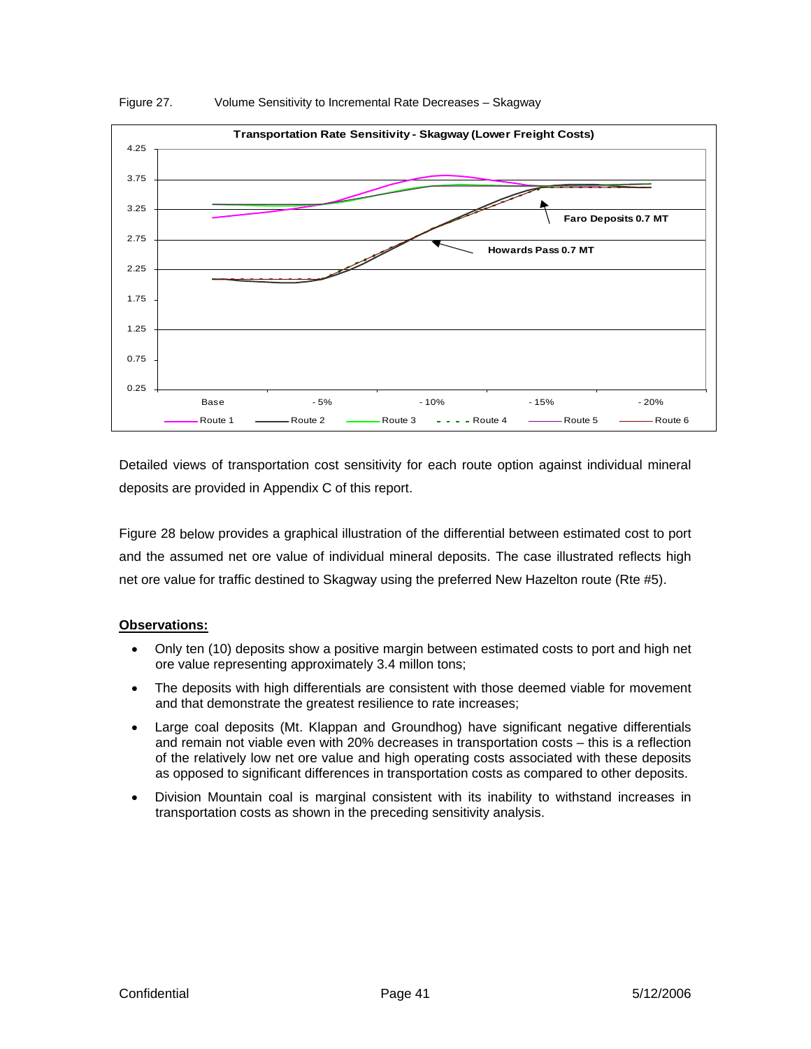Figure 27. Volume Sensitivity to Incremental Rate Decreases – Skagway

Detailed views of transportation cost sensitivity for each route option against individual mineral deposits are provided in Appendix C of this report.

Figure 28 below provides a graphical illustration of the differential between estimated cost to port and the assumed net ore value of individual mineral deposits. The case illustrated reflects high net ore value for traffic destined to Skagway using the preferred New Hazelton route (Rte #5).

**Observations:**

- Only ten (10) deposits show a positive margin between estimated costs to port and high net ore value representing approximately 3.4 millon tons;
- The deposits with high differentials are consistent with those deemed viable for movement and that demonstrate the greatest resilience to rate increases;
- Large coal deposits (Mt. Klappan and Groundhog) have significant negative differentials and remain not viable even with 20% decreases in transportation costs – this is a reflection of the relatively low net ore value and high operating costs associated with these deposits as opposed to significant differences in transportation costs as compared to other deposits.
- Division Mountain coal is marginal consistent with its inability to withstand increases in transportation costs as shown in the preceding sensitivity analysis.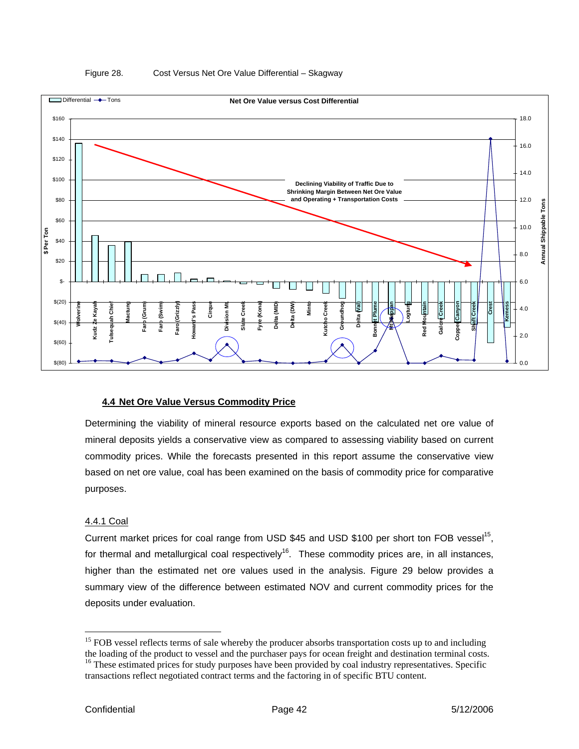Figure 28. Cost Versus Net Ore Value Differential – Skagway

### 4.4 Net Ore Value Versus Commodity Price

Determining the viability of mineral resource exports based on the calculated net ore value of mineral deposits yields a conservative view as compared to assessing viability based on current commodity prices. While the forecasts presented in this report assume the conservative view based on net ore value, coal has been examined on the basis of commodity price for comparative purposes.

#### 4.4.1 Coal

Current market prices for coal range from USD $45 and USD $100 per short ton FOB vessel[15], for thermal and metallurgical coal respectively[16]. These commodity prices are, in all instances, higher than the estimated net ore values used in the analysis. Figure 29 below provides a summary view of the difference between estimated NOV and current commodity prices for the deposits under evaluation.

---

[15] FOB vessel reflects terms of sale whereby the producer absorbs transportation costs up to and including the loading of the product to vessel and the purchaser pays for ocean freight and destination terminal costs.

[16] These estimated prices for study purposes have been provided by coal industry representatives. Specific transactions reflect negotiated contract terms and the factoring in of specific BTU content.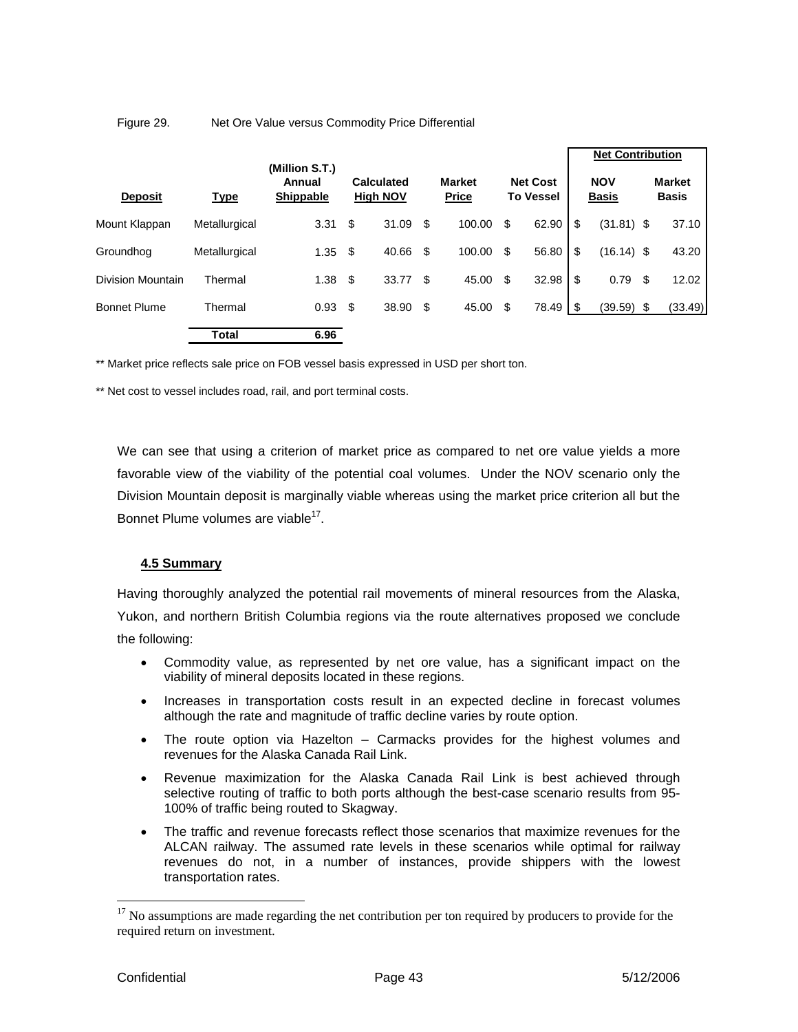Figure 29. Net Ore Value versus Commodity Price Differential

| Deposit | Type | (Million S.T.) Annual Shippable | Calculated High NOV | Market Price | Net Cost To Vessel | Net Contribution NOV Basis | Net Contribution Market Basis |
|---|---|---|---|---|---|---|---|
| Mount Klappan | Metallurgical | 3.31 | $ 31.09 | $ 100.00 | $ 62.90 | $ (31.81) | $ 37.10 |
| Groundhog | Metallurgical | 1.35 | $ 40.66 | $ 100.00 | $ 56.80 | $ (16.14) | $ 43.20 |
| Division Mountain | Thermal | 1.38 | $ 33.77 | $ 45.00 | $ 32.98 | $ 0.79 | $ 12.02 |
| Bonnet Plume | Thermal | 0.93 | $ 38.90 | $ 45.00 | $ 78.49 | $ (39.59) | $ (33.49) |
| | **Total** | **6.96** | | | | | |

** Market price reflects sale price on FOB vessel basis expressed in USD per short ton.

** Net cost to vessel includes road, rail, and port terminal costs.

We can see that using a criterion of market price as compared to net ore value yields a more favorable view of the viability of the potential coal volumes. Under the NOV scenario only the Division Mountain deposit is marginally viable whereas using the market price criterion all but the Bonnet Plume volumes are viable[17].

### 4.5 Summary

Having thoroughly analyzed the potential rail movements of mineral resources from the Alaska, Yukon, and northern British Columbia regions via the route alternatives proposed we conclude the following:

- Commodity value, as represented by net ore value, has a significant impact on the viability of mineral deposits located in these regions.
- Increases in transportation costs result in an expected decline in forecast volumes although the rate and magnitude of traffic decline varies by route option.
- The route option via Hazelton – Carmacks provides for the highest volumes and revenues for the Alaska Canada Rail Link.
- Revenue maximization for the Alaska Canada Rail Link is best achieved through selective routing of traffic to both ports although the best-case scenario results from 95-100% of traffic being routed to Skagway.
- The traffic and revenue forecasts reflect those scenarios that maximize revenues for the ALCAN railway. The assumed rate levels in these scenarios while optimal for railway revenues do not, in a number of instances, provide shippers with the lowest transportation rates.

[17] No assumptions are made regarding the net contribution per ton required by producers to provide for the required return on investment.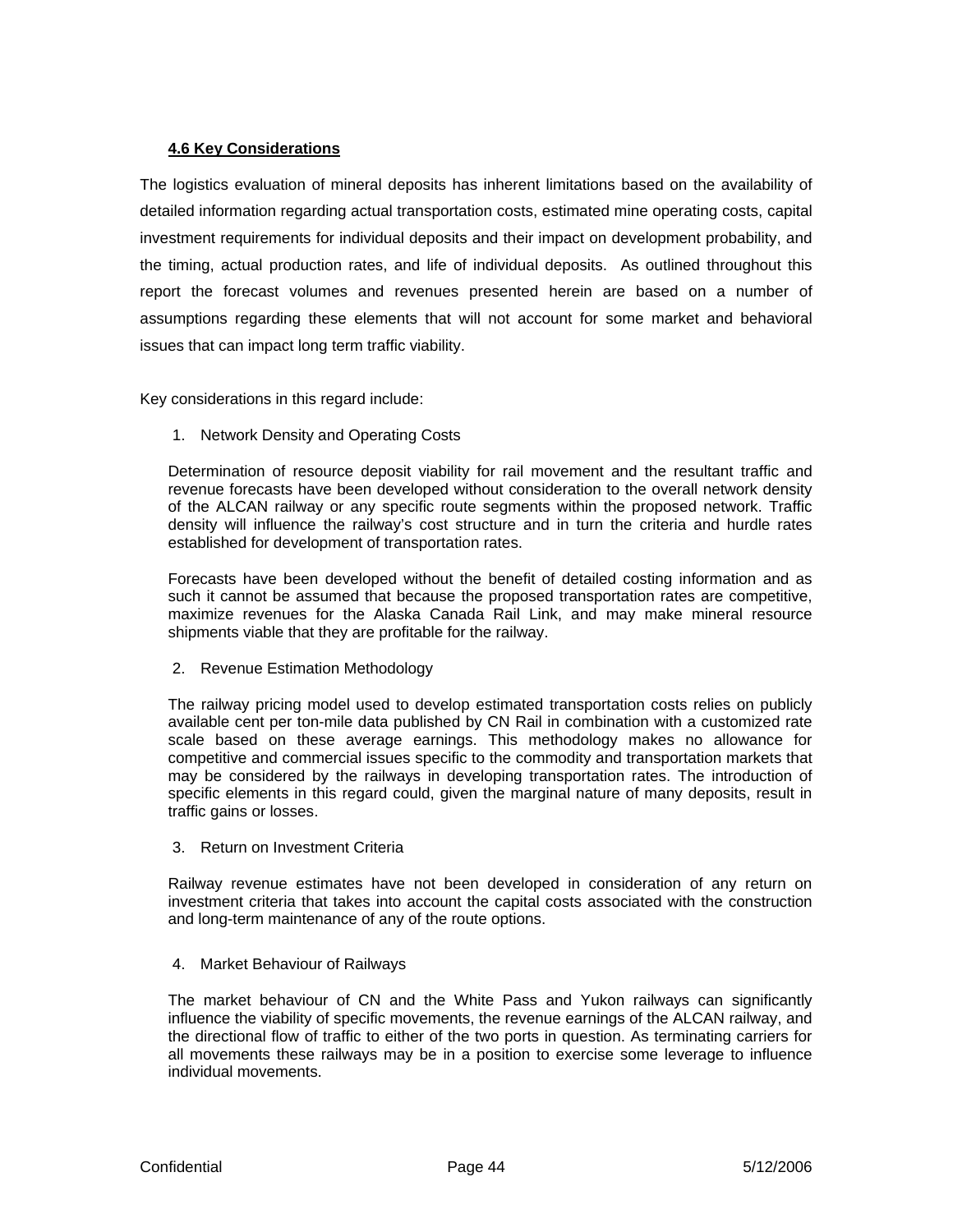### 4.6 Key Considerations

The logistics evaluation of mineral deposits has inherent limitations based on the availability of detailed information regarding actual transportation costs, estimated mine operating costs, capital investment requirements for individual deposits and their impact on development probability, and the timing, actual production rates, and life of individual deposits. As outlined throughout this report the forecast volumes and revenues presented herein are based on a number of assumptions regarding these elements that will not account for some market and behavioral issues that can impact long term traffic viability.

Key considerations in this regard include:

1. Network Density and Operating Costs

   Determination of resource deposit viability for rail movement and the resultant traffic and revenue forecasts have been developed without consideration to the overall network density of the ALCAN railway or any specific route segments within the proposed network. Traffic density will influence the railway's cost structure and in turn the criteria and hurdle rates established for development of transportation rates.

   Forecasts have been developed without the benefit of detailed costing information and as such it cannot be assumed that because the proposed transportation rates are competitive, maximize revenues for the Alaska Canada Rail Link, and may make mineral resource shipments viable that they are profitable for the railway.

2. Revenue Estimation Methodology

   The railway pricing model used to develop estimated transportation costs relies on publicly available cent per ton-mile data published by CN Rail in combination with a customized rate scale based on these average earnings. This methodology makes no allowance for competitive and commercial issues specific to the commodity and transportation markets that may be considered by the railways in developing transportation rates. The introduction of specific elements in this regard could, given the marginal nature of many deposits, result in traffic gains or losses.

3. Return on Investment Criteria

   Railway revenue estimates have not been developed in consideration of any return on investment criteria that takes into account the capital costs associated with the construction and long-term maintenance of any of the route options.

4. Market Behaviour of Railways

   The market behaviour of CN and the White Pass and Yukon railways can significantly influence the viability of specific movements, the revenue earnings of the ALCAN railway, and the directional flow of traffic to either of the two ports in question. As terminating carriers for all movements these railways may be in a position to exercise some leverage to influence individual movements.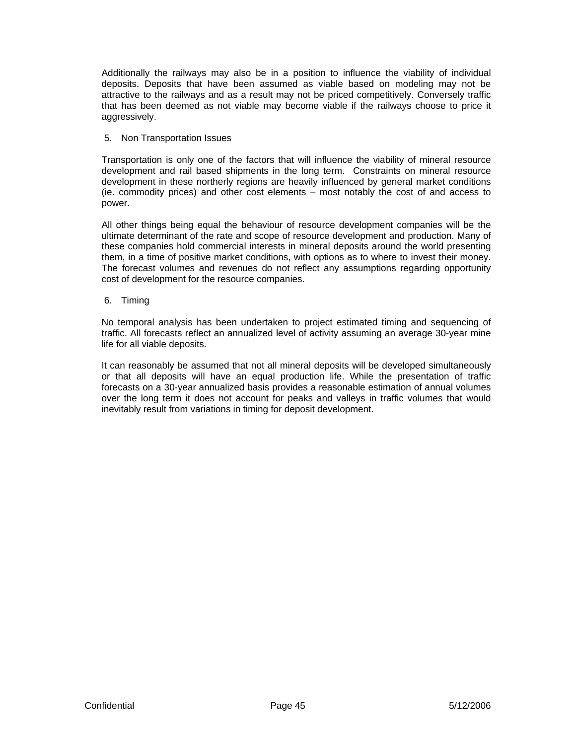Additionally the railways may also be in a position to influence the viability of individual deposits. Deposits that have been assumed as viable based on modeling may not be attractive to the railways and as a result may not be priced competitively. Conversely traffic that has been deemed as not viable may become viable if the railways choose to price it aggressively.

5. Non Transportation Issues

Transportation is only one of the factors that will influence the viability of mineral resource development and rail based shipments in the long term. Constraints on mineral resource development in these northerly regions are heavily influenced by general market conditions (ie. commodity prices) and other cost elements – most notably the cost of and access to power.

All other things being equal the behaviour of resource development companies will be the ultimate determinant of the rate and scope of resource development and production. Many of these companies hold commercial interests in mineral deposits around the world presenting them, in a time of positive market conditions, with options as to where to invest their money. The forecast volumes and revenues do not reflect any assumptions regarding opportunity cost of development for the resource companies.

6. Timing

No temporal analysis has been undertaken to project estimated timing and sequencing of traffic. All forecasts reflect an annualized level of activity assuming an average 30-year mine life for all viable deposits.

It can reasonably be assumed that not all mineral deposits will be developed simultaneously or that all deposits will have an equal production life. While the presentation of traffic forecasts on a 30-year annualized basis provides a reasonable estimation of annual volumes over the long term it does not account for peaks and valleys in traffic volumes that would inevitably result from variations in timing for deposit development.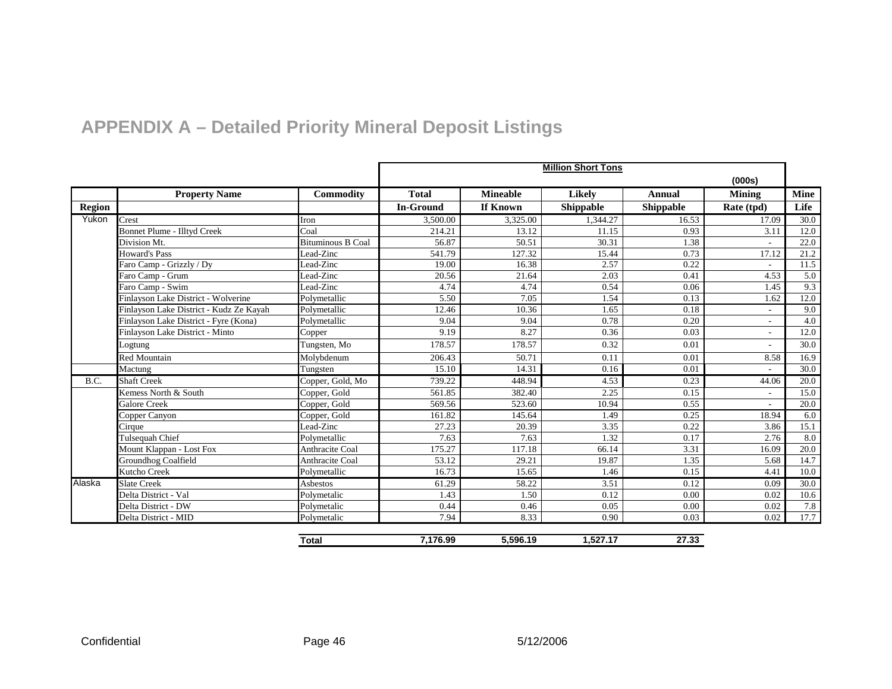# APPENDIX A – Detailed Priority Mineral Deposit Listings

| | | | Million Short Tons | | | | (000s) | |
|---|---|---|---|---|---|---|---|---|
| | **Property Name** | **Commodity** | **Total** | **Mineable** | **Likely** | **Annual** | **Mining** | **Mine** |
| **Region** | | | **In-Ground** | **If Known** | **Shippable** | **Shippable** | **Rate (tpd)** | **Life** |
| Yukon | Crest | Iron | 3,500.00 | 3,325.00 | 1,344.27 | 16.53 | 17.09 | 30.0 |
| | Bonnet Plume - Illtyd Creek | Coal | 214.21 | 13.12 | 11.15 | 0.93 | 3.11 | 12.0 |
| | Division Mt. | Bituminous B Coal | 56.87 | 50.51 | 30.31 | 1.38 | - | 22.0 |
| | Howard's Pass | Lead-Zinc | 541.79 | 127.32 | 15.44 | 0.73 | 17.12 | 21.2 |
| | Faro Camp - Grizzly / Dy | Lead-Zinc | 19.00 | 16.38 | 2.57 | 0.22 | - | 11.5 |
| | Faro Camp - Grum | Lead-Zinc | 20.56 | 21.64 | 2.03 | 0.41 | 4.53 | 5.0 |
| | Faro Camp - Swim | Lead-Zinc | 4.74 | 4.74 | 0.54 | 0.06 | 1.45 | 9.3 |
| | Finlayson Lake District - Wolverine | Polymetallic | 5.50 | 7.05 | 1.54 | 0.13 | 1.62 | 12.0 |
| | Finlayson Lake District - Kudz Ze Kayah | Polymetallic | 12.46 | 10.36 | 1.65 | 0.18 | - | 9.0 |
| | Finlayson Lake District - Fyre (Kona) | Polymetallic | 9.04 | 9.04 | 0.78 | 0.20 | - | 4.0 |
| | Finlayson Lake District - Minto | Copper | 9.19 | 8.27 | 0.36 | 0.03 | - | 12.0 |
| | Logtung | Tungsten, Mo | 178.57 | 178.57 | 0.32 | 0.01 | - | 30.0 |
| | Red Mountain | Molybdenum | 206.43 | 50.71 | 0.11 | 0.01 | 8.58 | 16.9 |
| | Mactung | Tungsten | 15.10 | 14.31 | 0.16 | 0.01 | - | 30.0 |
| B.C. | Shaft Creek | Copper, Gold, Mo | 739.22 | 448.94 | 4.53 | 0.23 | 44.06 | 20.0 |
| | Kemess North & South | Copper, Gold | 561.85 | 382.40 | 2.25 | 0.15 | - | 15.0 |
| | Galore Creek | Copper, Gold | 569.56 | 523.60 | 10.94 | 0.55 | - | 20.0 |
| | Copper Canyon | Copper, Gold | 161.82 | 145.64 | 1.49 | 0.25 | 18.94 | 6.0 |
| | Cirque | Lead-Zinc | 27.23 | 20.39 | 3.35 | 0.22 | 3.86 | 15.1 |
| | Tulsequah Chief | Polymetallic | 7.63 | 7.63 | 1.32 | 0.17 | 2.76 | 8.0 |
| | Mount Klappan - Lost Fox | Anthracite Coal | 175.27 | 117.18 | 66.14 | 3.31 | 16.09 | 20.0 |
| | Groundhog Coalfield | Anthracite Coal | 53.12 | 29.21 | 19.87 | 1.35 | 5.68 | 14.7 |
| | Kutcho Creek | Polymetallic | 16.73 | 15.65 | 1.46 | 0.15 | 4.41 | 10.0 |
| Alaska | Slate Creek | Asbestos | 61.29 | 58.22 | 3.51 | 0.12 | 0.09 | 30.0 |
| | Delta District - Val | Polymetalic | 1.43 | 1.50 | 0.12 | 0.00 | 0.02 | 10.6 |
| | Delta District - DW | Polymetalic | 0.44 | 0.46 | 0.05 | 0.00 | 0.02 | 7.8 |
| | Delta District - MID | Polymetalic | 7.94 | 8.33 | 0.90 | 0.03 | 0.02 | 17.7 |
| | | **Total** | **7,176.99** | **5,596.19** | **1,527.17** | **27.33** | | |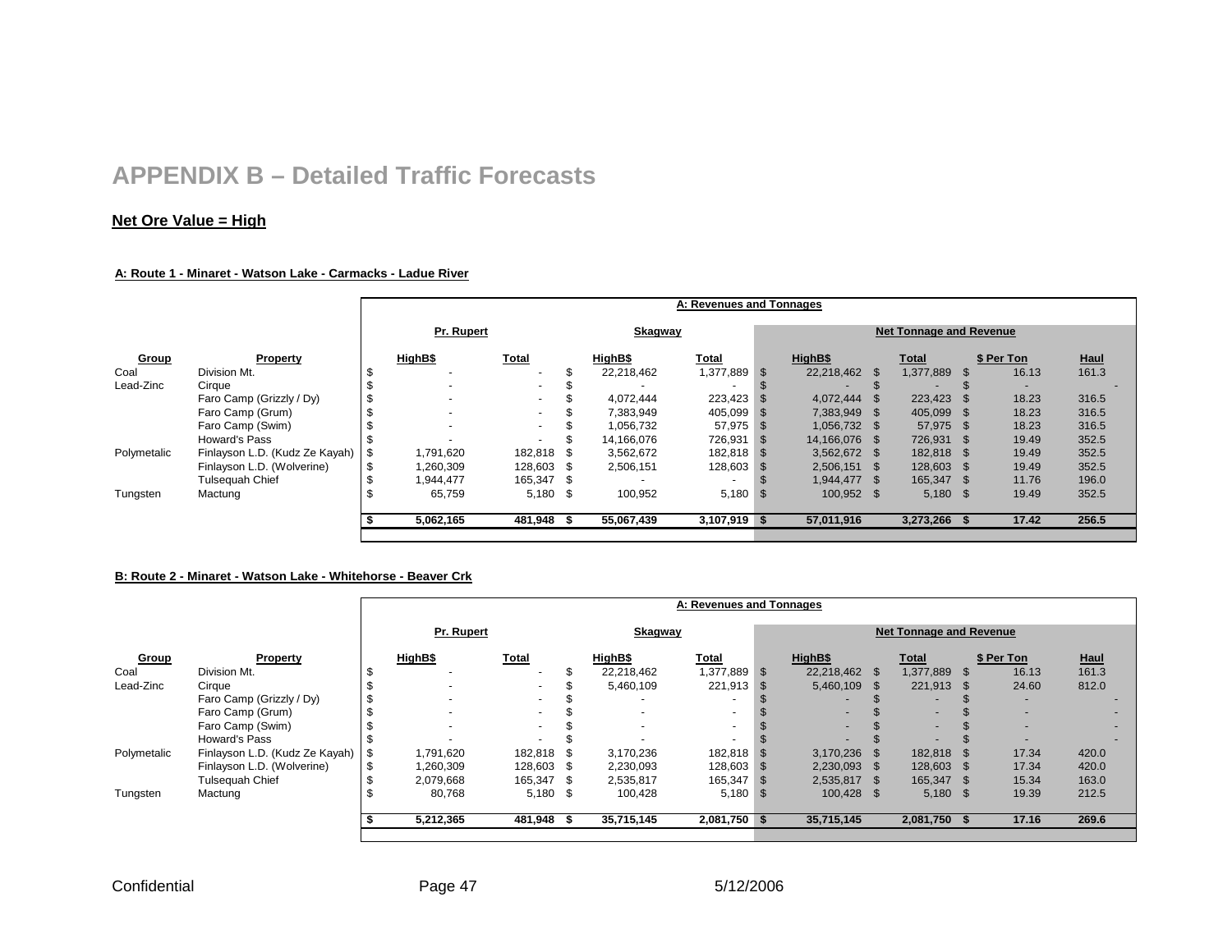# APPENDIX B – Detailed Traffic Forecasts

**Net Ore Value = High**

**A: Route 1 - Minaret - Watson Lake - Carmacks - Ladue River**

| | | A: Revenues and Tonnages | | | | | | | |
|---|---|---|---|---|---|---|---|---|---|
| | | Pr. Rupert | | Skagway | | Net Tonnage and Revenue | | | |
| Group | Property | HighB$ | Total | HighB$ | Total | HighB$ | Total | $ Per Ton | Haul |
| Coal | Division Mt. | $ - | - | $ 22,218,462 | 1,377,889 | $ 22,218,462 | $ 1,377,889 | $ 16.13 | 161.3 |
| Lead-Zinc | Cirque | $ - | - | $ - | - | $ - | $ - | $ - | - |
| | Faro Camp (Grizzly / Dy) | $ - | - | $ 4,072,444 | 223,423 | $ 4,072,444 | $ 223,423 | $ 18.23 | 316.5 |
| | Faro Camp (Grum) | $ - | - | $ 7,383,949 | 405,099 | $ 7,383,949 | $ 405,099 | $ 18.23 | 316.5 |
| | Faro Camp (Swim) | $ - | - | $ 1,056,732 | 57,975 | $ 1,056,732 | $ 57,975 | $ 18.23 | 316.5 |
| | Howard's Pass | $ - | - | $ 14,166,076 | 726,931 | $ 14,166,076 | $ 726,931 | $ 19.49 | 352.5 |
| Polymetalic | Finlayson L.D. (Kudz Ze Kayah) | $ 1,791,620 | 182,818 | $ 3,562,672 | 182,818 | $ 3,562,672 | $ 182,818 | $ 19.49 | 352.5 |
| | Finlayson L.D. (Wolverine) | $ 1,260,309 | 128,603 | $ 2,506,151 | 128,603 | $ 2,506,151 | $ 128,603 | $ 19.49 | 352.5 |
| | Tulsequah Chief | $ 1,944,477 | 165,347 | $ - | - | $ 1,944,477 | $ 165,347 | $ 11.76 | 196.0 |
| Tungsten | Mactung | $ 65,759 | 5,180 | $ 100,952 | 5,180 | $ 100,952 | $ 5,180 | $ 19.49 | 352.5 |
| | | **$ 5,062,165** | **481,948** | **$ 55,067,439** | **3,107,919** | **$ 57,011,916** | **3,273,266** | **$ 17.42** | **256.5** |

**B: Route 2 - Minaret - Watson Lake - Whitehorse - Beaver Crk**

| | | A: Revenues and Tonnages | | | | | | | |
|---|---|---|---|---|---|---|---|---|---|
| | | Pr. Rupert | | Skagway | | Net Tonnage and Revenue | | | |
| Group | Property | HighB$ | Total | HighB$ | Total | HighB$ | Total | $ Per Ton | Haul |
| Coal | Division Mt. | $ - | - | $ 22,218,462 | 1,377,889 | $ 22,218,462 | $ 1,377,889 | $ 16.13 | 161.3 |
| Lead-Zinc | Cirque | $ - | - | $ 5,460,109 | 221,913 | $ 5,460,109 | $ 221,913 | $ 24.60 | 812.0 |
| | Faro Camp (Grizzly / Dy) | $ - | - | $ - | - | $ - | $ - | $ - | - |
| | Faro Camp (Grum) | $ - | - | $ - | - | $ - | $ - | $ - | - |
| | Faro Camp (Swim) | $ - | - | $ - | - | $ - | $ - | $ - | - |
| | Howard's Pass | $ - | - | $ - | - | $ - | $ - | $ - | - |
| Polymetalic | Finlayson L.D. (Kudz Ze Kayah) | $ 1,791,620 | 182,818 | $ 3,170,236 | 182,818 | $ 3,170,236 | $ 182,818 | $ 17.34 | 420.0 |
| | Finlayson L.D. (Wolverine) | $ 1,260,309 | 128,603 | $ 2,230,093 | 128,603 | $ 2,230,093 | $ 128,603 | $ 17.34 | 420.0 |
| | Tulsequah Chief | $ 2,079,668 | 165,347 | $ 2,535,817 | 165,347 | $ 2,535,817 | $ 165,347 | $ 15.34 | 163.0 |
| Tungsten | Mactung | $ 80,768 | 5,180 | $ 100,428 | 5,180 | $ 100,428 | $ 5,180 | $ 19.39 | 212.5 |
| | | **$ 5,212,365** | **481,948** | **$ 35,715,145** | **2,081,750** | **$ 35,715,145** | **2,081,750** | **$ 17.16** | **269.6** |

Confidential 5/12/2006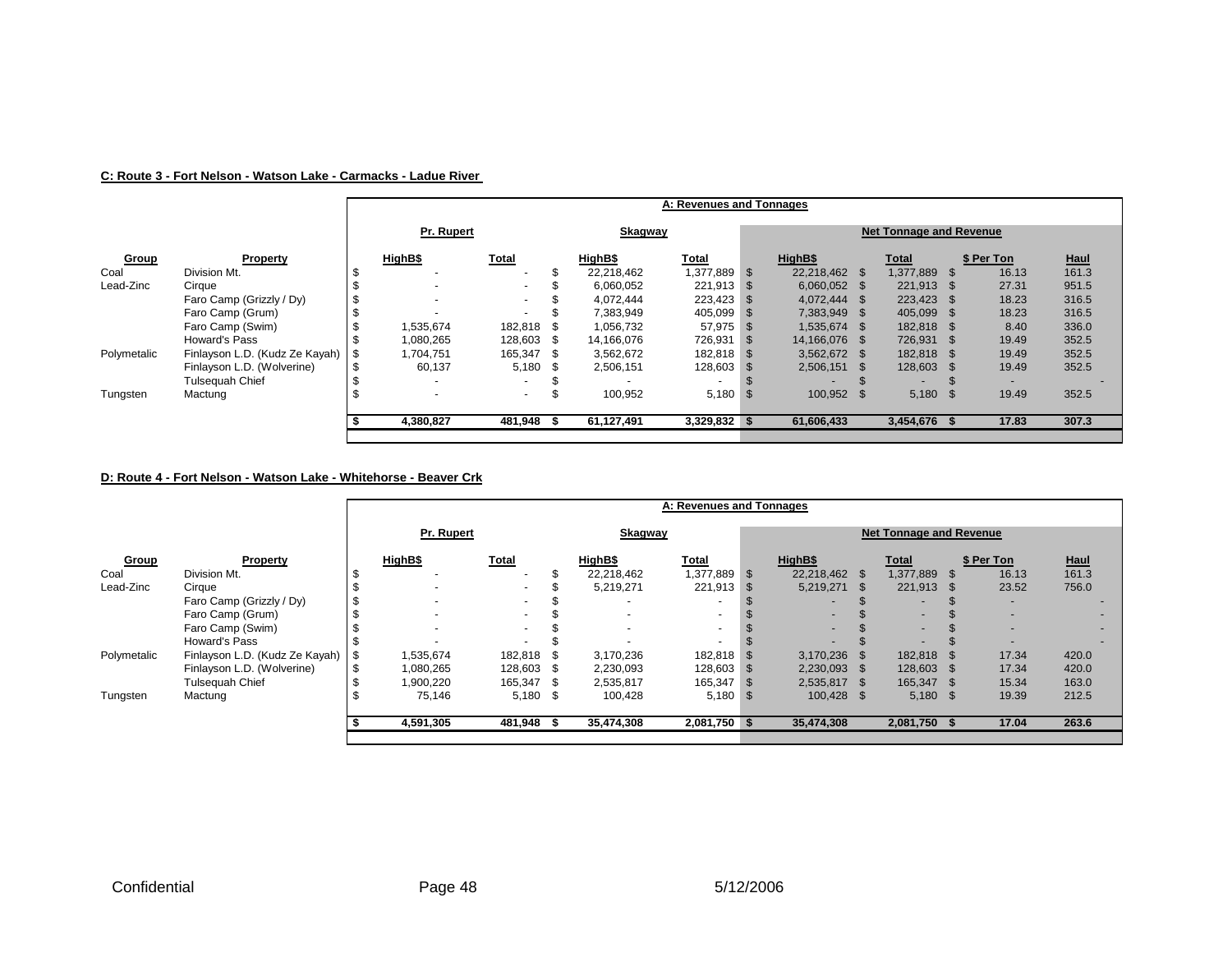**C: Route 3 - Fort Nelson - Watson Lake - Carmacks - Ladue River**

| | | A: Revenues and Tonnages | | | | | | | |
|---|---|---|---|---|---|---|---|---|---|
| | | Pr. Rupert | | Skagway | | Net Tonnage and Revenue | | | |
| Group | Property | HighB$ | Total | HighB$ | Total | HighB$ | Total | $ Per Ton | Haul |
| Coal | Division Mt. | $ - | - | $ 22,218,462 | 1,377,889 | $ 22,218,462 | $ 1,377,889 | $ 16.13 | 161.3 |
| Lead-Zinc | Cirque | $ - | - | $ 6,060,052 | 221,913 | $ 6,060,052 | $ 221,913 | $ 27.31 | 951.5 |
| | Faro Camp (Grizzly / Dy) | $ - | - | $ 4,072,444 | 223,423 | $ 4,072,444 | $ 223,423 | $ 18.23 | 316.5 |
| | Faro Camp (Grum) | $ - | - | $ 7,383,949 | 405,099 | $ 7,383,949 | $ 405,099 | $ 18.23 | 316.5 |
| | Faro Camp (Swim) | $ 1,535,674 | 182,818 | $ 1,056,732 | 57,975 | $ 1,535,674 | $ 182,818 | $ 8.40 | 336.0 |
| | Howard's Pass | $ 1,080,265 | 128,603 | $ 14,166,076 | 726,931 | $ 14,166,076 | $ 726,931 | $ 19.49 | 352.5 |
| Polymetalic | Finlayson L.D. (Kudz Ze Kayah) | $ 1,704,751 | 165,347 | $ 3,562,672 | 182,818 | $ 3,562,672 | $ 182,818 | $ 19.49 | 352.5 |
| | Finlayson L.D. (Wolverine) | $ 60,137 | 5,180 | $ 2,506,151 | 128,603 | $ 2,506,151 | $ 128,603 | $ 19.49 | 352.5 |
| | Tulsequah Chief | $ - | - | $ - | - | $ - | $ - | $ - | - |
| Tungsten | Mactung | $ - | - | $ 100,952 | 5,180 | $ 100,952 | $ 5,180 | $ 19.49 | 352.5 |
| | | **$ 4,380,827** | **481,948** | **$ 61,127,491** | **3,329,832** | **$ 61,606,433** | **3,454,676** | **$ 17.83** | **307.3** |

**D: Route 4 - Fort Nelson - Watson Lake - Whitehorse - Beaver Crk**

| | | A: Revenues and Tonnages | | | | | | | |
|---|---|---|---|---|---|---|---|---|---|
| | | Pr. Rupert | | Skagway | | Net Tonnage and Revenue | | | |
| Group | Property | HighB$ | Total | HighB$ | Total | HighB$ | Total | $ Per Ton | Haul |
| Coal | Division Mt. | $ - | - | $ 22,218,462 | 1,377,889 | $ 22,218,462 | $ 1,377,889 | $ 16.13 | 161.3 |
| Lead-Zinc | Cirque | $ - | - | $ 5,219,271 | 221,913 | $ 5,219,271 | $ 221,913 | $ 23.52 | 756.0 |
| | Faro Camp (Grizzly / Dy) | $ - | - | $ - | - | $ - | $ - | $ - | - |
| | Faro Camp (Grum) | $ - | - | $ - | - | $ - | $ - | $ - | - |
| | Faro Camp (Swim) | $ - | - | $ - | - | $ - | $ - | $ - | - |
| | Howard's Pass | $ - | - | $ - | - | $ - | $ - | $ - | - |
| Polymetalic | Finlayson L.D. (Kudz Ze Kayah) | $ 1,535,674 | 182,818 | $ 3,170,236 | 182,818 | $ 3,170,236 | $ 182,818 | $ 17.34 | 420.0 |
| | Finlayson L.D. (Wolverine) | $ 1,080,265 | 128,603 | $ 2,230,093 | 128,603 | $ 2,230,093 | $ 128,603 | $ 17.34 | 420.0 |
| | Tulsequah Chief | $ 1,900,220 | 165,347 | $ 2,535,817 | 165,347 | $ 2,535,817 | $ 165,347 | $ 15.34 | 163.0 |
| Tungsten | Mactung | $ 75,146 | 5,180 | $ 100,428 | 5,180 | $ 100,428 | $ 5,180 | $ 19.39 | 212.5 |
| | | **$ 4,591,305** | **481,948** | **$ 35,474,308** | **2,081,750** | **$ 35,474,308** | **2,081,750** | **$ 17.04** | **263.6** |

Confidential 5/12/2006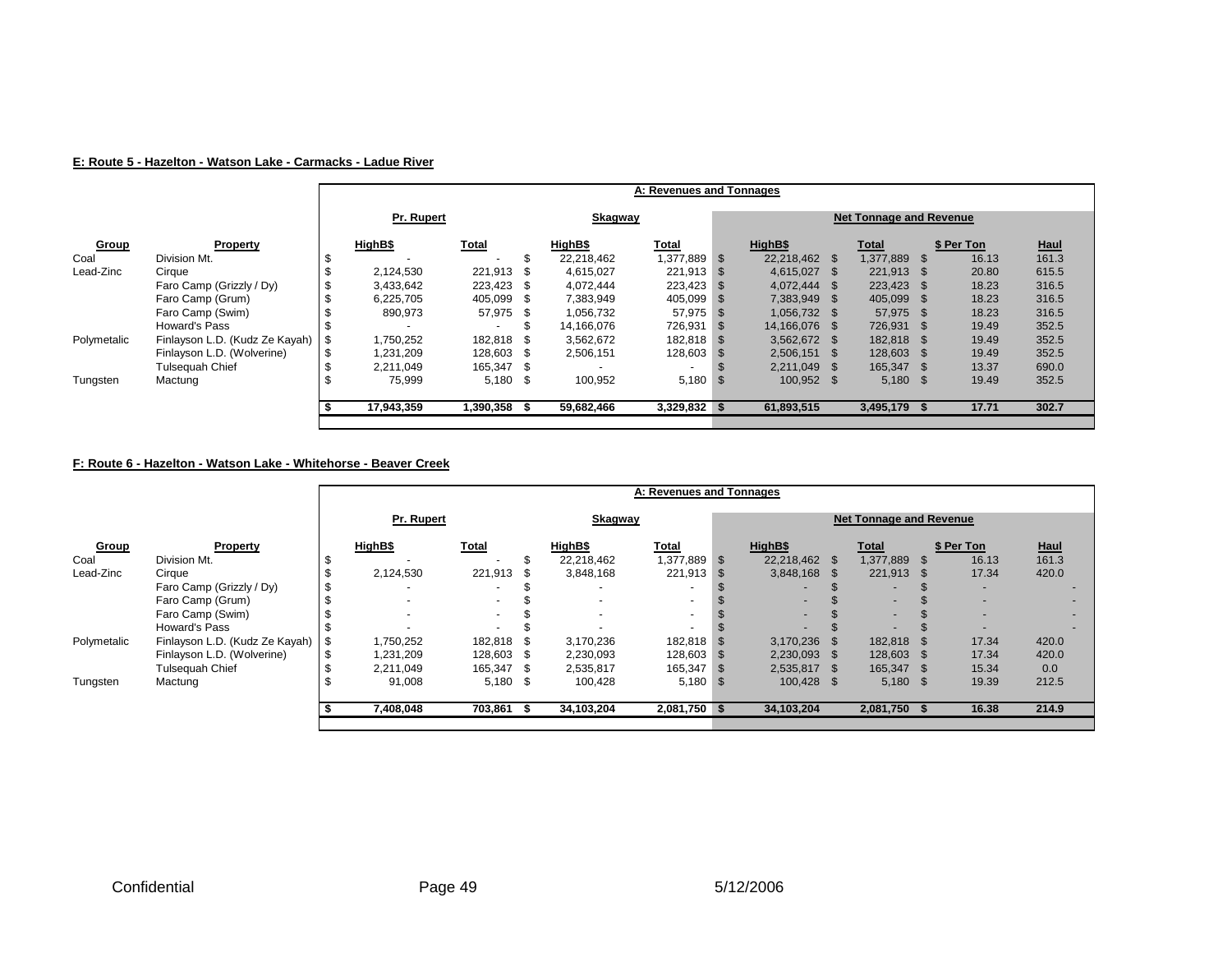**E: Route 5 - Hazelton - Watson Lake - Carmacks - Ladue River**

| | | A: Revenues and Tonnages | | | | | | | |
|---|---|---|---|---|---|---|---|---|---|
| | | Pr. Rupert | | Skagway | | Net Tonnage and Revenue | | | |
| Group | Property | HighB$ | Total | HighB$ | Total | HighB$ | Total | $ Per Ton | Haul |
| Coal | Division Mt. | $ - | - | $ 22,218,462 | 1,377,889 | $ 22,218,462 | $ 1,377,889 | $ 16.13 | 161.3 |
| Lead-Zinc | Cirque | $ 2,124,530 | 221,913 | $ 4,615,027 | 221,913 | $ 4,615,027 | $ 221,913 | $ 20.80 | 615.5 |
| | Faro Camp (Grizzly / Dy) | $ 3,433,642 | 223,423 | $ 4,072,444 | 223,423 | $ 4,072,444 | $ 223,423 | $ 18.23 | 316.5 |
| | Faro Camp (Grum) | $ 6,225,705 | 405,099 | $ 7,383,949 | 405,099 | $ 7,383,949 | $ 405,099 | $ 18.23 | 316.5 |
| | Faro Camp (Swim) | $ 890,973 | 57,975 | $ 1,056,732 | 57,975 | $ 1,056,732 | $ 57,975 | $ 18.23 | 316.5 |
| | Howard's Pass | $ - | - | $ 14,166,076 | 726,931 | $ 14,166,076 | $ 726,931 | $ 19.49 | 352.5 |
| Polymetalic | Finlayson L.D. (Kudz Ze Kayah) | $ 1,750,252 | 182,818 | $ 3,562,672 | 182,818 | $ 3,562,672 | $ 182,818 | $ 19.49 | 352.5 |
| | Finlayson L.D. (Wolverine) | $ 1,231,209 | 128,603 | $ 2,506,151 | 128,603 | $ 2,506,151 | $ 128,603 | $ 19.49 | 352.5 |
| | Tulsequah Chief | $ 2,211,049 | 165,347 | $ - | - | $ 2,211,049 | $ 165,347 | $ 13.37 | 690.0 |
| Tungsten | Mactung | $ 75,999 | 5,180 | $ 100,952 | 5,180 | $ 100,952 | $ 5,180 | $ 19.49 | 352.5 |
| | | **$ 17,943,359** | **1,390,358** | **$ 59,682,466** | **3,329,832** | **$ 61,893,515** | **3,495,179** | **$ 17.71** | **302.7** |

**F: Route 6 - Hazelton - Watson Lake - Whitehorse - Beaver Creek**

| | | A: Revenues and Tonnages | | | | | | | |
|---|---|---|---|---|---|---|---|---|---|
| | | Pr. Rupert | | Skagway | | Net Tonnage and Revenue | | | |
| Group | Property | HighB$ | Total | HighB$ | Total | HighB$ | Total | $ Per Ton | Haul |
| Coal | Division Mt. | $ - | - | $ 22,218,462 | 1,377,889 | $ 22,218,462 | $ 1,377,889 | $ 16.13 | 161.3 |
| Lead-Zinc | Cirque | $ 2,124,530 | 221,913 | $ 3,848,168 | 221,913 | $ 3,848,168 | $ 221,913 | $ 17.34 | 420.0 |
| | Faro Camp (Grizzly / Dy) | $ - | - | $ - | - | $ - | $ - | $ - | - |
| | Faro Camp (Grum) | $ - | - | $ - | - | $ - | $ - | $ - | - |
| | Faro Camp (Swim) | $ - | - | $ - | - | $ - | $ - | $ - | - |
| | Howard's Pass | $ - | - | $ - | - | $ - | $ - | $ - | - |
| Polymetalic | Finlayson L.D. (Kudz Ze Kayah) | $ 1,750,252 | 182,818 | $ 3,170,236 | 182,818 | $ 3,170,236 | $ 182,818 | $ 17.34 | 420.0 |
| | Finlayson L.D. (Wolverine) | $ 1,231,209 | 128,603 | $ 2,230,093 | 128,603 | $ 2,230,093 | $ 128,603 | $ 17.34 | 420.0 |
| | Tulsequah Chief | $ 2,211,049 | 165,347 | $ 2,535,817 | 165,347 | $ 2,535,817 | $ 165,347 | $ 15.34 | 0.0 |
| Tungsten | Mactung | $ 91,008 | 5,180 | $ 100,428 | 5,180 | $ 100,428 | $ 5,180 | $ 19.39 | 212.5 |
| | | **$ 7,408,048** | **703,861** | **$ 34,103,204** | **2,081,750** | **$ 34,103,204** | **2,081,750** | **$ 16.38** | **214.9** |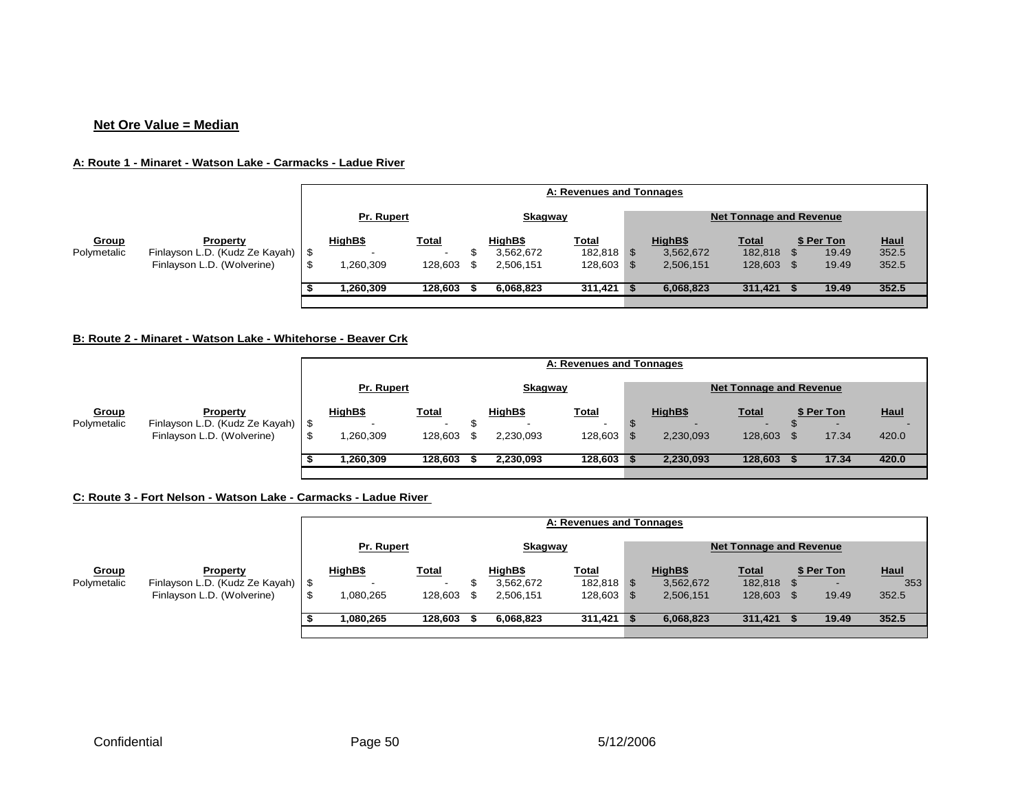**Net Ore Value = Median**

**A: Route 1 - Minaret - Watson Lake - Carmacks - Ladue River**

| | | A: Revenues and Tonnages | | | | | | | |
|---|---|---|---|---|---|---|---|---|---|
| | | Pr. Rupert | | Skagway | | Net Tonnage and Revenue | | | |
| Group | Property | HighB$ | Total | HighB$ | Total | HighB$ | Total | $ Per Ton | Haul |
| Polymetalic | Finlayson L.D. (Kudz Ze Kayah) | $ - | - | $ 3,562,672 | 182,818 | $ 3,562,672 | 182,818 | $ 19.49 | 352.5 |
| | Finlayson L.D. (Wolverine) | $ 1,260,309 | 128,603 | $ 2,506,151 | 128,603 | $ 2,506,151 | 128,603 | $ 19.49 | 352.5 |
| | | **$ 1,260,309** | **128,603** | **$ 6,068,823** | **311,421** | **$ 6,068,823** | **311,421** | **$ 19.49** | **352.5** |

**B: Route 2 - Minaret - Watson Lake - Whitehorse - Beaver Crk**

| | | A: Revenues and Tonnages | | | | | | | |
|---|---|---|---|---|---|---|---|---|---|
| | | Pr. Rupert | | Skagway | | Net Tonnage and Revenue | | | |
| Group | Property | HighB$ | Total | HighB$ | Total | HighB$ | Total | $ Per Ton | Haul |
| Polymetalic | Finlayson L.D. (Kudz Ze Kayah) | $ - | - | $ - | - | $ - | - | $ - | - |
| | Finlayson L.D. (Wolverine) | $ 1,260,309 | 128,603 | $ 2,230,093 | 128,603 | $ 2,230,093 | 128,603 | $ 17.34 | 420.0 |
| | | **$ 1,260,309** | **128,603** | **$ 2,230,093** | **128,603** | **$ 2,230,093** | **128,603** | **$ 17.34** | **420.0** |

**C: Route 3 - Fort Nelson - Watson Lake - Carmacks - Ladue River**

| | | A: Revenues and Tonnages | | | | | | | |
|---|---|---|---|---|---|---|---|---|---|
| | | Pr. Rupert | | Skagway | | Net Tonnage and Revenue | | | |
| Group | Property | HighB$ | Total | HighB$ | Total | HighB$ | Total | $ Per Ton | Haul |
| Polymetalic | Finlayson L.D. (Kudz Ze Kayah) | $ - | - | $ 3,562,672 | 182,818 | $ 3,562,672 | 182,818 | $ - | 353 |
| | Finlayson L.D. (Wolverine) | $ 1,080,265 | 128,603 | $ 2,506,151 | 128,603 | $ 2,506,151 | 128,603 | $ 19.49 | 352.5 |
| | | **$ 1,080,265** | **128,603** | **$ 6,068,823** | **311,421** | **$ 6,068,823** | **311,421** | **$ 19.49** | **352.5** |

Confidential 5/12/2006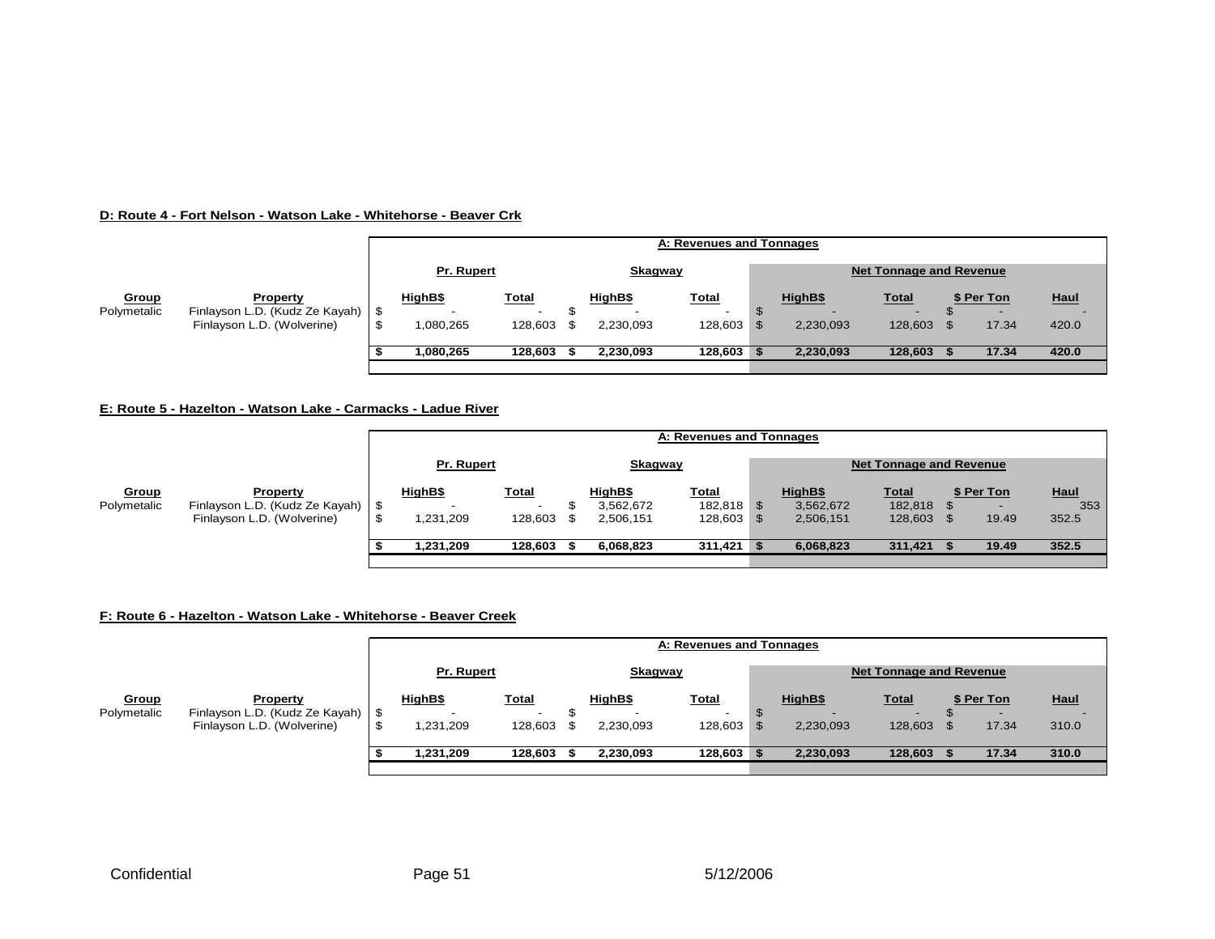**D: Route 4 - Fort Nelson - Watson Lake - Whitehorse - Beaver Crk**

| | | A: Revenues and Tonnages | | | | | | | |
|---|---|---|---|---|---|---|---|---|---|
| | | Pr. Rupert | | Skagway | | Net Tonnage and Revenue | | | |
| **Group** | **Property** | **HighB$** | **Total** | **HighB$** | **Total** | **HighB$** | **Total** | **$ Per Ton** | **Haul** |
| Polymetalic | Finlayson L.D. (Kudz Ze Kayah) | $ - | - | $ - | - | $ - | - | $ - | - |
| | Finlayson L.D. (Wolverine) | $ 1,080,265 | 128,603 | $ 2,230,093 | 128,603 | $ 2,230,093 | 128,603 | $ 17.34 | 420.0 |
| | | **$ 1,080,265** | **128,603** | **$ 2,230,093** | **128,603** | **$ 2,230,093** | **128,603** | **$ 17.34** | **420.0** |

**E: Route 5 - Hazelton - Watson Lake - Carmacks - Ladue River**

| | | A: Revenues and Tonnages | | | | | | | |
|---|---|---|---|---|---|---|---|---|---|
| | | Pr. Rupert | | Skagway | | Net Tonnage and Revenue | | | |
| **Group** | **Property** | **HighB$** | **Total** | **HighB$** | **Total** | **HighB$** | **Total** | **$ Per Ton** | **Haul** |
| Polymetalic | Finlayson L.D. (Kudz Ze Kayah) | $ - | - | $ 3,562,672 | 182,818 | $ 3,562,672 | 182,818 | $ - | 353 |
| | Finlayson L.D. (Wolverine) | $ 1,231,209 | 128,603 | $ 2,506,151 | 128,603 | $ 2,506,151 | 128,603 | $ 19.49 | 352.5 |
| | | **$ 1,231,209** | **128,603** | **$ 6,068,823** | **311,421** | **$ 6,068,823** | **311,421** | **$ 19.49** | **352.5** |

**F: Route 6 - Hazelton - Watson Lake - Whitehorse - Beaver Creek**

| | | A: Revenues and Tonnages | | | | | | | |
|---|---|---|---|---|---|---|---|---|---|
| | | Pr. Rupert | | Skagway | | Net Tonnage and Revenue | | | |
| **Group** | **Property** | **HighB$** | **Total** | **HighB$** | **Total** | **HighB$** | **Total** | **$ Per Ton** | **Haul** |
| Polymetalic | Finlayson L.D. (Kudz Ze Kayah) | $ - | - | $ - | - | $ - | - | $ - | - |
| | Finlayson L.D. (Wolverine) | $ 1,231,209 | 128,603 | $ 2,230,093 | 128,603 | $ 2,230,093 | 128,603 | $ 17.34 | 310.0 |
| | | **$ 1,231,209** | **128,603** | **$ 2,230,093** | **128,603** | **$ 2,230,093** | **128,603** | **$ 17.34** | **310.0** |

Confidential 5/12/2006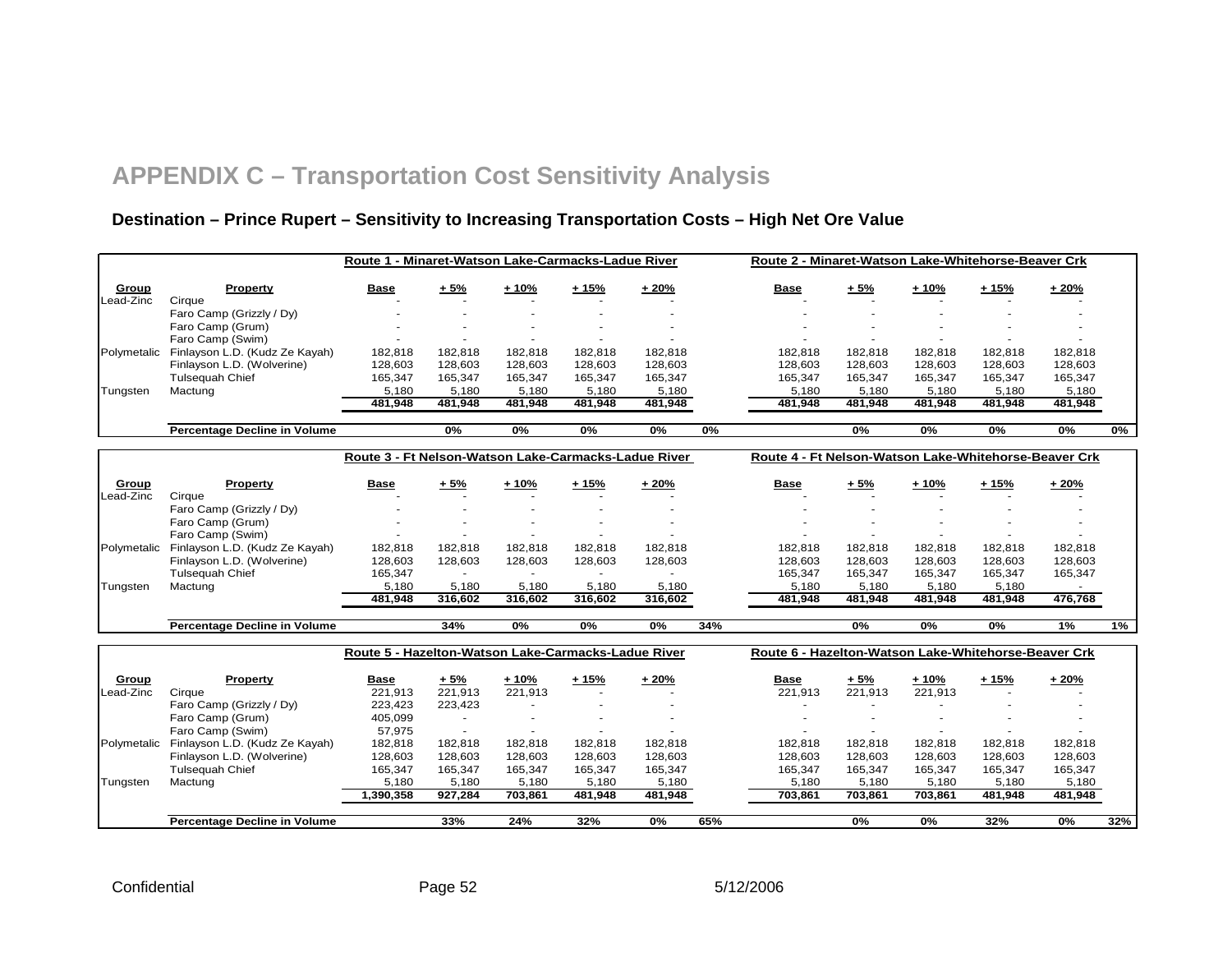# APPENDIX C – Transportation Cost Sensitivity Analysis

### Destination – Prince Rupert – Sensitivity to Increasing Transportation Costs – High Net Ore Value

| | | Route 1 - Minaret-Watson Lake-Carmacks-Ladue River | | | | | | Route 2 - Minaret-Watson Lake-Whitehorse-Beaver Crk | | | | | |
|---|---|---|---|---|---|---|---|---|---|---|---|---|---|
| **Group** | **Property** | **Base** | **+ 5%** | **+ 10%** | **+ 15%** | **+ 20%** | | **Base** | **+ 5%** | **+ 10%** | **+ 15%** | **+ 20%** | |
| Lead-Zinc | Cirque | - | - | - | - | - | | - | - | - | - | - | |
| | Faro Camp (Grizzly / Dy) | - | - | - | - | - | | - | - | - | - | - | |
| | Faro Camp (Grum) | - | - | - | - | - | | - | - | - | - | - | |
| | Faro Camp (Swim) | - | - | - | - | - | | - | - | - | - | - | |
| Polymetalic | Finlayson L.D. (Kudz Ze Kayah) | 182,818 | 182,818 | 182,818 | 182,818 | 182,818 | | 182,818 | 182,818 | 182,818 | 182,818 | 182,818 | |
| | Finlayson L.D. (Wolverine) | 128,603 | 128,603 | 128,603 | 128,603 | 128,603 | | 128,603 | 128,603 | 128,603 | 128,603 | 128,603 | |
| | Tulsequah Chief | 165,347 | 165,347 | 165,347 | 165,347 | 165,347 | | 165,347 | 165,347 | 165,347 | 165,347 | 165,347 | |
| Tungsten | Mactung | 5,180 | 5,180 | 5,180 | 5,180 | 5,180 | | 5,180 | 5,180 | 5,180 | 5,180 | 5,180 | |
| | | **481,948** | **481,948** | **481,948** | **481,948** | **481,948** | | **481,948** | **481,948** | **481,948** | **481,948** | **481,948** | |
| | **Percentage Decline in Volume** | | **0%** | **0%** | **0%** | **0%** | **0%** | | **0%** | **0%** | **0%** | **0%** | **0%** |

| | | Route 3 - Ft Nelson-Watson Lake-Carmacks-Ladue River | | | | | | Route 4 - Ft Nelson-Watson Lake-Whitehorse-Beaver Crk | | | | | |
|---|---|---|---|---|---|---|---|---|---|---|---|---|---|
| **Group** | **Property** | **Base** | **+ 5%** | **+ 10%** | **+ 15%** | **+ 20%** | | **Base** | **+ 5%** | **+ 10%** | **+ 15%** | **+ 20%** | |
| Lead-Zinc | Cirque | - | - | - | - | - | | - | - | - | - | - | |
| | Faro Camp (Grizzly / Dy) | - | - | - | - | - | | - | - | - | - | - | |
| | Faro Camp (Grum) | - | - | - | - | - | | - | - | - | - | - | |
| | Faro Camp (Swim) | - | - | - | - | - | | - | - | - | - | - | |
| Polymetalic | Finlayson L.D. (Kudz Ze Kayah) | 182,818 | 182,818 | 182,818 | 182,818 | 182,818 | | 182,818 | 182,818 | 182,818 | 182,818 | 182,818 | |
| | Finlayson L.D. (Wolverine) | 128,603 | 128,603 | 128,603 | 128,603 | 128,603 | | 128,603 | 128,603 | 128,603 | 128,603 | 128,603 | |
| | Tulsequah Chief | 165,347 | - | - | - | - | | 165,347 | 165,347 | 165,347 | 165,347 | 165,347 | |
| Tungsten | Mactung | 5,180 | 5,180 | 5,180 | 5,180 | 5,180 | | 5,180 | 5,180 | 5,180 | 5,180 | - | |
| | | **481,948** | **316,602** | **316,602** | **316,602** | **316,602** | | **481,948** | **481,948** | **481,948** | **481,948** | **476,768** | |
| | **Percentage Decline in Volume** | | **34%** | **0%** | **0%** | **0%** | **34%** | | **0%** | **0%** | **0%** | **1%** | **1%** |

| | | Route 5 - Hazelton-Watson Lake-Carmacks-Ladue River | | | | | | Route 6 - Hazelton-Watson Lake-Whitehorse-Beaver Crk | | | | | |
|---|---|---|---|---|---|---|---|---|---|---|---|---|---|
| **Group** | **Property** | **Base** | **+ 5%** | **+ 10%** | **+ 15%** | **+ 20%** | | **Base** | **+ 5%** | **+ 10%** | **+ 15%** | **+ 20%** | |
| Lead-Zinc | Cirque | 221,913 | 221,913 | 221,913 | - | - | | 221,913 | 221,913 | 221,913 | - | - | |
| | Faro Camp (Grizzly / Dy) | 223,423 | 223,423 | - | - | - | | - | - | - | - | - | |
| | Faro Camp (Grum) | 405,099 | - | - | - | - | | - | - | - | - | - | |
| | Faro Camp (Swim) | 57,975 | - | - | - | - | | - | - | - | - | - | |
| Polymetalic | Finlayson L.D. (Kudz Ze Kayah) | 182,818 | 182,818 | 182,818 | 182,818 | 182,818 | | 182,818 | 182,818 | 182,818 | 182,818 | 182,818 | |
| | Finlayson L.D. (Wolverine) | 128,603 | 128,603 | 128,603 | 128,603 | 128,603 | | 128,603 | 128,603 | 128,603 | 128,603 | 128,603 | |
| | Tulsequah Chief | 165,347 | 165,347 | 165,347 | 165,347 | 165,347 | | 165,347 | 165,347 | 165,347 | 165,347 | 165,347 | |
| Tungsten | Mactung | 5,180 | 5,180 | 5,180 | 5,180 | 5,180 | | 5,180 | 5,180 | 5,180 | 5,180 | 5,180 | |
| | | **1,390,358** | **927,284** | **703,861** | **481,948** | **481,948** | | **703,861** | **703,861** | **703,861** | **481,948** | **481,948** | |
| | **Percentage Decline in Volume** | | **33%** | **24%** | **32%** | **0%** | **65%** | | **0%** | **0%** | **32%** | **0%** | **32%** |

Confidential 5/12/2006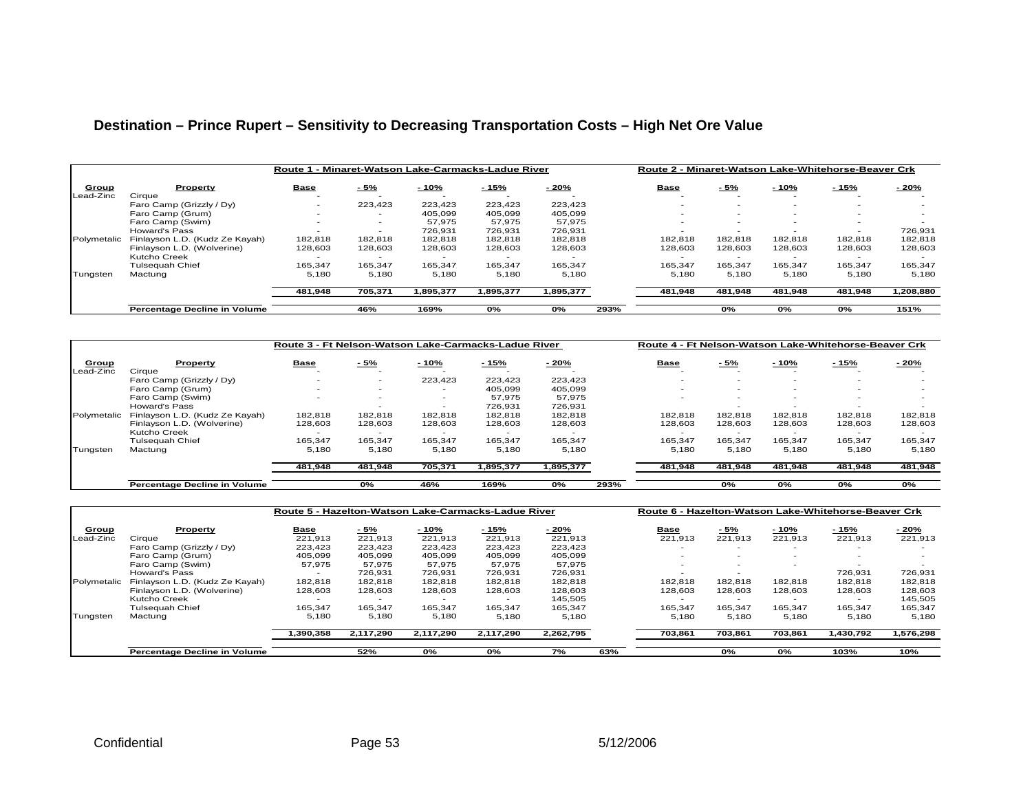## Destination – Prince Rupert – Sensitivity to Decreasing Transportation Costs – High Net Ore Value

| | | Route 1 - Minaret-Watson Lake-Carmacks-Ladue River | | | | | | Route 2 - Minaret-Watson Lake-Whitehorse-Beaver Crk | | | | |
|---|---|---|---|---|---|---|---|---|---|---|---|---|
| **Group** | **Property** | **Base** | **- 5%** | **- 10%** | **- 15%** | **- 20%** | | **Base** | **- 5%** | **- 10%** | **- 15%** | **- 20%** |
| Lead-Zinc | Cirque | - | - | - | - | - | | - | - | - | - | - |
| | Faro Camp (Grizzly / Dy) | - | 223,423 | 223,423 | 223,423 | 223,423 | | - | - | - | - | - |
| | Faro Camp (Grum) | - | - | 405,099 | 405,099 | 405,099 | | - | - | - | - | - |
| | Faro Camp (Swim) | - | - | 57,975 | 57,975 | 57,975 | | - | - | - | - | - |
| | Howard's Pass | - | - | 726,931 | 726,931 | 726,931 | | - | - | - | - | 726,931 |
| Polymetalic | Finlayson L.D. (Kudz Ze Kayah) | 182,818 | 182,818 | 182,818 | 182,818 | 182,818 | | 182,818 | 182,818 | 182,818 | 182,818 | 182,818 |
| | Finlayson L.D. (Wolverine) | 128,603 | 128,603 | 128,603 | 128,603 | 128,603 | | 128,603 | 128,603 | 128,603 | 128,603 | 128,603 |
| | Kutcho Creek | - | - | - | - | - | | - | - | - | - | - |
| | Tulsequah Chief | 165,347 | 165,347 | 165,347 | 165,347 | 165,347 | | 165,347 | 165,347 | 165,347 | 165,347 | 165,347 |
| Tungsten | Mactung | 5,180 | 5,180 | 5,180 | 5,180 | 5,180 | | 5,180 | 5,180 | 5,180 | 5,180 | 5,180 |
| | | **481,948** | **705,371** | **1,895,377** | **1,895,377** | **1,895,377** | | **481,948** | **481,948** | **481,948** | **481,948** | **1,208,880** |
| | **Percentage Decline in Volume** | | **46%** | **169%** | **0%** | **0%** | **293%** | | **0%** | **0%** | **0%** | **151%** |

| | | Route 3 - Ft Nelson-Watson Lake-Carmacks-Ladue River | | | | | | Route 4 - Ft Nelson-Watson Lake-Whitehorse-Beaver Crk | | | | |
|---|---|---|---|---|---|---|---|---|---|---|---|---|
| **Group** | **Property** | **Base** | **- 5%** | **- 10%** | **- 15%** | **- 20%** | | **Base** | **- 5%** | **- 10%** | **- 15%** | **- 20%** |
| Lead-Zinc | Cirque | - | - | - | - | - | | - | - | - | - | - |
| | Faro Camp (Grizzly / Dy) | - | - | 223,423 | 223,423 | 223,423 | | - | - | - | - | - |
| | Faro Camp (Grum) | - | - | - | 405,099 | 405,099 | | - | - | - | - | - |
| | Faro Camp (Swim) | - | - | - | 57,975 | 57,975 | | - | - | - | - | - |
| | Howard's Pass | - | - | - | 726,931 | 726,931 | | - | - | - | - | - |
| Polymetalic | Finlayson L.D. (Kudz Ze Kayah) | 182,818 | 182,818 | 182,818 | 182,818 | 182,818 | | 182,818 | 182,818 | 182,818 | 182,818 | 182,818 |
| | Finlayson L.D. (Wolverine) | 128,603 | 128,603 | 128,603 | 128,603 | 128,603 | | 128,603 | 128,603 | 128,603 | 128,603 | 128,603 |
| | Kutcho Creek | - | - | - | - | - | | - | - | - | - | - |
| | Tulsequah Chief | 165,347 | 165,347 | 165,347 | 165,347 | 165,347 | | 165,347 | 165,347 | 165,347 | 165,347 | 165,347 |
| Tungsten | Mactung | 5,180 | 5,180 | 5,180 | 5,180 | 5,180 | | 5,180 | 5,180 | 5,180 | 5,180 | 5,180 |
| | | **481,948** | **481,948** | **705,371** | **1,895,377** | **1,895,377** | | **481,948** | **481,948** | **481,948** | **481,948** | **481,948** |
| | **Percentage Decline in Volume** | | **0%** | **46%** | **169%** | **0%** | **293%** | | **0%** | **0%** | **0%** | **0%** |

| | | Route 5 - Hazelton-Watson Lake-Carmacks-Ladue River | | | | | | Route 6 - Hazelton-Watson Lake-Whitehorse-Beaver Crk | | | | |
|---|---|---|---|---|---|---|---|---|---|---|---|---|
| **Group** | **Property** | **Base** | **- 5%** | **- 10%** | **- 15%** | **- 20%** | | **Base** | **- 5%** | **- 10%** | **- 15%** | **- 20%** |
| Lead-Zinc | Cirque | 221,913 | 221,913 | 221,913 | 221,913 | 221,913 | | 221,913 | 221,913 | 221,913 | 221,913 | 221,913 |
| | Faro Camp (Grizzly / Dy) | 223,423 | 223,423 | 223,423 | 223,423 | 223,423 | | - | - | - | - | - |
| | Faro Camp (Grum) | 405,099 | 405,099 | 405,099 | 405,099 | 405,099 | | - | - | - | - | - |
| | Faro Camp (Swim) | 57,975 | 57,975 | 57,975 | 57,975 | 57,975 | | - | - | - | - | - |
| | Howard's Pass | - | 726,931 | 726,931 | 726,931 | 726,931 | | - | - | | 726,931 | 726,931 |
| Polymetalic | Finlayson L.D. (Kudz Ze Kayah) | 182,818 | 182,818 | 182,818 | 182,818 | 182,818 | | 182,818 | 182,818 | 182,818 | 182,818 | 182,818 |
| | Finlayson L.D. (Wolverine) | 128,603 | 128,603 | 128,603 | 128,603 | 128,603 | | 128,603 | 128,603 | 128,603 | 128,603 | 128,603 |
| | Kutcho Creek | - | - | - | - | 145,505 | | - | - | - | - | 145,505 |
| | Tulsequah Chief | 165,347 | 165,347 | 165,347 | 165,347 | 165,347 | | 165,347 | 165,347 | 165,347 | 165,347 | 165,347 |
| Tungsten | Mactung | 5,180 | 5,180 | 5,180 | 5,180 | 5,180 | | 5,180 | 5,180 | 5,180 | 5,180 | 5,180 |
| | | **1,390,358** | **2,117,290** | **2,117,290** | **2,117,290** | **2,262,795** | | **703,861** | **703,861** | **703,861** | **1,430,792** | **1,576,298** |
| | **Percentage Decline in Volume** | | **52%** | **0%** | **0%** | **7%** | **63%** | | **0%** | **0%** | **103%** | **10%** |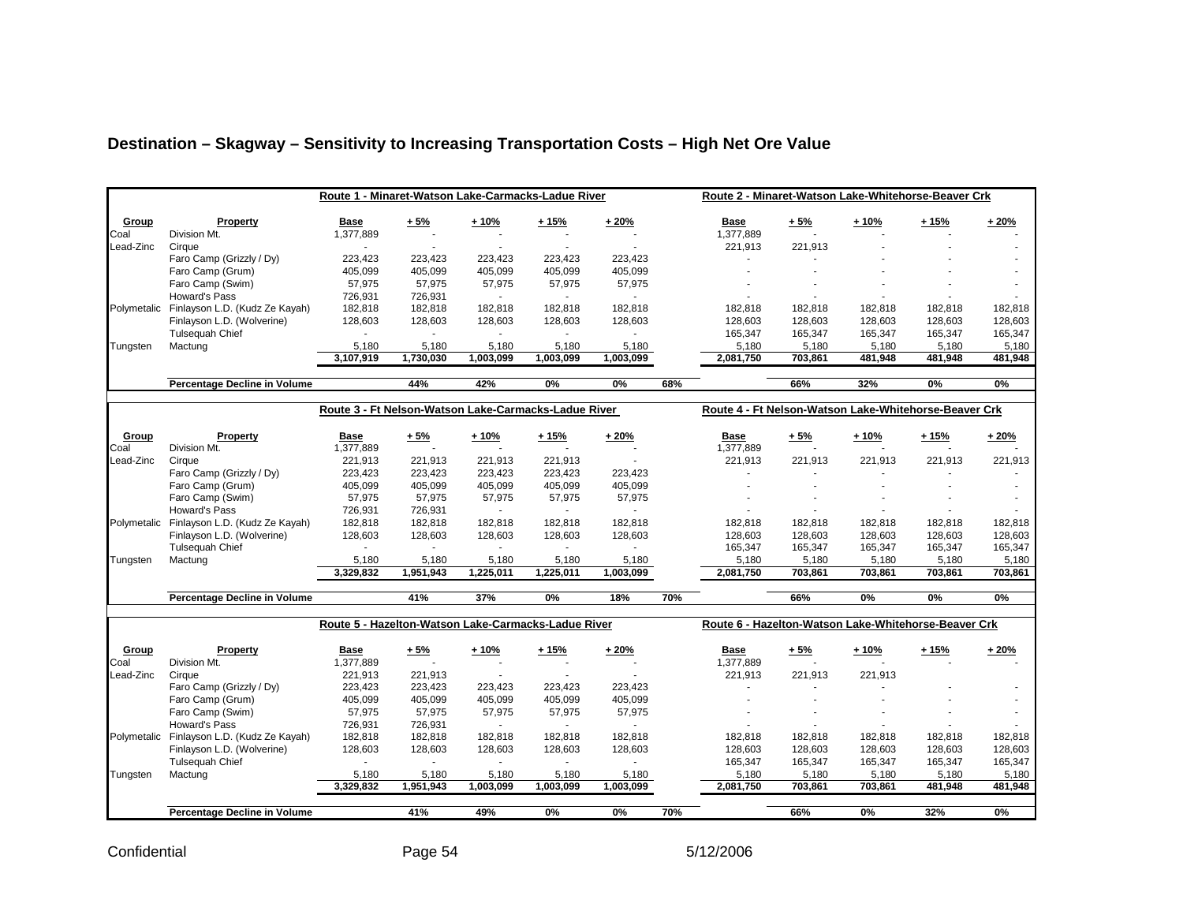## Destination – Skagway – Sensitivity to Increasing Transportation Costs – High Net Ore Value

| | | Route 1 - Minaret-Watson Lake-Carmacks-Ladue River | | | | | | Route 2 - Minaret-Watson Lake-Whitehorse-Beaver Crk | | | | |
|---|---|---|---|---|---|---|---|---|---|---|---|---|
| **Group** | **Property** | **Base** | **+ 5%** | **+ 10%** | **+ 15%** | **+ 20%** | | **Base** | **+ 5%** | **+ 10%** | **+ 15%** | **+ 20%** |
| Coal | Division Mt. | 1,377,889 | - | - | - | - | | 1,377,889 | - | - | - | - |
| Lead-Zinc | Cirque | - | - | - | - | - | | 221,913 | 221,913 | - | - | - |
| | Faro Camp (Grizzly / Dy) | 223,423 | 223,423 | 223,423 | 223,423 | 223,423 | | - | - | - | - | - |
| | Faro Camp (Grum) | 405,099 | 405,099 | 405,099 | 405,099 | 405,099 | | - | - | - | - | - |
| | Faro Camp (Swim) | 57,975 | 57,975 | 57,975 | 57,975 | 57,975 | | - | - | - | - | - |
| | Howard's Pass | 726,931 | 726,931 | - | - | - | | - | - | - | - | - |
| Polymetalic | Finlayson L.D. (Kudz Ze Kayah) | 182,818 | 182,818 | 182,818 | 182,818 | 182,818 | | 182,818 | 182,818 | 182,818 | 182,818 | 182,818 |
| | Finlayson L.D. (Wolverine) | 128,603 | 128,603 | 128,603 | 128,603 | 128,603 | | 128,603 | 128,603 | 128,603 | 128,603 | 128,603 |
| | Tulsequah Chief | - | - | - | - | - | | 165,347 | 165,347 | 165,347 | 165,347 | 165,347 |
| Tungsten | Mactung | 5,180 | 5,180 | 5,180 | 5,180 | 5,180 | | 5,180 | 5,180 | 5,180 | 5,180 | 5,180 |
| | | **3,107,919** | **1,730,030** | **1,003,099** | **1,003,099** | **1,003,099** | | **2,081,750** | **703,861** | **481,948** | **481,948** | **481,948** |
| | **Percentage Decline in Volume** | | **44%** | **42%** | **0%** | **0%** | **68%** | | **66%** | **32%** | **0%** | **0%** |

| | | Route 3 - Ft Nelson-Watson Lake-Carmacks-Ladue River | | | | | | Route 4 - Ft Nelson-Watson Lake-Whitehorse-Beaver Crk | | | | |
|---|---|---|---|---|---|---|---|---|---|---|---|---|
| **Group** | **Property** | **Base** | **+ 5%** | **+ 10%** | **+ 15%** | **+ 20%** | | **Base** | **+ 5%** | **+ 10%** | **+ 15%** | **+ 20%** |
| Coal | Division Mt. | 1,377,889 | - | - | - | - | | 1,377,889 | - | - | - | - |
| Lead-Zinc | Cirque | 221,913 | 221,913 | 221,913 | 221,913 | - | | 221,913 | 221,913 | 221,913 | 221,913 | 221,913 |
| | Faro Camp (Grizzly / Dy) | 223,423 | 223,423 | 223,423 | 223,423 | 223,423 | | - | - | - | - | - |
| | Faro Camp (Grum) | 405,099 | 405,099 | 405,099 | 405,099 | 405,099 | | - | - | - | - | - |
| | Faro Camp (Swim) | 57,975 | 57,975 | 57,975 | 57,975 | 57,975 | | - | - | - | - | - |
| | Howard's Pass | 726,931 | 726,931 | - | - | - | | - | - | - | - | - |
| Polymetalic | Finlayson L.D. (Kudz Ze Kayah) | 182,818 | 182,818 | 182,818 | 182,818 | 182,818 | | 182,818 | 182,818 | 182,818 | 182,818 | 182,818 |
| | Finlayson L.D. (Wolverine) | 128,603 | 128,603 | 128,603 | 128,603 | 128,603 | | 128,603 | 128,603 | 128,603 | 128,603 | 128,603 |
| | Tulsequah Chief | - | - | - | - | - | | 165,347 | 165,347 | 165,347 | 165,347 | 165,347 |
| Tungsten | Mactung | 5,180 | 5,180 | 5,180 | 5,180 | 5,180 | | 5,180 | 5,180 | 5,180 | 5,180 | 5,180 |
| | | **3,329,832** | **1,951,943** | **1,225,011** | **1,225,011** | **1,003,099** | | **2,081,750** | **703,861** | **703,861** | **703,861** | **703,861** |
| | **Percentage Decline in Volume** | | **41%** | **37%** | **0%** | **18%** | **70%** | | **66%** | **0%** | **0%** | **0%** |

| | | Route 5 - Hazelton-Watson Lake-Carmacks-Ladue River | | | | | | Route 6 - Hazelton-Watson Lake-Whitehorse-Beaver Crk | | | | |
|---|---|---|---|---|---|---|---|---|---|---|---|---|
| **Group** | **Property** | **Base** | **+ 5%** | **+ 10%** | **+ 15%** | **+ 20%** | | **Base** | **+ 5%** | **+ 10%** | **+ 15%** | **+ 20%** |
| Coal | Division Mt. | 1,377,889 | - | - | - | - | | 1,377,889 | - | - | - | - |
| Lead-Zinc | Cirque | 221,913 | 221,913 | - | - | - | | 221,913 | 221,913 | 221,913 | | |
| | Faro Camp (Grizzly / Dy) | 223,423 | 223,423 | 223,423 | 223,423 | 223,423 | | - | - | - | - | - |
| | Faro Camp (Grum) | 405,099 | 405,099 | 405,099 | 405,099 | 405,099 | | - | - | - | - | - |
| | Faro Camp (Swim) | 57,975 | 57,975 | 57,975 | 57,975 | 57,975 | | - | - | - | - | - |
| | Howard's Pass | 726,931 | 726,931 | - | - | - | | - | - | - | - | - |
| Polymetalic | Finlayson L.D. (Kudz Ze Kayah) | 182,818 | 182,818 | 182,818 | 182,818 | 182,818 | | 182,818 | 182,818 | 182,818 | 182,818 | 182,818 |
| | Finlayson L.D. (Wolverine) | 128,603 | 128,603 | 128,603 | 128,603 | 128,603 | | 128,603 | 128,603 | 128,603 | 128,603 | 128,603 |
| | Tulsequah Chief | - | - | - | - | - | | 165,347 | 165,347 | 165,347 | 165,347 | 165,347 |
| Tungsten | Mactung | 5,180 | 5,180 | 5,180 | 5,180 | 5,180 | | 5,180 | 5,180 | 5,180 | 5,180 | 5,180 |
| | | **3,329,832** | **1,951,943** | **1,003,099** | **1,003,099** | **1,003,099** | | **2,081,750** | **703,861** | **703,861** | **481,948** | **481,948** |
| | **Percentage Decline in Volume** | | **41%** | **49%** | **0%** | **0%** | **70%** | | **66%** | **0%** | **32%** | **0%** |

Confidential 5/12/2006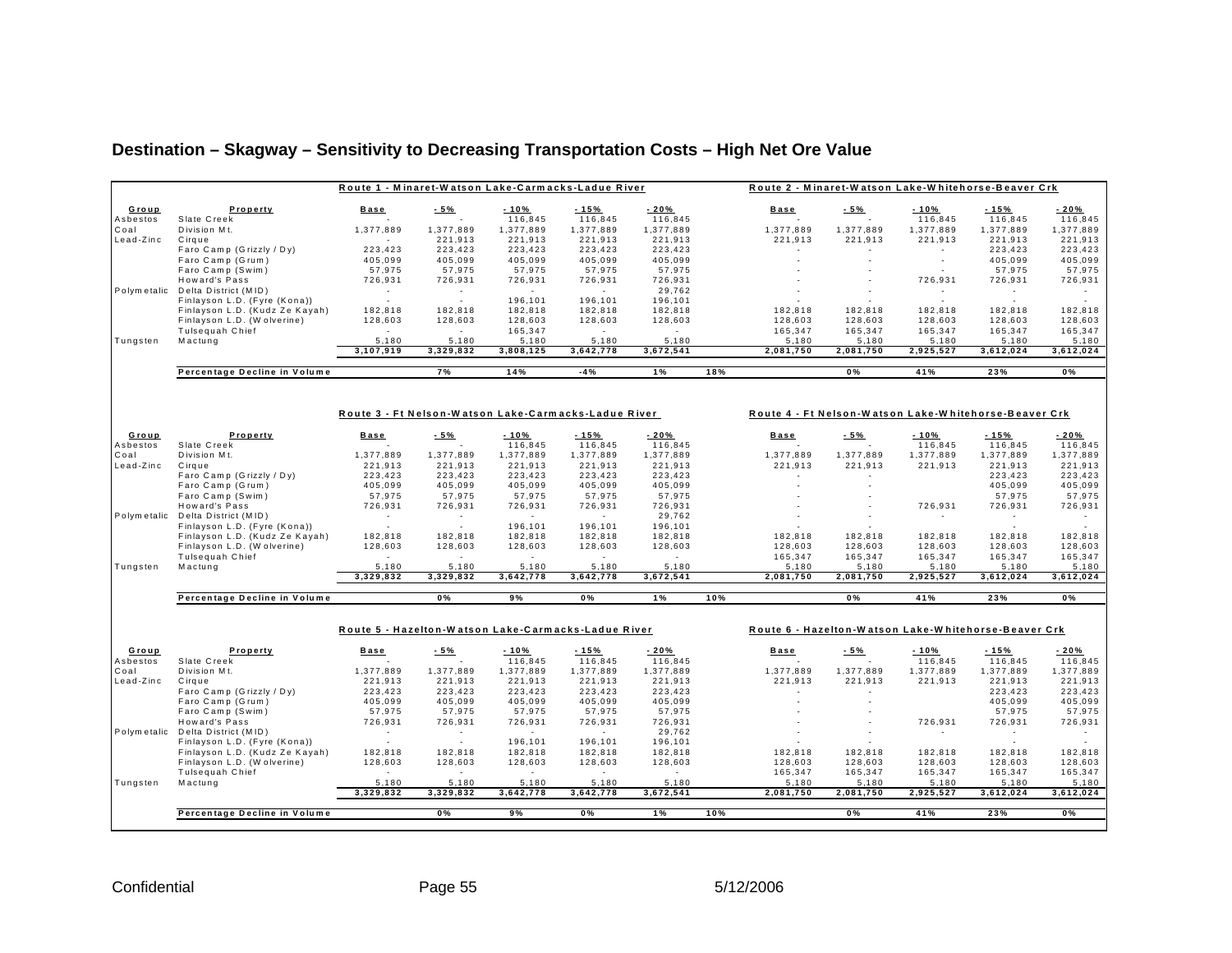## Destination – Skagway – Sensitivity to Decreasing Transportation Costs – High Net Ore Value

| | | Route 1 - Minaret-Watson Lake-Carmacks-Ladue River | | | | | | Route 2 - Minaret-Watson Lake-Whitehorse-Beaver Crk | | | | |
|---|---|---|---|---|---|---|---|---|---|---|---|---|
| **Group** | **Property** | **Base** | **-5%** | **-10%** | **-15%** | **-20%** | | **Base** | **-5%** | **-10%** | **-15%** | **-20%** |
| Asbestos | Slate Creek | - | - | 116,845 | 116,845 | 116,845 | | - | - | 116,845 | 116,845 | 116,845 |
| Coal | Division Mt. | 1,377,889 | 1,377,889 | 1,377,889 | 1,377,889 | 1,377,889 | | 1,377,889 | 1,377,889 | 1,377,889 | 1,377,889 | 1,377,889 |
| Lead-Zinc | Cirque | - | 221,913 | 221,913 | 221,913 | 221,913 | | 221,913 | 221,913 | 221,913 | 221,913 | 221,913 |
| | Faro Camp (Grizzly / Dy) | 223,423 | 223,423 | 223,423 | 223,423 | 223,423 | | - | - | - | 223,423 | 223,423 |
| | Faro Camp (Grum) | 405,099 | 405,099 | 405,099 | 405,099 | 405,099 | | - | - | - | 405,099 | 405,099 |
| | Faro Camp (Swim) | 57,975 | 57,975 | 57,975 | 57,975 | 57,975 | | - | - | - | 57,975 | 57,975 |
| | Howard's Pass | 726,931 | 726,931 | 726,931 | 726,931 | 726,931 | | - | - | 726,931 | 726,931 | 726,931 |
| Polymetalic | Delta District (MID) | - | - | - | - | 29,762 | | - | - | - | - | - |
| | Finlayson L.D. (Fyre (Kona)) | - | - | 196,101 | 196,101 | 196,101 | | - | - | - | - | - |
| | Finlayson L.D. (Kudz Ze Kayah) | 182,818 | 182,818 | 182,818 | 182,818 | 182,818 | | 182,818 | 182,818 | 182,818 | 182,818 | 182,818 |
| | Finlayson L.D. (Wolverine) | 128,603 | 128,603 | 128,603 | 128,603 | 128,603 | | 128,603 | 128,603 | 128,603 | 128,603 | 128,603 |
| | Tulsequah Chief | - | - | 165,347 | - | - | | 165,347 | 165,347 | 165,347 | 165,347 | 165,347 |
| Tungsten | Mactung | 5,180 | 5,180 | 5,180 | 5,180 | 5,180 | | 5,180 | 5,180 | 5,180 | 5,180 | 5,180 |
| | | **3,107,919** | **3,329,832** | **3,808,125** | **3,642,778** | **3,672,541** | | **2,081,750** | **2,081,750** | **2,925,527** | **3,612,024** | **3,612,024** |
| | **Percentage Decline in Volume** | | **7%** | **14%** | **-4%** | **1%** | **18%** | | **0%** | **41%** | **23%** | **0%** |

| | | Route 3 - Ft Nelson-Watson Lake-Carmacks-Ladue River | | | | | | Route 4 - Ft Nelson-Watson Lake-Whitehorse-Beaver Crk | | | | |
|---|---|---|---|---|---|---|---|---|---|---|---|---|
| **Group** | **Property** | **Base** | **-5%** | **-10%** | **-15%** | **-20%** | | **Base** | **-5%** | **-10%** | **-15%** | **-20%** |
| Asbestos | Slate Creek | - | - | 116,845 | 116,845 | 116,845 | | - | - | 116,845 | 116,845 | 116,845 |
| Coal | Division Mt. | 1,377,889 | 1,377,889 | 1,377,889 | 1,377,889 | 1,377,889 | | 1,377,889 | 1,377,889 | 1,377,889 | 1,377,889 | 1,377,889 |
| Lead-Zinc | Cirque | 221,913 | 221,913 | 221,913 | 221,913 | 221,913 | | 221,913 | 221,913 | 221,913 | 221,913 | 221,913 |
| | Faro Camp (Grizzly / Dy) | 223,423 | 223,423 | 223,423 | 223,423 | 223,423 | | - | - | | 223,423 | 223,423 |
| | Faro Camp (Grum) | 405,099 | 405,099 | 405,099 | 405,099 | 405,099 | | - | - | | 405,099 | 405,099 |
| | Faro Camp (Swim) | 57,975 | 57,975 | 57,975 | 57,975 | 57,975 | | - | - | | 57,975 | 57,975 |
| | Howard's Pass | 726,931 | 726,931 | 726,931 | 726,931 | 726,931 | | - | - | 726,931 | 726,931 | 726,931 |
| Polymetalic | Delta District (MID) | - | - | - | - | 29,762 | | - | - | - | - | - |
| | Finlayson L.D. (Fyre (Kona)) | - | - | 196,101 | 196,101 | 196,101 | | - | - | - | - | - |
| | Finlayson L.D. (Kudz Ze Kayah) | 182,818 | 182,818 | 182,818 | 182,818 | 182,818 | | 182,818 | 182,818 | 182,818 | 182,818 | 182,818 |
| | Finlayson L.D. (Wolverine) | 128,603 | 128,603 | 128,603 | 128,603 | 128,603 | | 128,603 | 128,603 | 128,603 | 128,603 | 128,603 |
| | Tulsequah Chief | - | - | - | - | - | | 165,347 | 165,347 | 165,347 | 165,347 | 165,347 |
| Tungsten | Mactung | 5,180 | 5,180 | 5,180 | 5,180 | 5,180 | | 5,180 | 5,180 | 5,180 | 5,180 | 5,180 |
| | | **3,329,832** | **3,329,832** | **3,642,778** | **3,642,778** | **3,672,541** | | **2,081,750** | **2,081,750** | **2,925,527** | **3,612,024** | **3,612,024** |
| | **Percentage Decline in Volume** | | **0%** | **9%** | **0%** | **1%** | **10%** | | **0%** | **41%** | **23%** | **0%** |

| | | Route 5 - Hazelton-Watson Lake-Carmacks-Ladue River | | | | | | Route 6 - Hazelton-Watson Lake-Whitehorse-Beaver Crk | | | | |
|---|---|---|---|---|---|---|---|---|---|---|---|---|
| **Group** | **Property** | **Base** | **-5%** | **-10%** | **-15%** | **-20%** | | **Base** | **-5%** | **-10%** | **-15%** | **-20%** |
| Asbestos | Slate Creek | - | - | 116,845 | 116,845 | 116,845 | | - | - | 116,845 | 116,845 | 116,845 |
| Coal | Division Mt. | 1,377,889 | 1,377,889 | 1,377,889 | 1,377,889 | 1,377,889 | | 1,377,889 | 1,377,889 | 1,377,889 | 1,377,889 | 1,377,889 |
| Lead-Zinc | Cirque | 221,913 | 221,913 | 221,913 | 221,913 | 221,913 | | 221,913 | 221,913 | 221,913 | 221,913 | 221,913 |
| | Faro Camp (Grizzly / Dy) | 223,423 | 223,423 | 223,423 | 223,423 | 223,423 | | - | - | | 223,423 | 223,423 |
| | Faro Camp (Grum) | 405,099 | 405,099 | 405,099 | 405,099 | 405,099 | | - | - | | 405,099 | 405,099 |
| | Faro Camp (Swim) | 57,975 | 57,975 | 57,975 | 57,975 | 57,975 | | - | - | | 57,975 | 57,975 |
| | Howard's Pass | 726,931 | 726,931 | 726,931 | 726,931 | 726,931 | | - | - | 726,931 | 726,931 | 726,931 |
| Polymetalic | Delta District (MID) | - | - | - | - | 29,762 | | - | - | - | - | - |
| | Finlayson L.D. (Fyre (Kona)) | - | - | 196,101 | 196,101 | 196,101 | | - | - | - | - | - |
| | Finlayson L.D. (Kudz Ze Kayah) | 182,818 | 182,818 | 182,818 | 182,818 | 182,818 | | 182,818 | 182,818 | 182,818 | 182,818 | 182,818 |
| | Finlayson L.D. (Wolverine) | 128,603 | 128,603 | 128,603 | 128,603 | 128,603 | | 128,603 | 128,603 | 128,603 | 128,603 | 128,603 |
| | Tulsequah Chief | - | - | - | - | - | | 165,347 | 165,347 | 165,347 | 165,347 | 165,347 |
| Tungsten | Mactung | 5,180 | 5,180 | 5,180 | 5,180 | 5,180 | | 5,180 | 5,180 | 5,180 | 5,180 | 5,180 |
| | | **3,329,832** | **3,329,832** | **3,642,778** | **3,642,778** | **3,672,541** | | **2,081,750** | **2,081,750** | **2,925,527** | **3,612,024** | **3,612,024** |
| | **Percentage Decline in Volume** | | **0%** | **9%** | **0%** | **1%** | **10%** | | **0%** | **41%** | **23%** | **0%** |